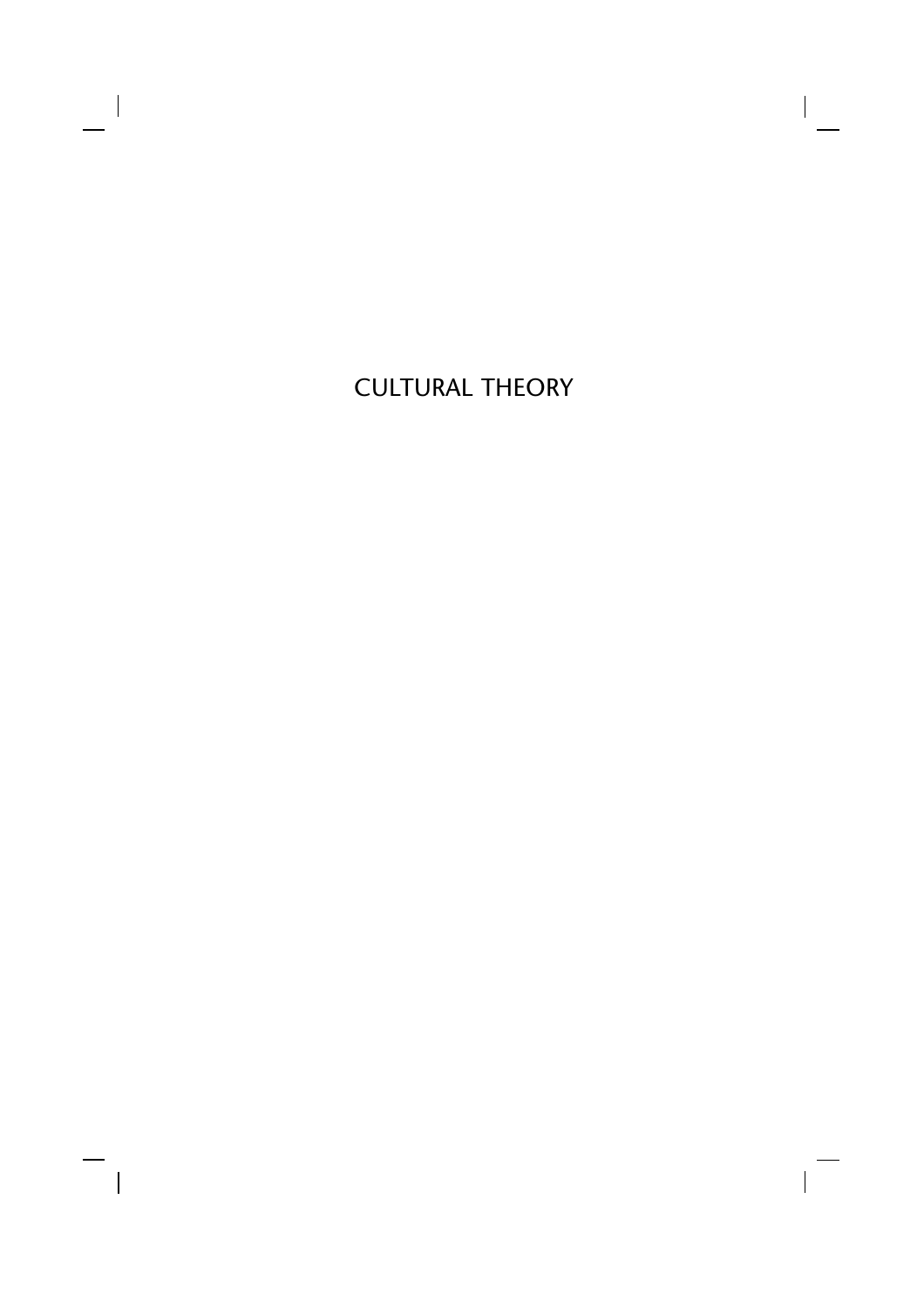# CULTURAL THEORY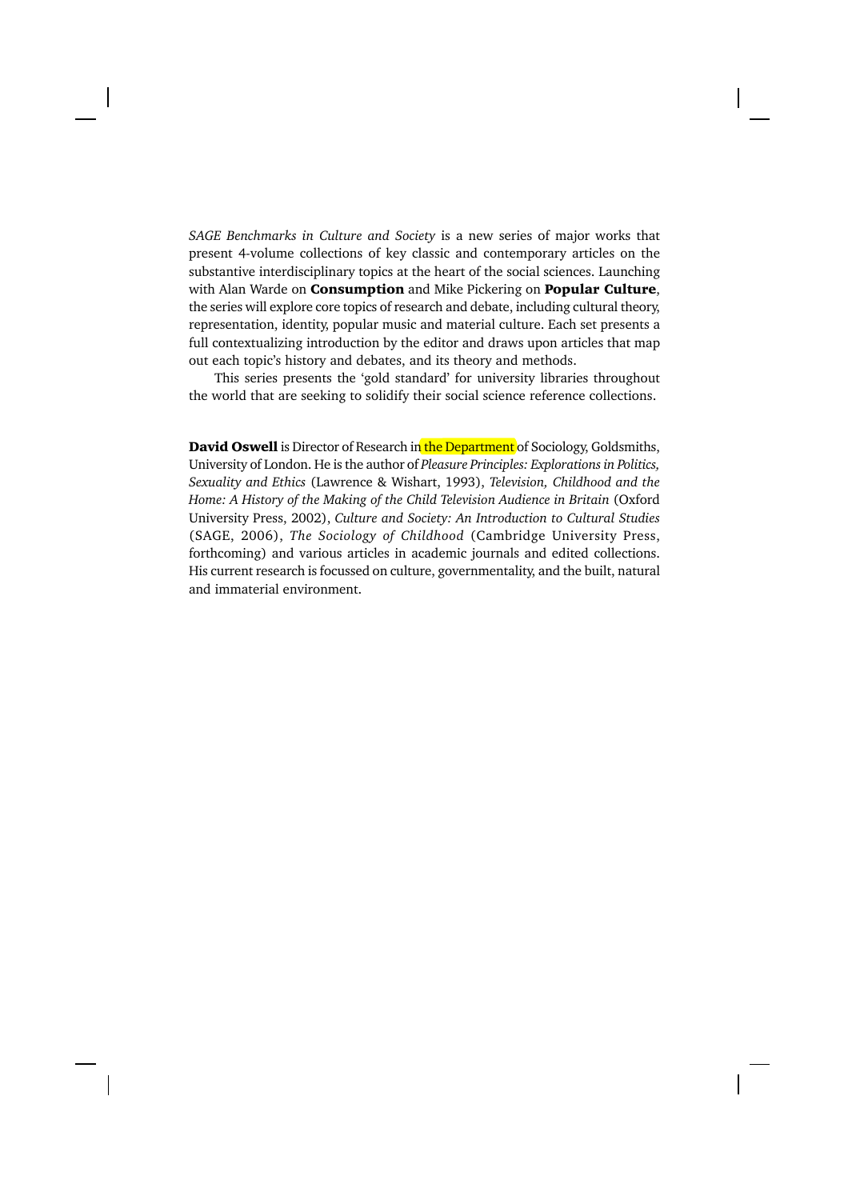*SAGE Benchmarks in Culture and Society* is a new series of major works that present 4-volume collections of key classic and contemporary articles on the substantive interdisciplinary topics at the heart of the social sciences. Launching with Alan Warde on **Consumption** and Mike Pickering on **Popular Culture**, the series will explore core topics of research and debate, including cultural theory, representation, identity, popular music and material culture. Each set presents a full contextualizing introduction by the editor and draws upon articles that map out each topic's history and debates, and its theory and methods.

This series presents the 'gold standard' for university libraries throughout the world that are seeking to solidify their social science reference collections.

**David Oswell** is Director of Research in the Department of Sociology, Goldsmiths, University of London. He is the author of *Pleasure Principles: Explorations in Politics, Sexuality and Ethics* (Lawrence & Wishart, 1993), *Television, Childhood and the Home: A History of the Making of the Child Television Audience in Britain* (Oxford University Press, 2002), *Culture and Society: An Introduction to Cultural Studies* (SAGE, 2006), *The Sociology of Childhood* (Cambridge University Press, forthcoming) and various articles in academic journals and edited collections. His current research is focussed on culture, governmentality, and the built, natural and immaterial environment.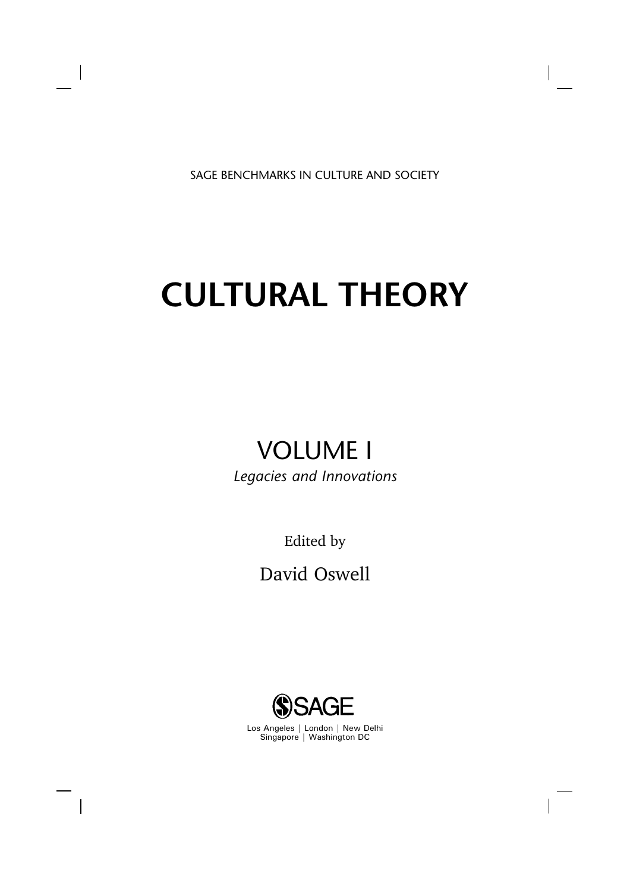SAGE BENCHMARKS IN CULTURE AND SOCIETY

# CULTURAL THEORY

## VOLUME I

*Legacies and Innovations*

Edited by

David Oswell

SAGE

Los Angeles | London | New Delhi
Singapore | Washington DC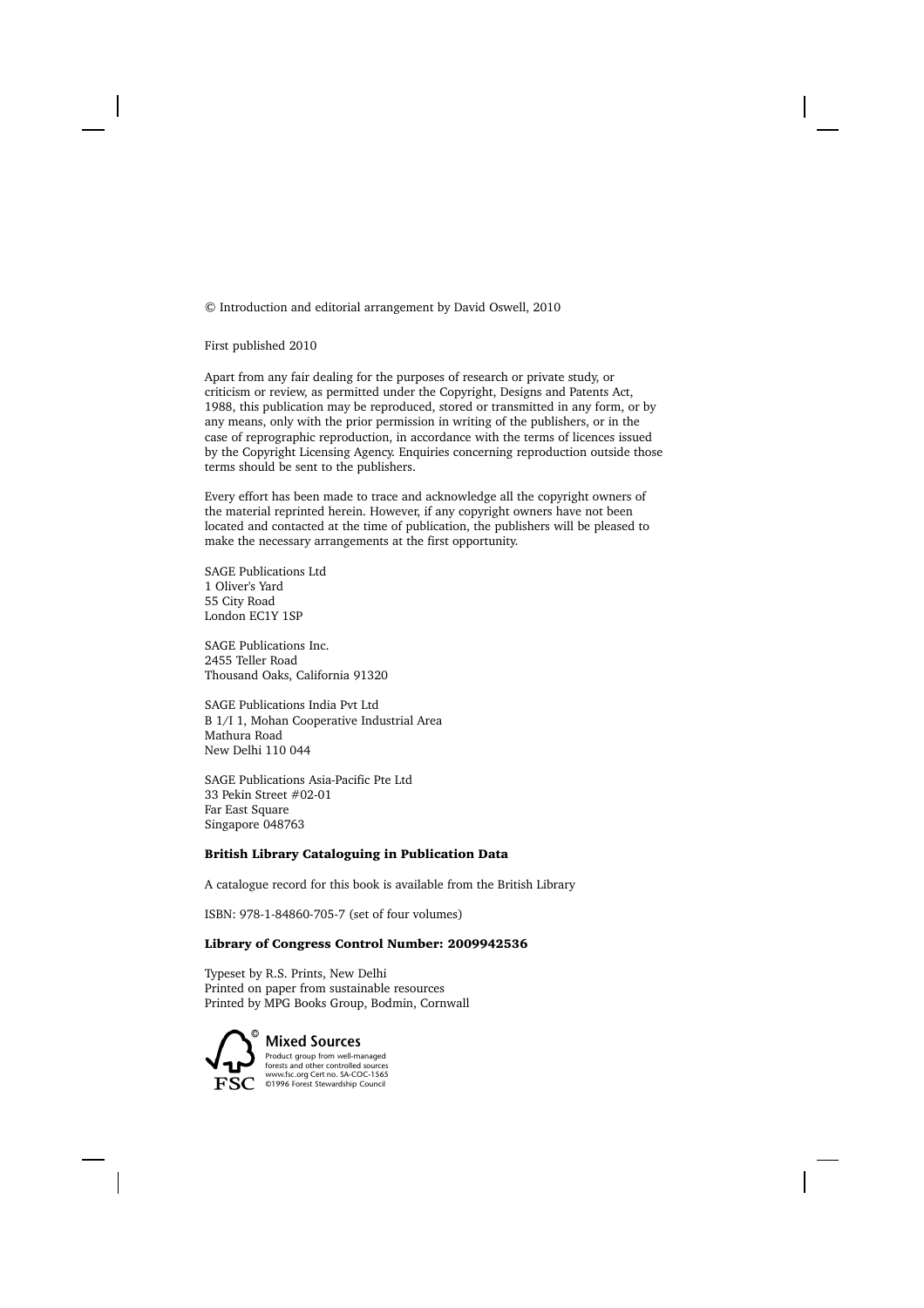© Introduction and editorial arrangement by David Oswell, 2010

First published 2010

Apart from any fair dealing for the purposes of research or private study, or criticism or review, as permitted under the Copyright, Designs and Patents Act, 1988, this publication may be reproduced, stored or transmitted in any form, or by any means, only with the prior permission in writing of the publishers, or in the case of reprographic reproduction, in accordance with the terms of licences issued by the Copyright Licensing Agency. Enquiries concerning reproduction outside those terms should be sent to the publishers.

Every effort has been made to trace and acknowledge all the copyright owners of the material reprinted herein. However, if any copyright owners have not been located and contacted at the time of publication, the publishers will be pleased to make the necessary arrangements at the first opportunity.

SAGE Publications Ltd
1 Oliver's Yard
55 City Road
London EC1Y 1SP

SAGE Publications Inc.
2455 Teller Road
Thousand Oaks, California 91320

SAGE Publications India Pvt Ltd
B 1/I 1, Mohan Cooperative Industrial Area
Mathura Road
New Delhi 110 044

SAGE Publications Asia-Pacific Pte Ltd
33 Pekin Street #02-01
Far East Square
Singapore 048763

**British Library Cataloguing in Publication Data**

A catalogue record for this book is available from the British Library

ISBN: 978-1-84860-705-7 (set of four volumes)

**Library of Congress Control Number: 2009942536**

Typeset by R.S. Prints, New Delhi
Printed on paper from sustainable resources
Printed by MPG Books Group, Bodmin, Cornwall

**Mixed Sources**
Product group from well-managed forests and other controlled sources
www.fsc.org Cert no. SA-COC-1565
©1996 Forest Stewardship Council
FSC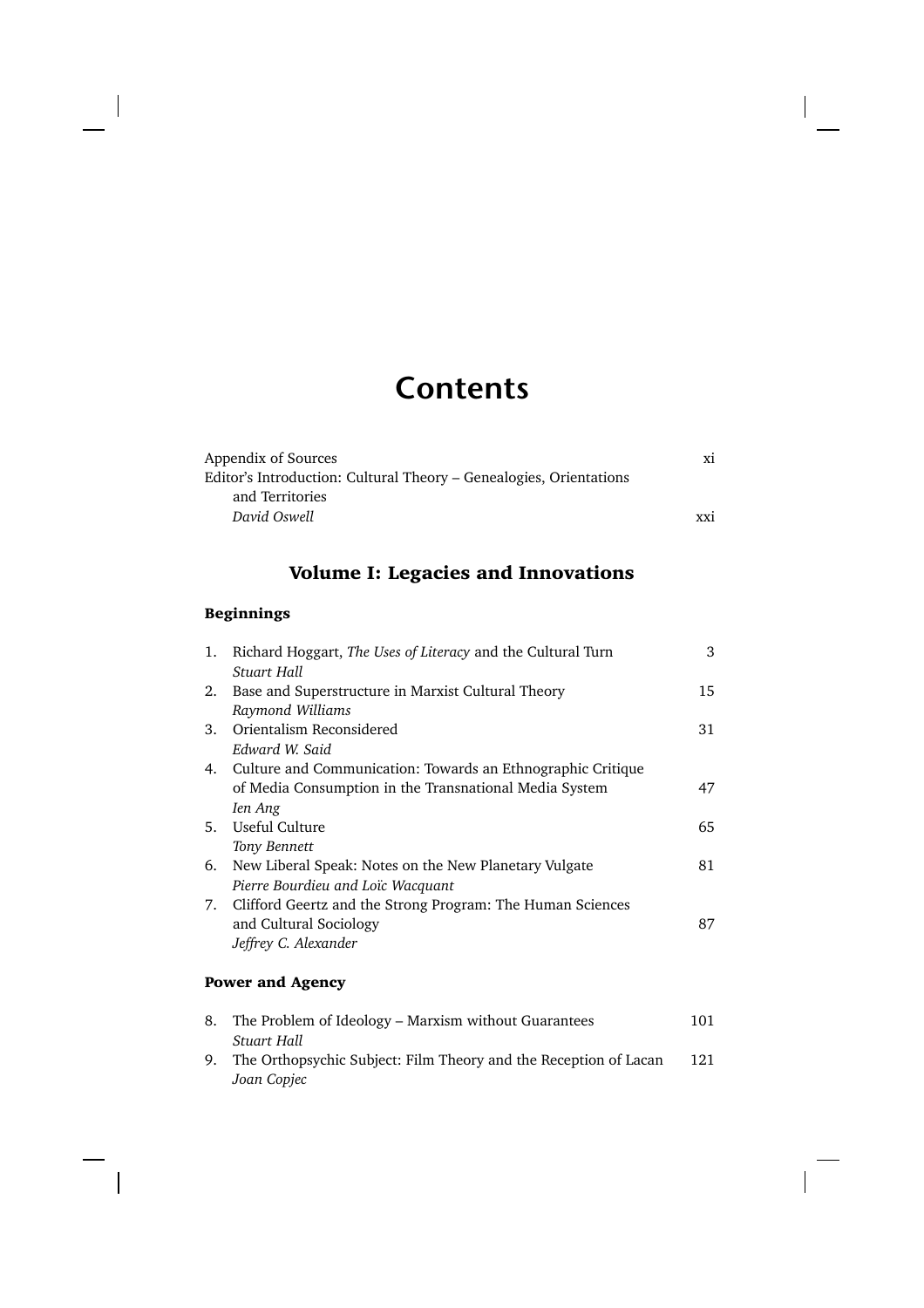# Contents

| | |
|---|---|
| Appendix of Sources | xi |
| Editor's Introduction: Cultural Theory – Genealogies, Orientations and Territories<br>*David Oswell* | xxi |

## Volume I: Legacies and Innovations

### Beginnings

| | | |
|---|---|---|
| 1. | Richard Hoggart, *The Uses of Literacy* and the Cultural Turn<br>*Stuart Hall* | 3 |
| 2. | Base and Superstructure in Marxist Cultural Theory<br>*Raymond Williams* | 15 |
| 3. | Orientalism Reconsidered<br>*Edward W. Said* | 31 |
| 4. | Culture and Communication: Towards an Ethnographic Critique of Media Consumption in the Transnational Media System<br>*Ien Ang* | 47 |
| 5. | Useful Culture<br>*Tony Bennett* | 65 |
| 6. | New Liberal Speak: Notes on the New Planetary Vulgate<br>*Pierre Bourdieu and Loïc Wacquant* | 81 |
| 7. | Clifford Geertz and the Strong Program: The Human Sciences and Cultural Sociology<br>*Jeffrey C. Alexander* | 87 |

### Power and Agency

| | | |
|---|---|---|
| 8. | The Problem of Ideology – Marxism without Guarantees<br>*Stuart Hall* | 101 |
| 9. | The Orthopsychic Subject: Film Theory and the Reception of Lacan<br>*Joan Copjec* | 121 |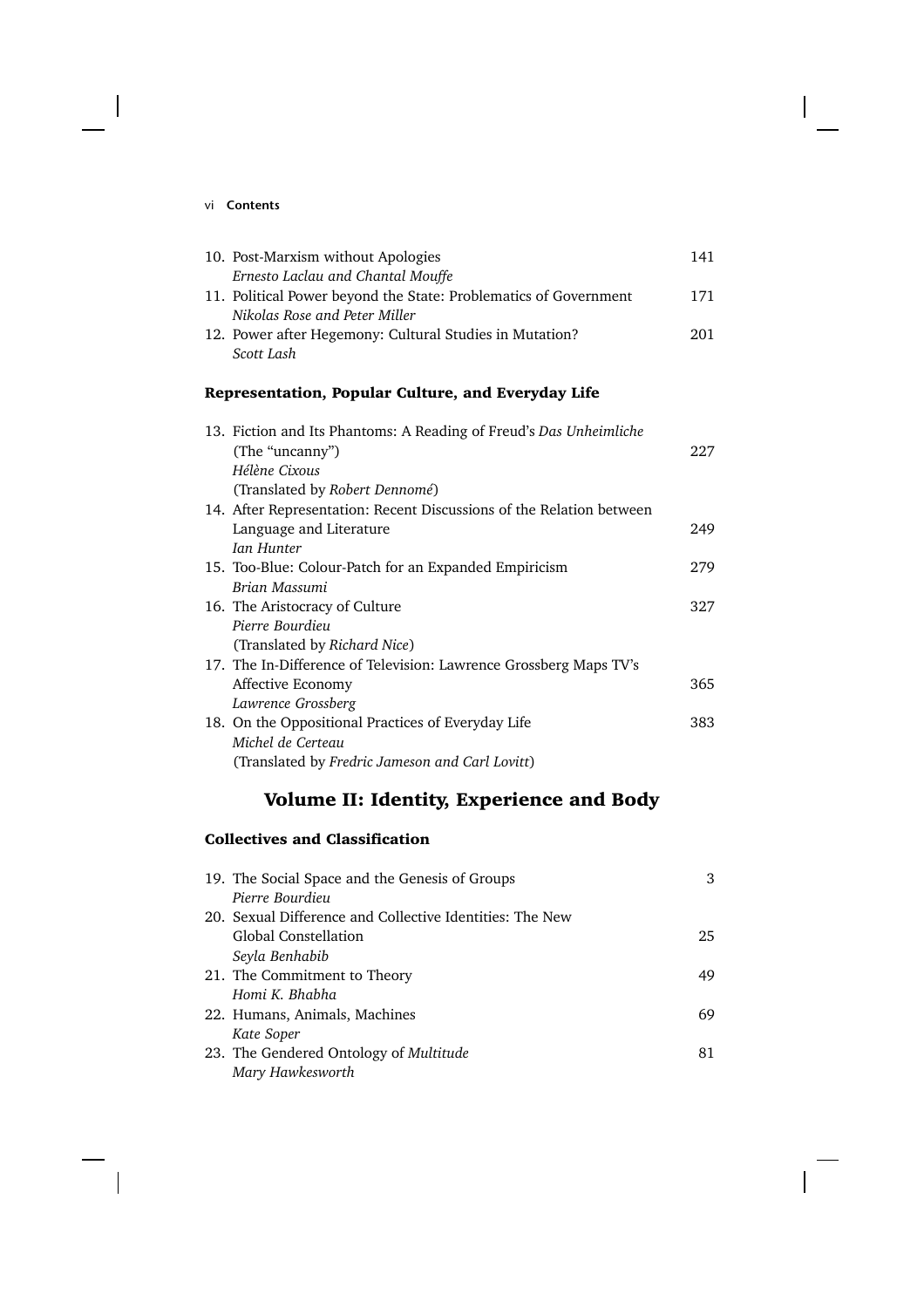10. Post-Marxism without Apologies — 141
    *Ernesto Laclau and Chantal Mouffe*
11. Political Power beyond the State: Problematics of Government — 171
    *Nikolas Rose and Peter Miller*
12. Power after Hegemony: Cultural Studies in Mutation? — 201
    *Scott Lash*

### Representation, Popular Culture, and Everyday Life

13. Fiction and Its Phantoms: A Reading of Freud's *Das Unheimliche* (The "uncanny") — 227
    *Hélène Cixous*
    (Translated by *Robert Dennomé*)
14. After Representation: Recent Discussions of the Relation between Language and Literature — 249
    *Ian Hunter*
15. Too-Blue: Colour-Patch for an Expanded Empiricism — 279
    *Brian Massumi*
16. The Aristocracy of Culture — 327
    *Pierre Bourdieu*
    (Translated by *Richard Nice*)
17. The In-Difference of Television: Lawrence Grossberg Maps TV's Affective Economy — 365
    *Lawrence Grossberg*
18. On the Oppositional Practices of Everyday Life — 383
    *Michel de Certeau*
    (Translated by *Fredric Jameson and Carl Lovitt*)

## Volume II: Identity, Experience and Body

### Collectives and Classification

19. The Social Space and the Genesis of Groups — 3
    *Pierre Bourdieu*
20. Sexual Difference and Collective Identities: The New Global Constellation — 25
    *Seyla Benhabib*
21. The Commitment to Theory — 49
    *Homi K. Bhabha*
22. Humans, Animals, Machines — 69
    *Kate Soper*
23. The Gendered Ontology of *Multitude* — 81
    *Mary Hawkesworth*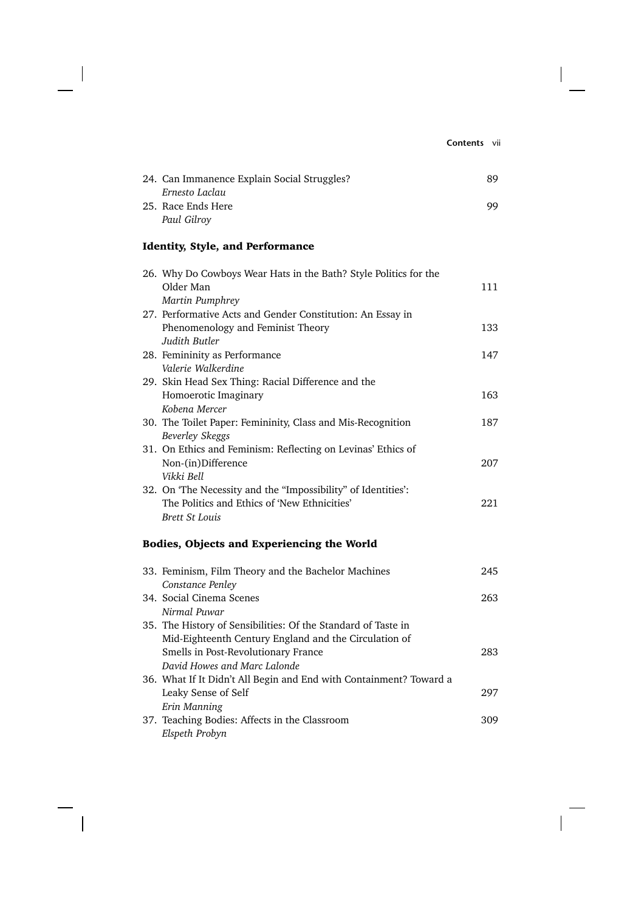24. Can Immanence Explain Social Struggles? 89
*Ernesto Laclau*

25. Race Ends Here 99
*Paul Gilroy*

## Identity, Style, and Performance

26. Why Do Cowboys Wear Hats in the Bath? Style Politics for the Older Man 111
*Martin Pumphrey*

27. Performative Acts and Gender Constitution: An Essay in Phenomenology and Feminist Theory 133
*Judith Butler*

28. Femininity as Performance 147
*Valerie Walkerdine*

29. Skin Head Sex Thing: Racial Difference and the Homoerotic Imaginary 163
*Kobena Mercer*

30. The Toilet Paper: Femininity, Class and Mis-Recognition 187
*Beverley Skeggs*

31. On Ethics and Feminism: Reflecting on Levinas' Ethics of Non-(in)Difference 207
*Vikki Bell*

32. On 'The Necessity and the "Impossibility" of Identities': The Politics and Ethics of 'New Ethnicities' 221
*Brett St Louis*

## Bodies, Objects and Experiencing the World

33. Feminism, Film Theory and the Bachelor Machines 245
*Constance Penley*

34. Social Cinema Scenes 263
*Nirmal Puwar*

35. The History of Sensibilities: Of the Standard of Taste in Mid-Eighteenth Century England and the Circulation of Smells in Post-Revolutionary France 283
*David Howes and Marc Lalonde*

36. What If It Didn't All Begin and End with Containment? Toward a Leaky Sense of Self 297
*Erin Manning*

37. Teaching Bodies: Affects in the Classroom 309
*Elspeth Probyn*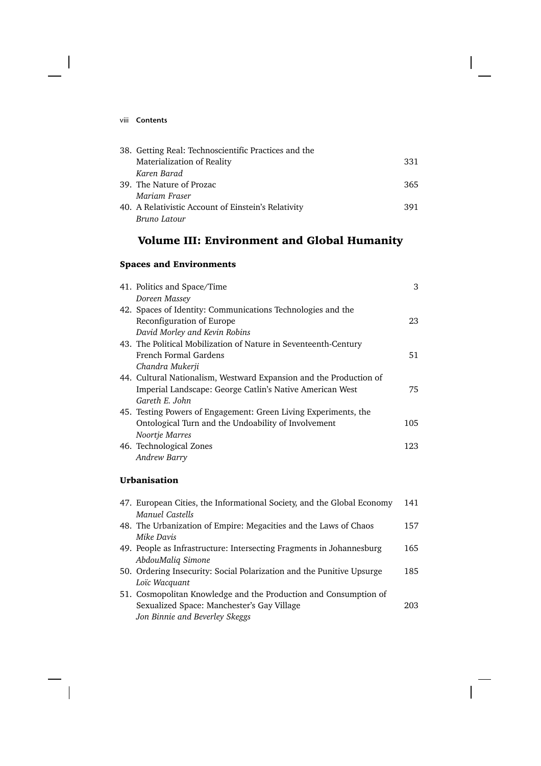38. Getting Real: Technoscientific Practices and the Materialization of Reality — 331
*Karen Barad*
39. The Nature of Prozac — 365
*Mariam Fraser*
40. A Relativistic Account of Einstein's Relativity — 391
*Bruno Latour*

## Volume III: Environment and Global Humanity

### Spaces and Environments

41. Politics and Space/Time — 3
*Doreen Massey*
42. Spaces of Identity: Communications Technologies and the Reconfiguration of Europe — 23
*David Morley and Kevin Robins*
43. The Political Mobilization of Nature in Seventeenth-Century French Formal Gardens — 51
*Chandra Mukerji*
44. Cultural Nationalism, Westward Expansion and the Production of Imperial Landscape: George Catlin's Native American West — 75
*Gareth E. John*
45. Testing Powers of Engagement: Green Living Experiments, the Ontological Turn and the Undoability of Involvement — 105
*Noortje Marres*
46. Technological Zones — 123
*Andrew Barry*

### Urbanisation

47. European Cities, the Informational Society, and the Global Economy — 141
*Manuel Castells*
48. The Urbanization of Empire: Megacities and the Laws of Chaos — 157
*Mike Davis*
49. People as Infrastructure: Intersecting Fragments in Johannesburg — 165
*AbdouMaliq Simone*
50. Ordering Insecurity: Social Polarization and the Punitive Upsurge — 185
*Loïc Wacquant*
51. Cosmopolitan Knowledge and the Production and Consumption of Sexualized Space: Manchester's Gay Village — 203
*Jon Binnie and Beverley Skeggs*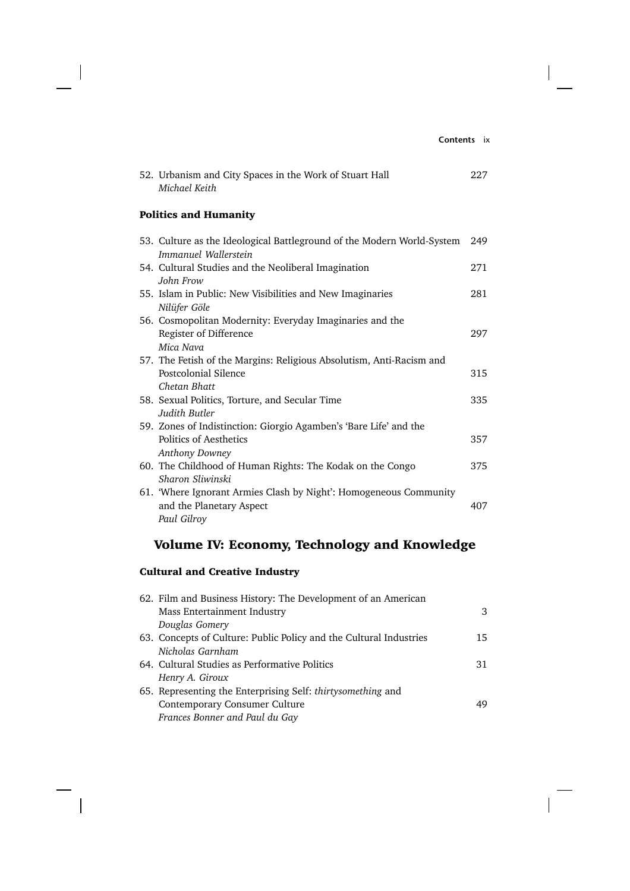52. Urbanism and City Spaces in the Work of Stuart Hall — 227
    *Michael Keith*

### Politics and Humanity

53. Culture as the Ideological Battleground of the Modern World-System — 249
    *Immanuel Wallerstein*
54. Cultural Studies and the Neoliberal Imagination — 271
    *John Frow*
55. Islam in Public: New Visibilities and New Imaginaries — 281
    *Nilüfer Göle*
56. Cosmopolitan Modernity: Everyday Imaginaries and the Register of Difference — 297
    *Mica Nava*
57. The Fetish of the Margins: Religious Absolutism, Anti-Racism and Postcolonial Silence — 315
    *Chetan Bhatt*
58. Sexual Politics, Torture, and Secular Time — 335
    *Judith Butler*
59. Zones of Indistinction: Giorgio Agamben's 'Bare Life' and the Politics of Aesthetics — 357
    *Anthony Downey*
60. The Childhood of Human Rights: The Kodak on the Congo — 375
    *Sharon Sliwinski*
61. 'Where Ignorant Armies Clash by Night': Homogeneous Community and the Planetary Aspect — 407
    *Paul Gilroy*

## Volume IV: Economy, Technology and Knowledge

### Cultural and Creative Industry

62. Film and Business History: The Development of an American Mass Entertainment Industry — 3
    *Douglas Gomery*
63. Concepts of Culture: Public Policy and the Cultural Industries — 15
    *Nicholas Garnham*
64. Cultural Studies as Performative Politics — 31
    *Henry A. Giroux*
65. Representing the Enterprising Self: *thirtysomething* and Contemporary Consumer Culture — 49
    *Frances Bonner and Paul du Gay*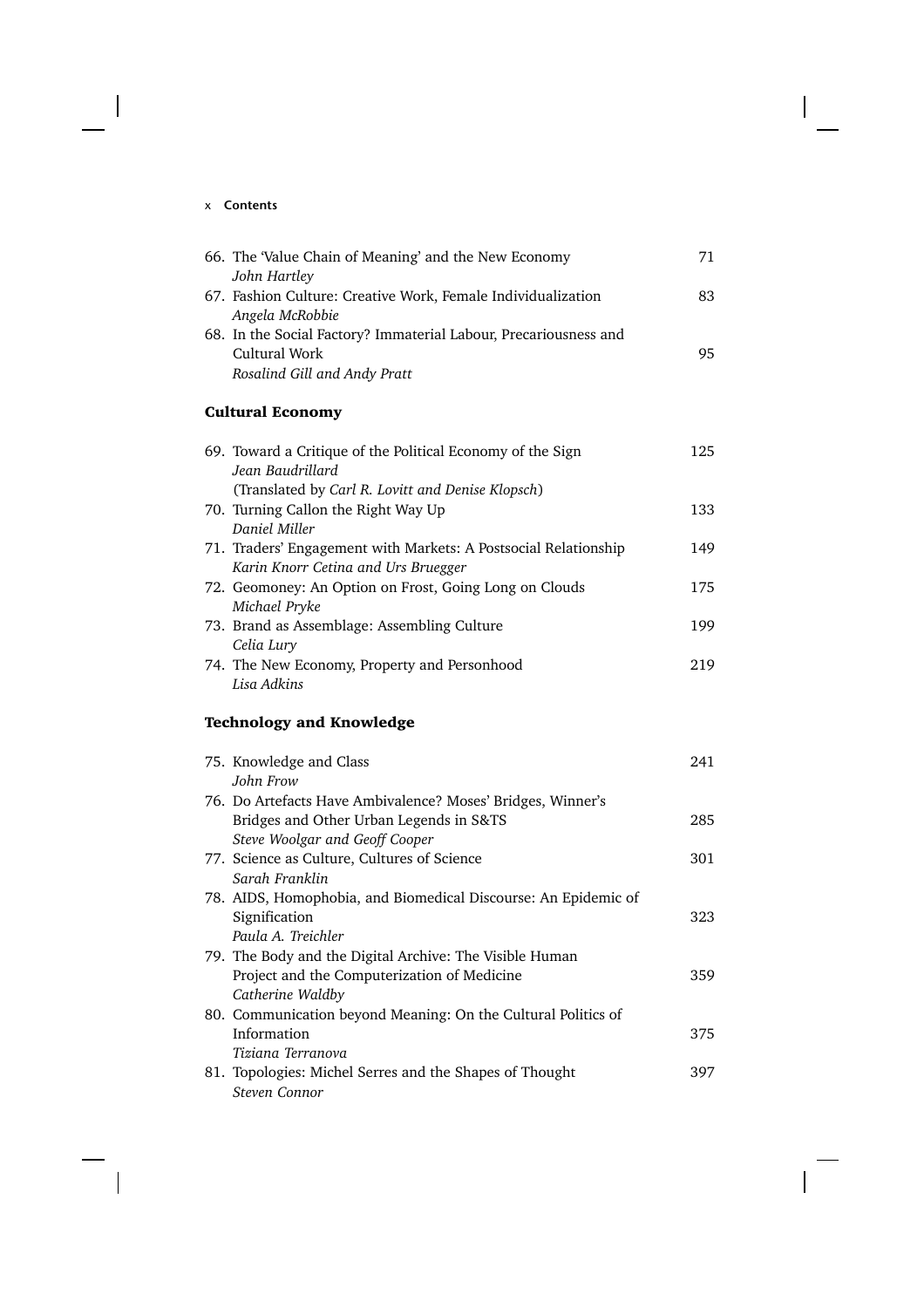66. The 'Value Chain of Meaning' and the New Economy — 71
*John Hartley*

67. Fashion Culture: Creative Work, Female Individualization — 83
*Angela McRobbie*

68. In the Social Factory? Immaterial Labour, Precariousness and Cultural Work — 95
*Rosalind Gill and Andy Pratt*

### Cultural Economy

69. Toward a Critique of the Political Economy of the Sign — 125
*Jean Baudrillard*
(Translated by *Carl R. Lovitt and Denise Klopsch*)

70. Turning Callon the Right Way Up — 133
*Daniel Miller*

71. Traders' Engagement with Markets: A Postsocial Relationship — 149
*Karin Knorr Cetina and Urs Bruegger*

72. Geomoney: An Option on Frost, Going Long on Clouds — 175
*Michael Pryke*

73. Brand as Assemblage: Assembling Culture — 199
*Celia Lury*

74. The New Economy, Property and Personhood — 219
*Lisa Adkins*

### Technology and Knowledge

75. Knowledge and Class — 241
*John Frow*

76. Do Artefacts Have Ambivalence? Moses' Bridges, Winner's Bridges and Other Urban Legends in S&TS — 285
*Steve Woolgar and Geoff Cooper*

77. Science as Culture, Cultures of Science — 301
*Sarah Franklin*

78. AIDS, Homophobia, and Biomedical Discourse: An Epidemic of Signification — 323
*Paula A. Treichler*

79. The Body and the Digital Archive: The Visible Human Project and the Computerization of Medicine — 359
*Catherine Waldby*

80. Communication beyond Meaning: On the Cultural Politics of Information — 375
*Tiziana Terranova*

81. Topologies: Michel Serres and the Shapes of Thought — 397
*Steven Connor*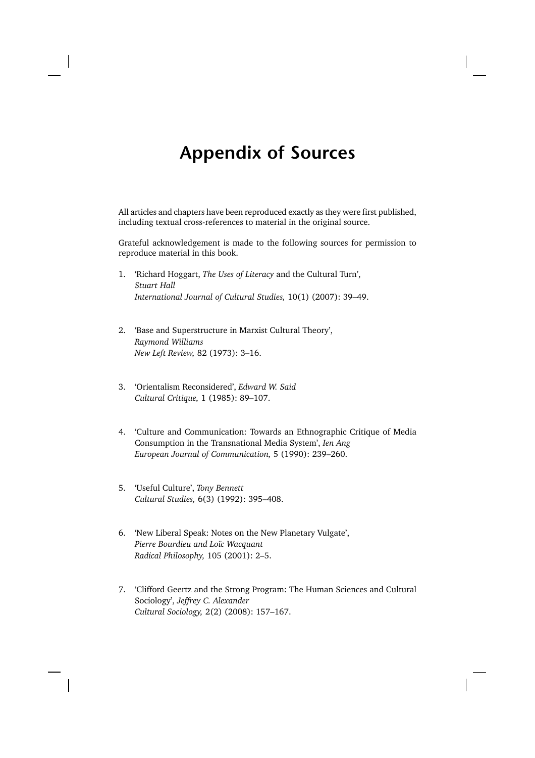# Appendix of Sources

All articles and chapters have been reproduced exactly as they were first published, including textual cross-references to material in the original source.

Grateful acknowledgement is made to the following sources for permission to reproduce material in this book.

1. 'Richard Hoggart, *The Uses of Literacy* and the Cultural Turn',
   *Stuart Hall*
   *International Journal of Cultural Studies,* 10(1) (2007): 39–49.

2. 'Base and Superstructure in Marxist Cultural Theory',
   *Raymond Williams*
   *New Left Review,* 82 (1973): 3–16.

3. 'Orientalism Reconsidered', *Edward W. Said*
   *Cultural Critique,* 1 (1985): 89–107.

4. 'Culture and Communication: Towards an Ethnographic Critique of Media Consumption in the Transnational Media System', *Ien Ang*
   *European Journal of Communication,* 5 (1990): 239–260.

5. 'Useful Culture', *Tony Bennett*
   *Cultural Studies,* 6(3) (1992): 395–408.

6. 'New Liberal Speak: Notes on the New Planetary Vulgate',
   *Pierre Bourdieu and Loïc Wacquant*
   *Radical Philosophy,* 105 (2001): 2–5.

7. 'Clifford Geertz and the Strong Program: The Human Sciences and Cultural Sociology', *Jeffrey C. Alexander*
   *Cultural Sociology,* 2(2) (2008): 157–167.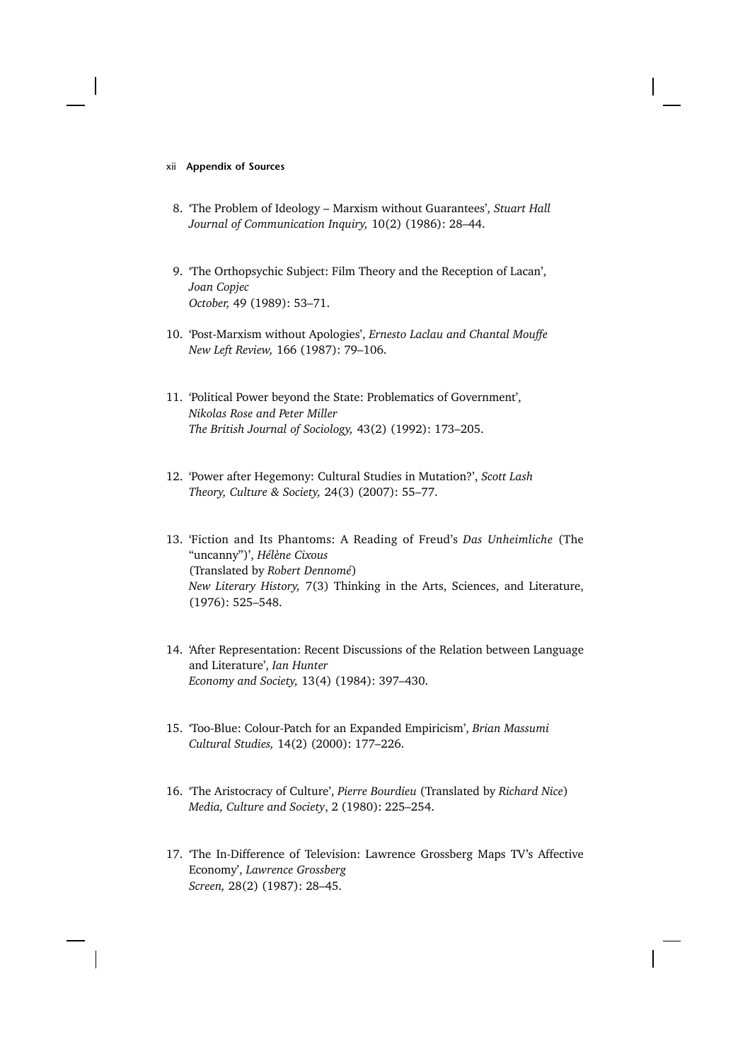8. 'The Problem of Ideology – Marxism without Guarantees', *Stuart Hall*
   *Journal of Communication Inquiry,* 10(2) (1986): 28–44.

9. 'The Orthopsychic Subject: Film Theory and the Reception of Lacan',
   *Joan Copjec*
   *October,* 49 (1989): 53–71.

10. 'Post-Marxism without Apologies', *Ernesto Laclau and Chantal Mouffe*
    *New Left Review,* 166 (1987): 79–106.

11. 'Political Power beyond the State: Problematics of Government',
    *Nikolas Rose and Peter Miller*
    *The British Journal of Sociology,* 43(2) (1992): 173–205.

12. 'Power after Hegemony: Cultural Studies in Mutation?', *Scott Lash*
    *Theory, Culture & Society,* 24(3) (2007): 55–77.

13. 'Fiction and Its Phantoms: A Reading of Freud's *Das Unheimliche* (The "uncanny")', *Hélène Cixous*
    (Translated by *Robert Dennomé*)
    *New Literary History,* 7(3) Thinking in the Arts, Sciences, and Literature, (1976): 525–548.

14. 'After Representation: Recent Discussions of the Relation between Language and Literature', *Ian Hunter*
    *Economy and Society,* 13(4) (1984): 397–430.

15. 'Too-Blue: Colour-Patch for an Expanded Empiricism', *Brian Massumi*
    *Cultural Studies,* 14(2) (2000): 177–226.

16. 'The Aristocracy of Culture', *Pierre Bourdieu* (Translated by *Richard Nice*)
    *Media, Culture and Society*, 2 (1980): 225–254.

17. 'The In-Difference of Television: Lawrence Grossberg Maps TV's Affective Economy', *Lawrence Grossberg*
    *Screen,* 28(2) (1987): 28–45.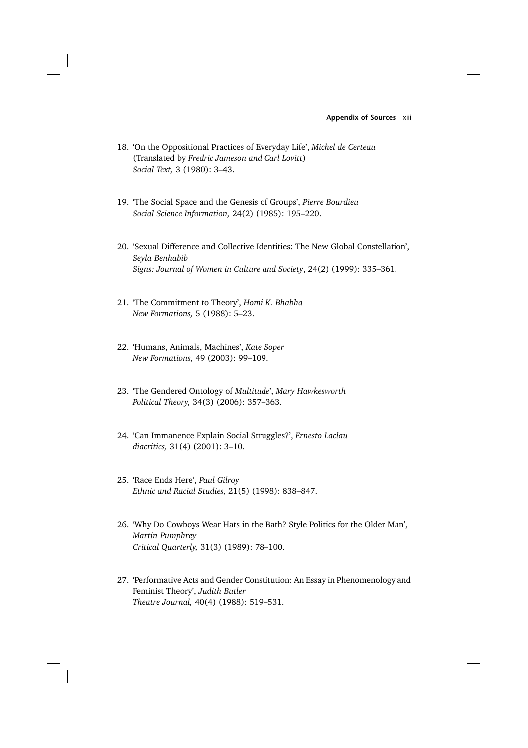18. 'On the Oppositional Practices of Everyday Life', *Michel de Certeau* (Translated by *Fredric Jameson and Carl Lovitt*) *Social Text,* 3 (1980): 3–43.

19. 'The Social Space and the Genesis of Groups', *Pierre Bourdieu* *Social Science Information,* 24(2) (1985): 195–220.

20. 'Sexual Difference and Collective Identities: The New Global Constellation', *Seyla Benhabib* *Signs: Journal of Women in Culture and Society*, 24(2) (1999): 335–361.

21. 'The Commitment to Theory', *Homi K. Bhabha* *New Formations,* 5 (1988): 5–23.

22. 'Humans, Animals, Machines', *Kate Soper* *New Formations,* 49 (2003): 99–109.

23. 'The Gendered Ontology of *Multitude*', *Mary Hawkesworth* *Political Theory,* 34(3) (2006): 357–363.

24. 'Can Immanence Explain Social Struggles?', *Ernesto Laclau* *diacritics,* 31(4) (2001): 3–10.

25. 'Race Ends Here', *Paul Gilroy* *Ethnic and Racial Studies,* 21(5) (1998): 838–847.

26. 'Why Do Cowboys Wear Hats in the Bath? Style Politics for the Older Man', *Martin Pumphrey* *Critical Quarterly,* 31(3) (1989): 78–100.

27. 'Performative Acts and Gender Constitution: An Essay in Phenomenology and Feminist Theory', *Judith Butler* *Theatre Journal,* 40(4) (1988): 519–531.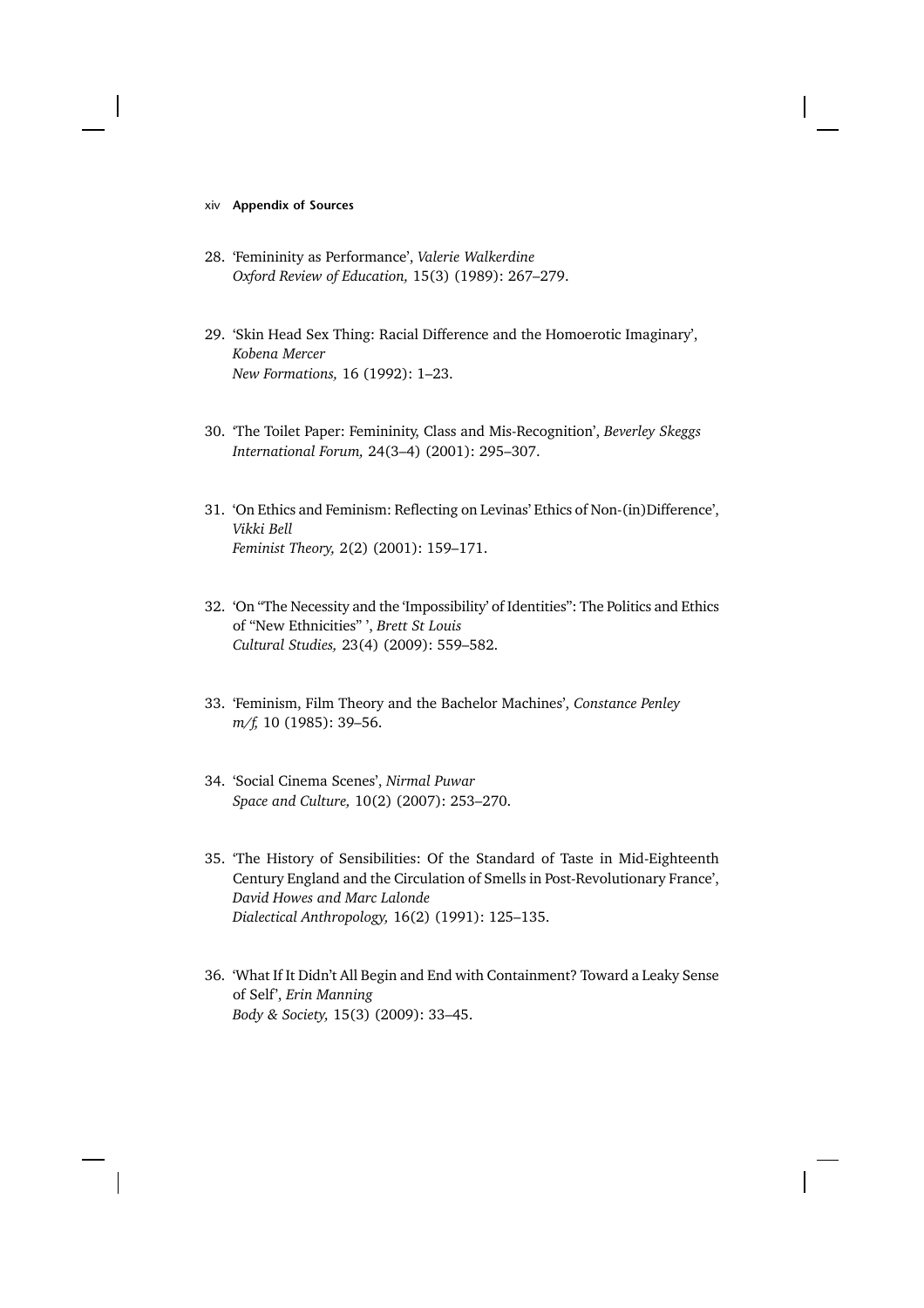28. 'Femininity as Performance', *Valerie Walkerdine*
    *Oxford Review of Education,* 15(3) (1989): 267–279.

29. 'Skin Head Sex Thing: Racial Difference and the Homoerotic Imaginary', *Kobena Mercer*
    *New Formations,* 16 (1992): 1–23.

30. 'The Toilet Paper: Femininity, Class and Mis-Recognition', *Beverley Skeggs*
    *International Forum,* 24(3–4) (2001): 295–307.

31. 'On Ethics and Feminism: Reflecting on Levinas' Ethics of Non-(in)Difference', *Vikki Bell*
    *Feminist Theory,* 2(2) (2001): 159–171.

32. 'On "The Necessity and the 'Impossibility' of Identities": The Politics and Ethics of "New Ethnicities" ', *Brett St Louis*
    *Cultural Studies,* 23(4) (2009): 559–582.

33. 'Feminism, Film Theory and the Bachelor Machines', *Constance Penley*
    *m/f,* 10 (1985): 39–56.

34. 'Social Cinema Scenes', *Nirmal Puwar*
    *Space and Culture,* 10(2) (2007): 253–270.

35. 'The History of Sensibilities: Of the Standard of Taste in Mid-Eighteenth Century England and the Circulation of Smells in Post-Revolutionary France', *David Howes and Marc Lalonde*
    *Dialectical Anthropology,* 16(2) (1991): 125–135.

36. 'What If It Didn't All Begin and End with Containment? Toward a Leaky Sense of Self', *Erin Manning*
    *Body & Society,* 15(3) (2009): 33–45.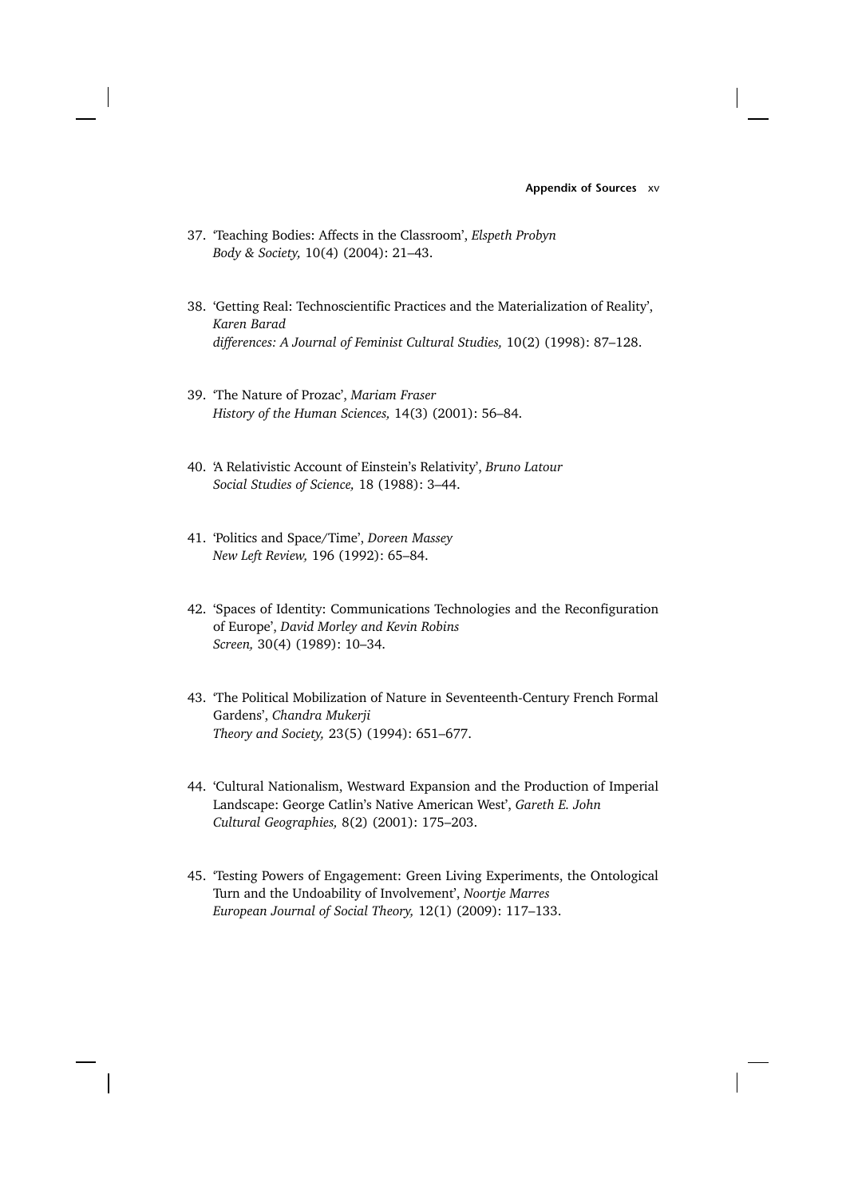37. 'Teaching Bodies: Affects in the Classroom', *Elspeth Probyn*
    *Body & Society,* 10(4) (2004): 21–43.

38. 'Getting Real: Technoscientific Practices and the Materialization of Reality', *Karen Barad*
    *differences: A Journal of Feminist Cultural Studies,* 10(2) (1998): 87–128.

39. 'The Nature of Prozac', *Mariam Fraser*
    *History of the Human Sciences,* 14(3) (2001): 56–84.

40. 'A Relativistic Account of Einstein's Relativity', *Bruno Latour*
    *Social Studies of Science,* 18 (1988): 3–44.

41. 'Politics and Space/Time', *Doreen Massey*
    *New Left Review,* 196 (1992): 65–84.

42. 'Spaces of Identity: Communications Technologies and the Reconfiguration of Europe', *David Morley and Kevin Robins*
    *Screen,* 30(4) (1989): 10–34.

43. 'The Political Mobilization of Nature in Seventeenth-Century French Formal Gardens', *Chandra Mukerji*
    *Theory and Society,* 23(5) (1994): 651–677.

44. 'Cultural Nationalism, Westward Expansion and the Production of Imperial Landscape: George Catlin's Native American West', *Gareth E. John*
    *Cultural Geographies,* 8(2) (2001): 175–203.

45. 'Testing Powers of Engagement: Green Living Experiments, the Ontological Turn and the Undoability of Involvement', *Noortje Marres*
    *European Journal of Social Theory,* 12(1) (2009): 117–133.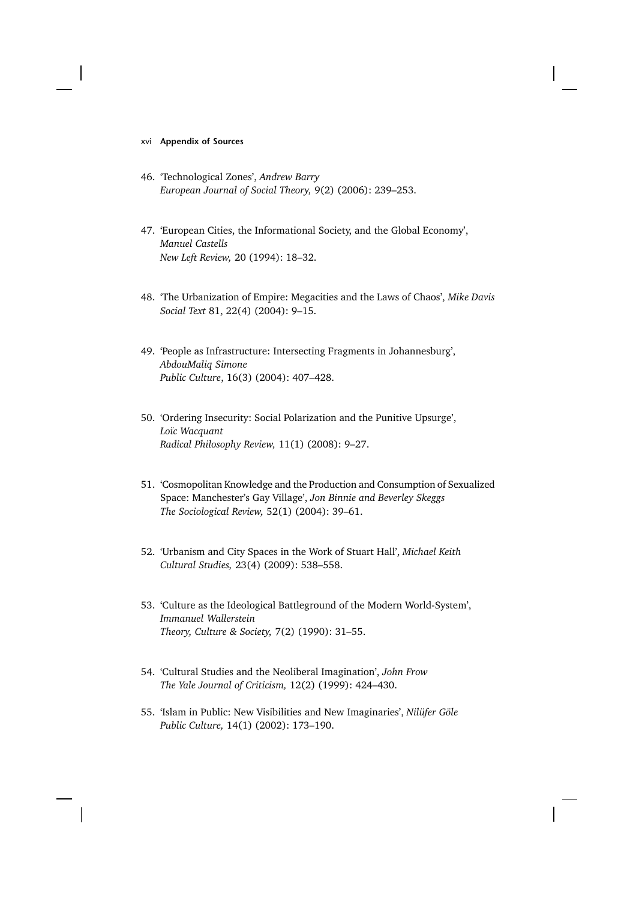46. 'Technological Zones', *Andrew Barry*
    *European Journal of Social Theory,* 9(2) (2006): 239–253.

47. 'European Cities, the Informational Society, and the Global Economy', *Manuel Castells*
    *New Left Review,* 20 (1994): 18–32.

48. 'The Urbanization of Empire: Megacities and the Laws of Chaos', *Mike Davis*
    *Social Text* 81, 22(4) (2004): 9–15.

49. 'People as Infrastructure: Intersecting Fragments in Johannesburg', *AbdouMaliq Simone*
    *Public Culture*, 16(3) (2004): 407–428.

50. 'Ordering Insecurity: Social Polarization and the Punitive Upsurge', *Loïc Wacquant*
    *Radical Philosophy Review,* 11(1) (2008): 9–27.

51. 'Cosmopolitan Knowledge and the Production and Consumption of Sexualized Space: Manchester's Gay Village', *Jon Binnie and Beverley Skeggs*
    *The Sociological Review,* 52(1) (2004): 39–61.

52. 'Urbanism and City Spaces in the Work of Stuart Hall', *Michael Keith*
    *Cultural Studies,* 23(4) (2009): 538–558.

53. 'Culture as the Ideological Battleground of the Modern World-System', *Immanuel Wallerstein*
    *Theory, Culture & Society,* 7(2) (1990): 31–55.

54. 'Cultural Studies and the Neoliberal Imagination', *John Frow*
    *The Yale Journal of Criticism,* 12(2) (1999): 424–430.

55. 'Islam in Public: New Visibilities and New Imaginaries', *Nilüfer Göle*
    *Public Culture,* 14(1) (2002): 173–190.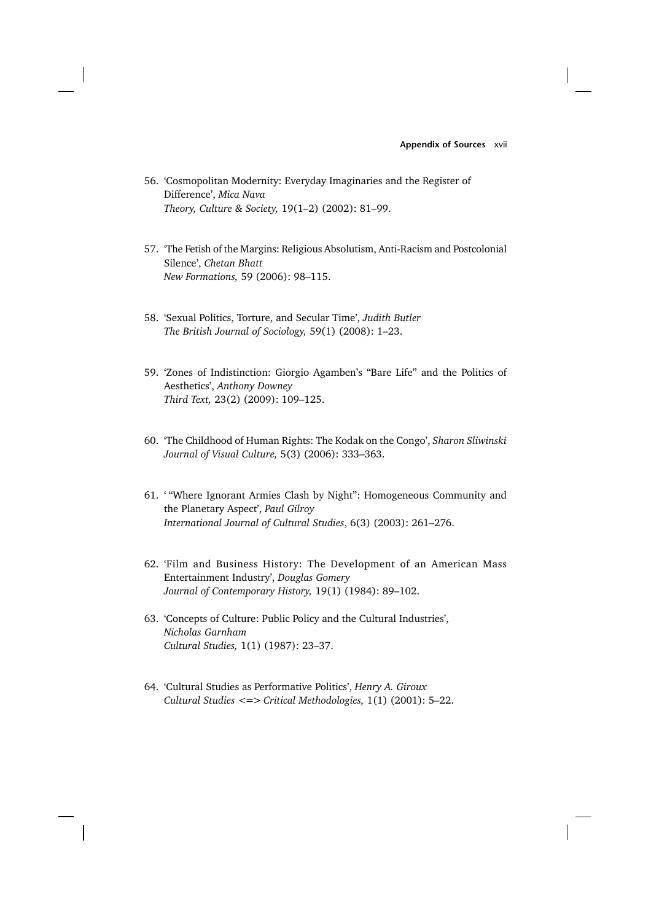56. 'Cosmopolitan Modernity: Everyday Imaginaries and the Register of Difference', *Mica Nava*
*Theory, Culture & Society,* 19(1–2) (2002): 81–99.

57. 'The Fetish of the Margins: Religious Absolutism, Anti-Racism and Postcolonial Silence', *Chetan Bhatt*
*New Formations,* 59 (2006): 98–115.

58. 'Sexual Politics, Torture, and Secular Time', *Judith Butler*
*The British Journal of Sociology,* 59(1) (2008): 1–23.

59. 'Zones of Indistinction: Giorgio Agamben's "Bare Life" and the Politics of Aesthetics', *Anthony Downey*
*Third Text,* 23(2) (2009): 109–125.

60. 'The Childhood of Human Rights: The Kodak on the Congo', *Sharon Sliwinski*
*Journal of Visual Culture,* 5(3) (2006): 333–363.

61. ' "Where Ignorant Armies Clash by Night": Homogeneous Community and the Planetary Aspect', *Paul Gilroy*
*International Journal of Cultural Studies*, 6(3) (2003): 261–276.

62. 'Film and Business History: The Development of an American Mass Entertainment Industry', *Douglas Gomery*
*Journal of Contemporary History,* 19(1) (1984): 89–102.

63. 'Concepts of Culture: Public Policy and the Cultural Industries', *Nicholas Garnham*
*Cultural Studies,* 1(1) (1987): 23–37.

64. 'Cultural Studies as Performative Politics', *Henry A. Giroux*
*Cultural Studies <=> Critical Methodologies,* 1(1) (2001): 5–22.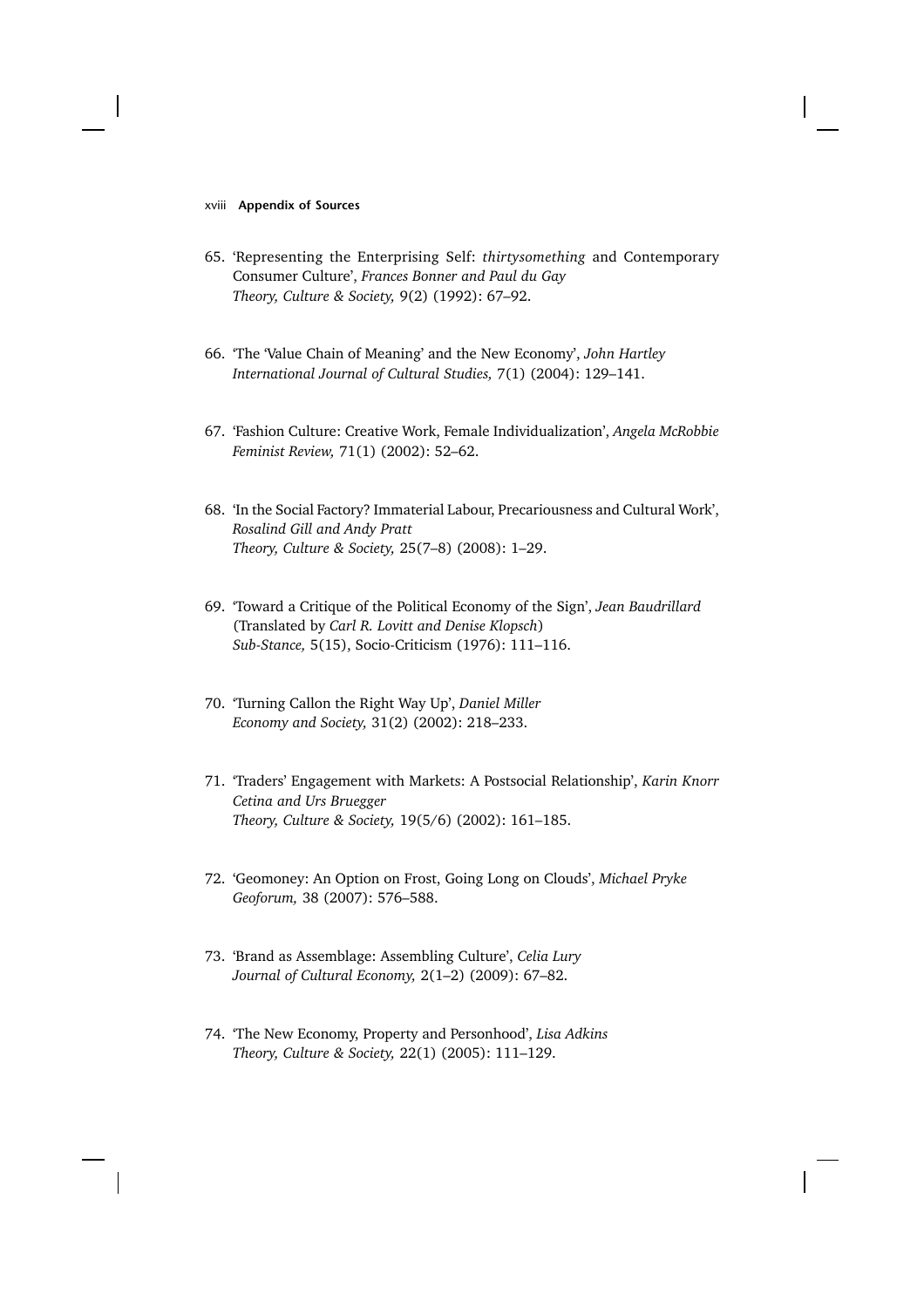65. 'Representing the Enterprising Self: *thirtysomething* and Contemporary Consumer Culture', *Frances Bonner and Paul du Gay*
    *Theory, Culture & Society,* 9(2) (1992): 67–92.

66. 'The 'Value Chain of Meaning' and the New Economy', *John Hartley*
    *International Journal of Cultural Studies,* 7(1) (2004): 129–141.

67. 'Fashion Culture: Creative Work, Female Individualization', *Angela McRobbie*
    *Feminist Review,* 71(1) (2002): 52–62.

68. 'In the Social Factory? Immaterial Labour, Precariousness and Cultural Work', *Rosalind Gill and Andy Pratt*
    *Theory, Culture & Society,* 25(7–8) (2008): 1–29.

69. 'Toward a Critique of the Political Economy of the Sign', *Jean Baudrillard* (Translated by *Carl R. Lovitt and Denise Klopsch*)
    *Sub-Stance,* 5(15), Socio-Criticism (1976): 111–116.

70. 'Turning Callon the Right Way Up', *Daniel Miller*
    *Economy and Society,* 31(2) (2002): 218–233.

71. 'Traders' Engagement with Markets: A Postsocial Relationship', *Karin Knorr Cetina and Urs Bruegger*
    *Theory, Culture & Society,* 19(5/6) (2002): 161–185.

72. 'Geomoney: An Option on Frost, Going Long on Clouds', *Michael Pryke*
    *Geoforum,* 38 (2007): 576–588.

73. 'Brand as Assemblage: Assembling Culture', *Celia Lury*
    *Journal of Cultural Economy,* 2(1–2) (2009): 67–82.

74. 'The New Economy, Property and Personhood', *Lisa Adkins*
    *Theory, Culture & Society,* 22(1) (2005): 111–129.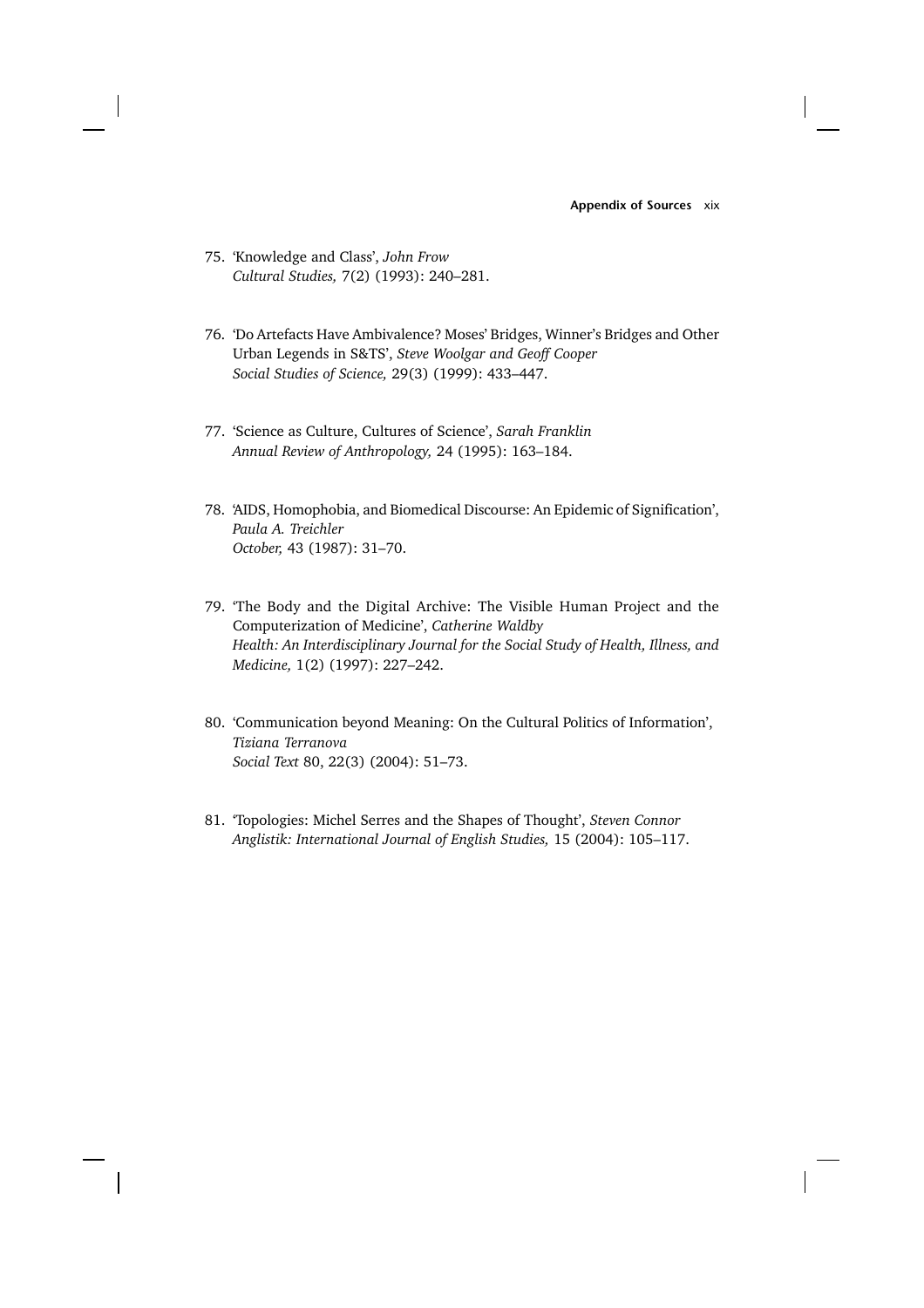75. 'Knowledge and Class', *John Frow*
    *Cultural Studies,* 7(2) (1993): 240–281.

76. 'Do Artefacts Have Ambivalence? Moses' Bridges, Winner's Bridges and Other Urban Legends in S&TS', *Steve Woolgar and Geoff Cooper*
    *Social Studies of Science,* 29(3) (1999): 433–447.

77. 'Science as Culture, Cultures of Science', *Sarah Franklin*
    *Annual Review of Anthropology,* 24 (1995): 163–184.

78. 'AIDS, Homophobia, and Biomedical Discourse: An Epidemic of Signification', *Paula A. Treichler*
    *October,* 43 (1987): 31–70.

79. 'The Body and the Digital Archive: The Visible Human Project and the Computerization of Medicine', *Catherine Waldby*
    *Health: An Interdisciplinary Journal for the Social Study of Health, Illness, and Medicine,* 1(2) (1997): 227–242.

80. 'Communication beyond Meaning: On the Cultural Politics of Information', *Tiziana Terranova*
    *Social Text* 80, 22(3) (2004): 51–73.

81. 'Topologies: Michel Serres and the Shapes of Thought', *Steven Connor*
    *Anglistik: International Journal of English Studies,* 15 (2004): 105–117.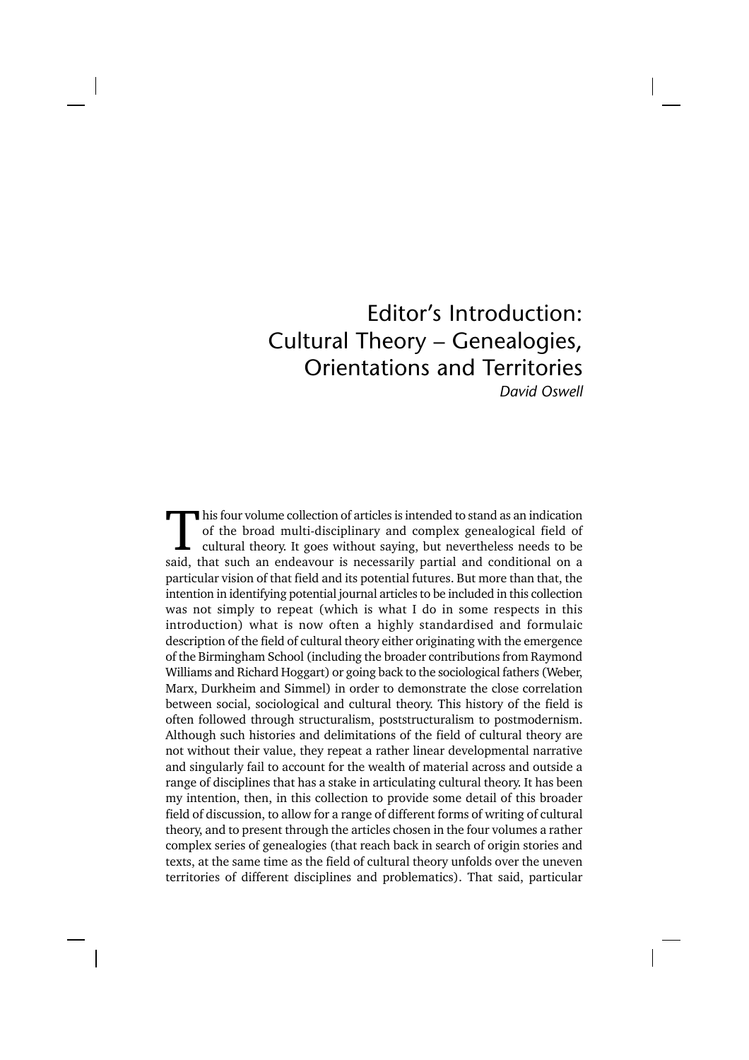# Editor's Introduction: Cultural Theory – Genealogies, Orientations and Territories

*David Oswell*

This four volume collection of articles is intended to stand as an indication of the broad multi-disciplinary and complex genealogical field of cultural theory. It goes without saying, but nevertheless needs to be said, that such an endeavour is necessarily partial and conditional on a particular vision of that field and its potential futures. But more than that, the intention in identifying potential journal articles to be included in this collection was not simply to repeat (which is what I do in some respects in this introduction) what is now often a highly standardised and formulaic description of the field of cultural theory either originating with the emergence of the Birmingham School (including the broader contributions from Raymond Williams and Richard Hoggart) or going back to the sociological fathers (Weber, Marx, Durkheim and Simmel) in order to demonstrate the close correlation between social, sociological and cultural theory. This history of the field is often followed through structuralism, poststructuralism to postmodernism. Although such histories and delimitations of the field of cultural theory are not without their value, they repeat a rather linear developmental narrative and singularly fail to account for the wealth of material across and outside a range of disciplines that has a stake in articulating cultural theory. It has been my intention, then, in this collection to provide some detail of this broader field of discussion, to allow for a range of different forms of writing of cultural theory, and to present through the articles chosen in the four volumes a rather complex series of genealogies (that reach back in search of origin stories and texts, at the same time as the field of cultural theory unfolds over the uneven territories of different disciplines and problematics). That said, particular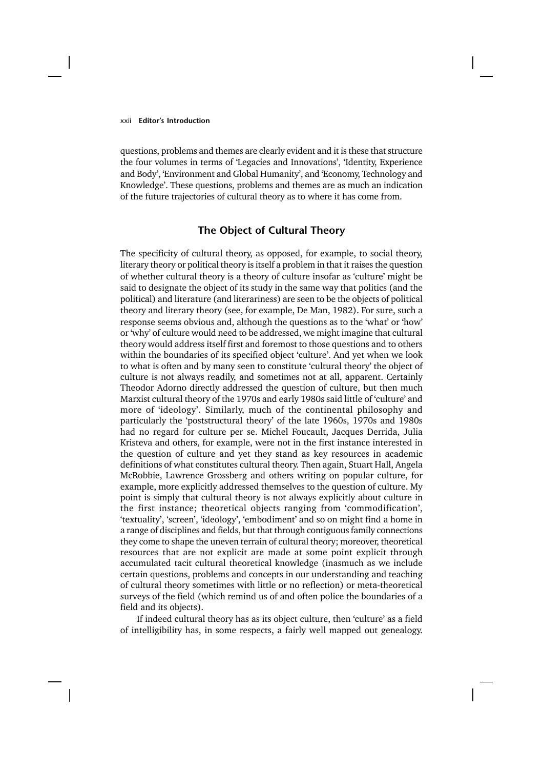questions, problems and themes are clearly evident and it is these that structure the four volumes in terms of 'Legacies and Innovations', 'Identity, Experience and Body', 'Environment and Global Humanity', and 'Economy, Technology and Knowledge'. These questions, problems and themes are as much an indication of the future trajectories of cultural theory as to where it has come from.

## The Object of Cultural Theory

The specificity of cultural theory, as opposed, for example, to social theory, literary theory or political theory is itself a problem in that it raises the question of whether cultural theory is a theory of culture insofar as 'culture' might be said to designate the object of its study in the same way that politics (and the political) and literature (and literariness) are seen to be the objects of political theory and literary theory (see, for example, De Man, 1982). For sure, such a response seems obvious and, although the questions as to the 'what' or 'how' or 'why' of culture would need to be addressed, we might imagine that cultural theory would address itself first and foremost to those questions and to others within the boundaries of its specified object 'culture'. And yet when we look to what is often and by many seen to constitute 'cultural theory' the object of culture is not always readily, and sometimes not at all, apparent. Certainly Theodor Adorno directly addressed the question of culture, but then much Marxist cultural theory of the 1970s and early 1980s said little of 'culture' and more of 'ideology'. Similarly, much of the continental philosophy and particularly the 'poststructural theory' of the late 1960s, 1970s and 1980s had no regard for culture per se. Michel Foucault, Jacques Derrida, Julia Kristeva and others, for example, were not in the first instance interested in the question of culture and yet they stand as key resources in academic definitions of what constitutes cultural theory. Then again, Stuart Hall, Angela McRobbie, Lawrence Grossberg and others writing on popular culture, for example, more explicitly addressed themselves to the question of culture. My point is simply that cultural theory is not always explicitly about culture in the first instance; theoretical objects ranging from 'commodification', 'textuality', 'screen', 'ideology', 'embodiment' and so on might find a home in a range of disciplines and fields, but that through contiguous family connections they come to shape the uneven terrain of cultural theory; moreover, theoretical resources that are not explicit are made at some point explicit through accumulated tacit cultural theoretical knowledge (inasmuch as we include certain questions, problems and concepts in our understanding and teaching of cultural theory sometimes with little or no reflection) or meta-theoretical surveys of the field (which remind us of and often police the boundaries of a field and its objects).

If indeed cultural theory has as its object culture, then 'culture' as a field of intelligibility has, in some respects, a fairly well mapped out genealogy.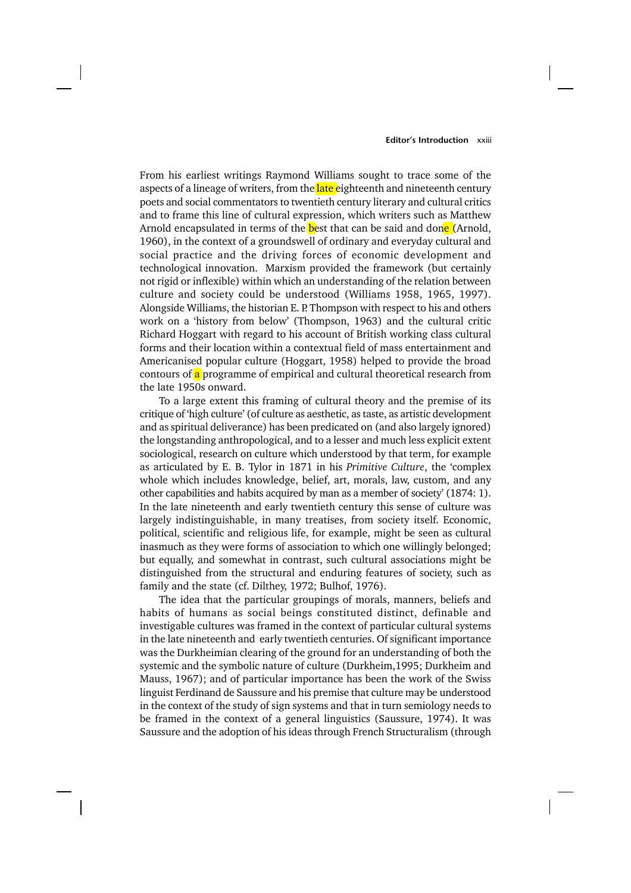From his earliest writings Raymond Williams sought to trace some of the aspects of a lineage of writers, from the late eighteenth and nineteenth century poets and social commentators to twentieth century literary and cultural critics and to frame this line of cultural expression, which writers such as Matthew Arnold encapsulated in terms of the best that can be said and done (Arnold, 1960), in the context of a groundswell of ordinary and everyday cultural and social practice and the driving forces of economic development and technological innovation. Marxism provided the framework (but certainly not rigid or inflexible) within which an understanding of the relation between culture and society could be understood (Williams 1958, 1965, 1997). Alongside Williams, the historian E. P. Thompson with respect to his and others work on a 'history from below' (Thompson, 1963) and the cultural critic Richard Hoggart with regard to his account of British working class cultural forms and their location within a contextual field of mass entertainment and Americanised popular culture (Hoggart, 1958) helped to provide the broad contours of a programme of empirical and cultural theoretical research from the late 1950s onward.

To a large extent this framing of cultural theory and the premise of its critique of 'high culture' (of culture as aesthetic, as taste, as artistic development and as spiritual deliverance) has been predicated on (and also largely ignored) the longstanding anthropological, and to a lesser and much less explicit extent sociological, research on culture which understood by that term, for example as articulated by E. B. Tylor in 1871 in his *Primitive Culture*, the 'complex whole which includes knowledge, belief, art, morals, law, custom, and any other capabilities and habits acquired by man as a member of society' (1874: 1). In the late nineteenth and early twentieth century this sense of culture was largely indistinguishable, in many treatises, from society itself. Economic, political, scientific and religious life, for example, might be seen as cultural inasmuch as they were forms of association to which one willingly belonged; but equally, and somewhat in contrast, such cultural associations might be distinguished from the structural and enduring features of society, such as family and the state (cf. Dilthey, 1972; Bulhof, 1976).

The idea that the particular groupings of morals, manners, beliefs and habits of humans as social beings constituted distinct, definable and investigable cultures was framed in the context of particular cultural systems in the late nineteenth and early twentieth centuries. Of significant importance was the Durkheimian clearing of the ground for an understanding of both the systemic and the symbolic nature of culture (Durkheim,1995; Durkheim and Mauss, 1967); and of particular importance has been the work of the Swiss linguist Ferdinand de Saussure and his premise that culture may be understood in the context of the study of sign systems and that in turn semiology needs to be framed in the context of a general linguistics (Saussure, 1974). It was Saussure and the adoption of his ideas through French Structuralism (through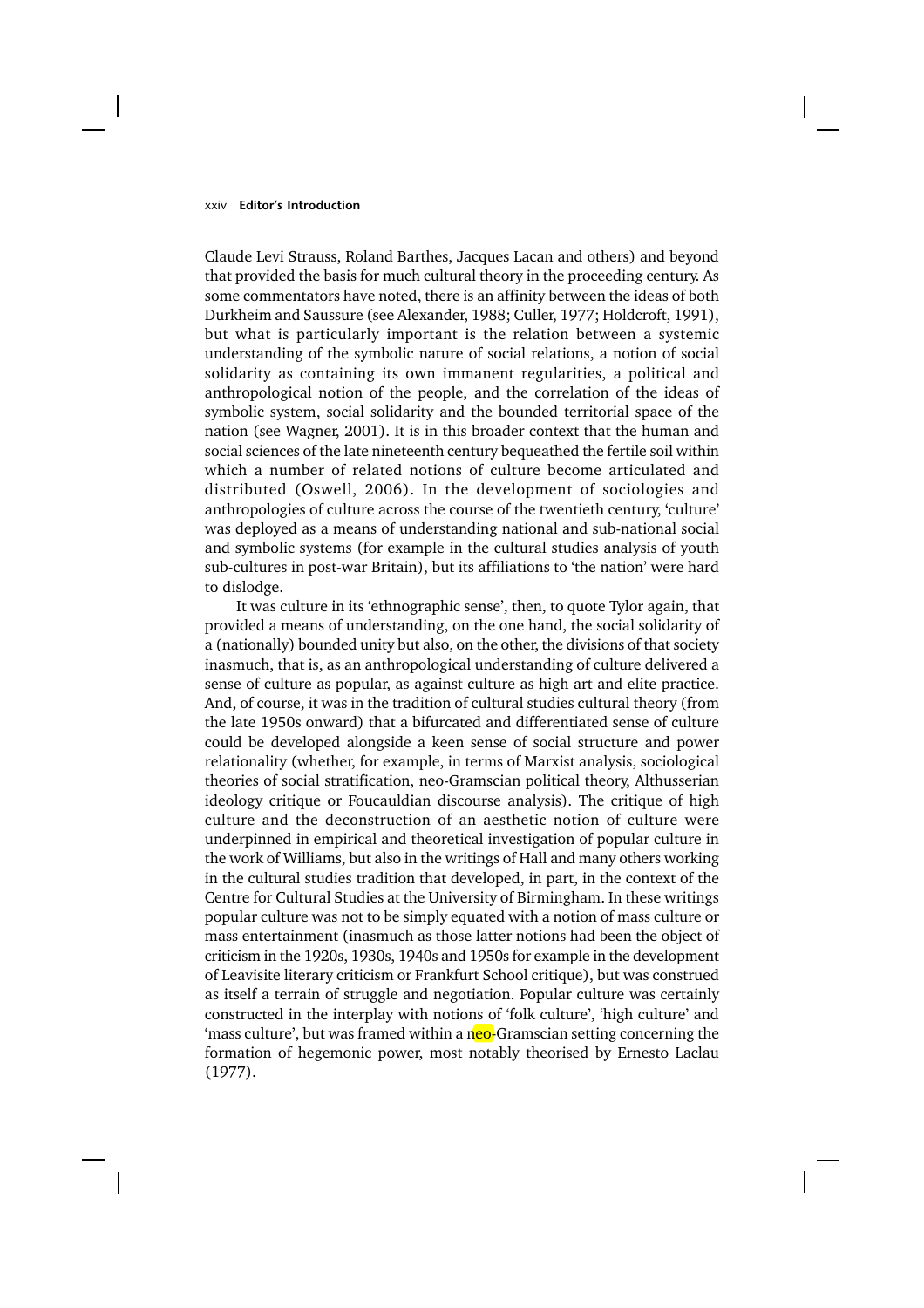Claude Levi Strauss, Roland Barthes, Jacques Lacan and others) and beyond that provided the basis for much cultural theory in the proceeding century. As some commentators have noted, there is an affinity between the ideas of both Durkheim and Saussure (see Alexander, 1988; Culler, 1977; Holdcroft, 1991), but what is particularly important is the relation between a systemic understanding of the symbolic nature of social relations, a notion of social solidarity as containing its own immanent regularities, a political and anthropological notion of the people, and the correlation of the ideas of symbolic system, social solidarity and the bounded territorial space of the nation (see Wagner, 2001). It is in this broader context that the human and social sciences of the late nineteenth century bequeathed the fertile soil within which a number of related notions of culture become articulated and distributed (Oswell, 2006). In the development of sociologies and anthropologies of culture across the course of the twentieth century, 'culture' was deployed as a means of understanding national and sub-national social and symbolic systems (for example in the cultural studies analysis of youth sub-cultures in post-war Britain), but its affiliations to 'the nation' were hard to dislodge.

It was culture in its 'ethnographic sense', then, to quote Tylor again, that provided a means of understanding, on the one hand, the social solidarity of a (nationally) bounded unity but also, on the other, the divisions of that society inasmuch, that is, as an anthropological understanding of culture delivered a sense of culture as popular, as against culture as high art and elite practice. And, of course, it was in the tradition of cultural studies cultural theory (from the late 1950s onward) that a bifurcated and differentiated sense of culture could be developed alongside a keen sense of social structure and power relationality (whether, for example, in terms of Marxist analysis, sociological theories of social stratification, neo-Gramscian political theory, Althusserian ideology critique or Foucauldian discourse analysis). The critique of high culture and the deconstruction of an aesthetic notion of culture were underpinned in empirical and theoretical investigation of popular culture in the work of Williams, but also in the writings of Hall and many others working in the cultural studies tradition that developed, in part, in the context of the Centre for Cultural Studies at the University of Birmingham. In these writings popular culture was not to be simply equated with a notion of mass culture or mass entertainment (inasmuch as those latter notions had been the object of criticism in the 1920s, 1930s, 1940s and 1950s for example in the development of Leavisite literary criticism or Frankfurt School critique), but was construed as itself a terrain of struggle and negotiation. Popular culture was certainly constructed in the interplay with notions of 'folk culture', 'high culture' and 'mass culture', but was framed within a neo-Gramscian setting concerning the formation of hegemonic power, most notably theorised by Ernesto Laclau (1977).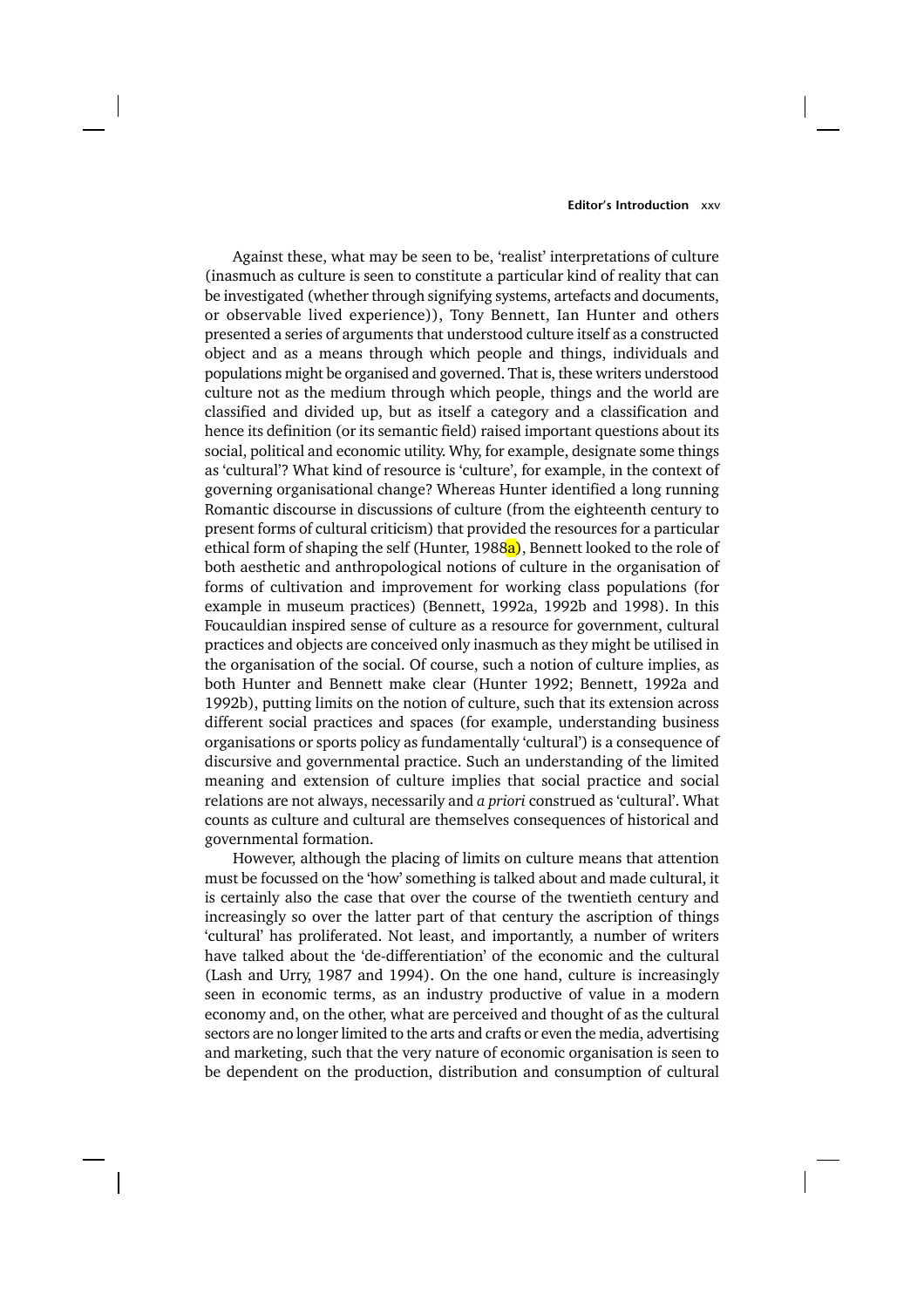Against these, what may be seen to be, 'realist' interpretations of culture (inasmuch as culture is seen to constitute a particular kind of reality that can be investigated (whether through signifying systems, artefacts and documents, or observable lived experience)), Tony Bennett, Ian Hunter and others presented a series of arguments that understood culture itself as a constructed object and as a means through which people and things, individuals and populations might be organised and governed. That is, these writers understood culture not as the medium through which people, things and the world are classified and divided up, but as itself a category and a classification and hence its definition (or its semantic field) raised important questions about its social, political and economic utility. Why, for example, designate some things as 'cultural'? What kind of resource is 'culture', for example, in the context of governing organisational change? Whereas Hunter identified a long running Romantic discourse in discussions of culture (from the eighteenth century to present forms of cultural criticism) that provided the resources for a particular ethical form of shaping the self (Hunter, 1988a), Bennett looked to the role of both aesthetic and anthropological notions of culture in the organisation of forms of cultivation and improvement for working class populations (for example in museum practices) (Bennett, 1992a, 1992b and 1998). In this Foucauldian inspired sense of culture as a resource for government, cultural practices and objects are conceived only inasmuch as they might be utilised in the organisation of the social. Of course, such a notion of culture implies, as both Hunter and Bennett make clear (Hunter 1992; Bennett, 1992a and 1992b), putting limits on the notion of culture, such that its extension across different social practices and spaces (for example, understanding business organisations or sports policy as fundamentally 'cultural') is a consequence of discursive and governmental practice. Such an understanding of the limited meaning and extension of culture implies that social practice and social relations are not always, necessarily and *a priori* construed as 'cultural'. What counts as culture and cultural are themselves consequences of historical and governmental formation.

However, although the placing of limits on culture means that attention must be focussed on the 'how' something is talked about and made cultural, it is certainly also the case that over the course of the twentieth century and increasingly so over the latter part of that century the ascription of things 'cultural' has proliferated. Not least, and importantly, a number of writers have talked about the 'de-differentiation' of the economic and the cultural (Lash and Urry, 1987 and 1994). On the one hand, culture is increasingly seen in economic terms, as an industry productive of value in a modern economy and, on the other, what are perceived and thought of as the cultural sectors are no longer limited to the arts and crafts or even the media, advertising and marketing, such that the very nature of economic organisation is seen to be dependent on the production, distribution and consumption of cultural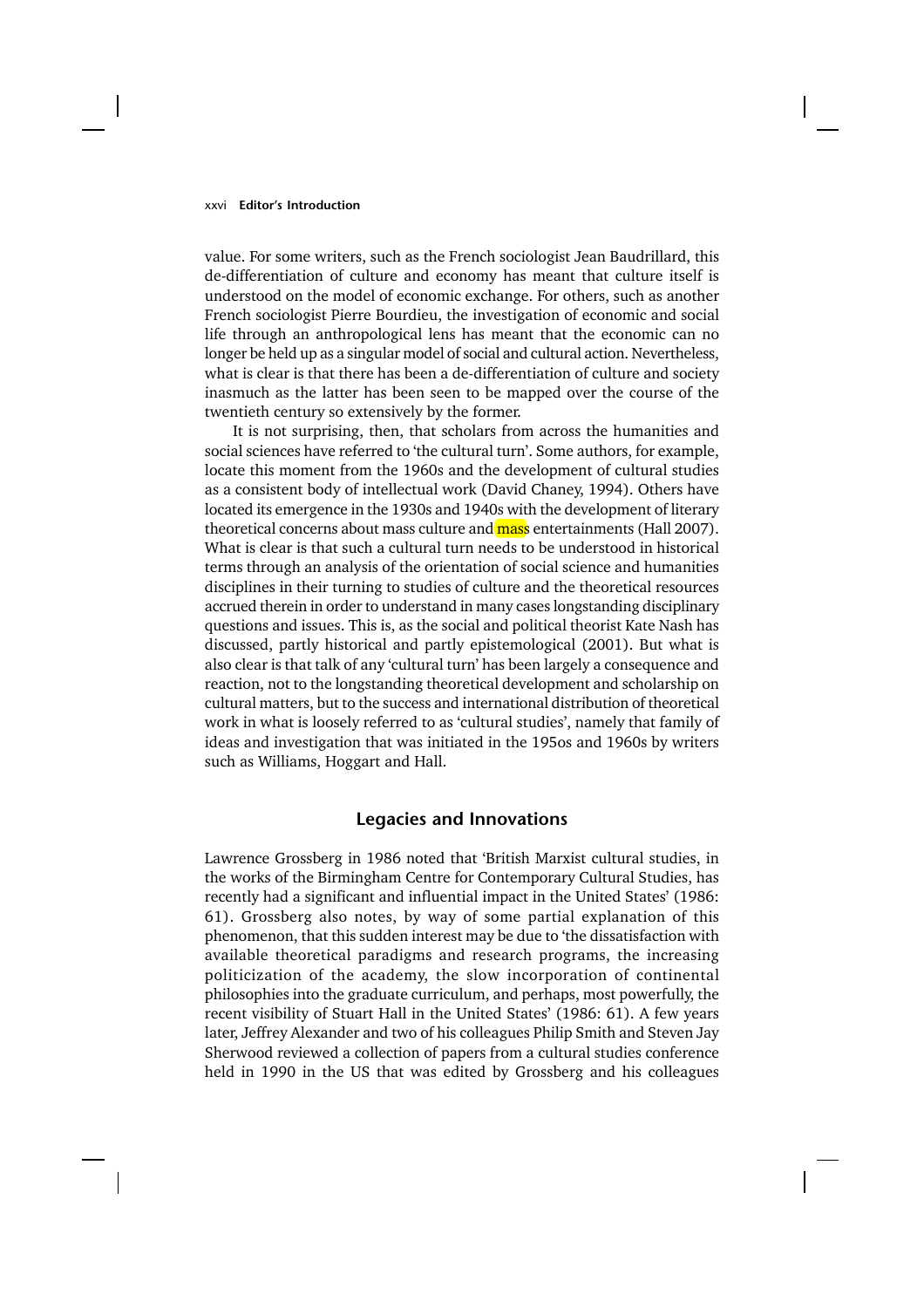value. For some writers, such as the French sociologist Jean Baudrillard, this de-differentiation of culture and economy has meant that culture itself is understood on the model of economic exchange. For others, such as another French sociologist Pierre Bourdieu, the investigation of economic and social life through an anthropological lens has meant that the economic can no longer be held up as a singular model of social and cultural action. Nevertheless, what is clear is that there has been a de-differentiation of culture and society inasmuch as the latter has been seen to be mapped over the course of the twentieth century so extensively by the former.

It is not surprising, then, that scholars from across the humanities and social sciences have referred to 'the cultural turn'. Some authors, for example, locate this moment from the 1960s and the development of cultural studies as a consistent body of intellectual work (David Chaney, 1994). Others have located its emergence in the 1930s and 1940s with the development of literary theoretical concerns about mass culture and mass entertainments (Hall 2007). What is clear is that such a cultural turn needs to be understood in historical terms through an analysis of the orientation of social science and humanities disciplines in their turning to studies of culture and the theoretical resources accrued therein in order to understand in many cases longstanding disciplinary questions and issues. This is, as the social and political theorist Kate Nash has discussed, partly historical and partly epistemological (2001). But what is also clear is that talk of any 'cultural turn' has been largely a consequence and reaction, not to the longstanding theoretical development and scholarship on cultural matters, but to the success and international distribution of theoretical work in what is loosely referred to as 'cultural studies', namely that family of ideas and investigation that was initiated in the 1950s and 1960s by writers such as Williams, Hoggart and Hall.

## Legacies and Innovations

Lawrence Grossberg in 1986 noted that 'British Marxist cultural studies, in the works of the Birmingham Centre for Contemporary Cultural Studies, has recently had a significant and influential impact in the United States' (1986: 61). Grossberg also notes, by way of some partial explanation of this phenomenon, that this sudden interest may be due to 'the dissatisfaction with available theoretical paradigms and research programs, the increasing politicization of the academy, the slow incorporation of continental philosophies into the graduate curriculum, and perhaps, most powerfully, the recent visibility of Stuart Hall in the United States' (1986: 61). A few years later, Jeffrey Alexander and two of his colleagues Philip Smith and Steven Jay Sherwood reviewed a collection of papers from a cultural studies conference held in 1990 in the US that was edited by Grossberg and his colleagues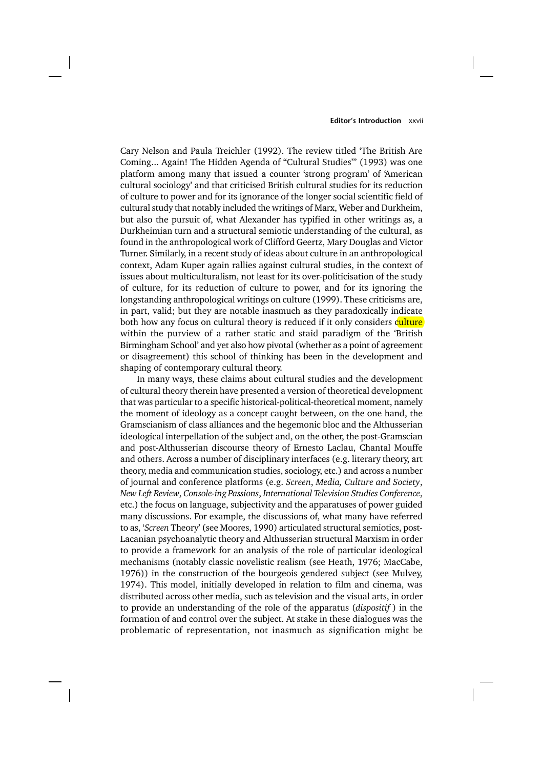Cary Nelson and Paula Treichler (1992). The review titled 'The British Are Coming... Again! The Hidden Agenda of "Cultural Studies"' (1993) was one platform among many that issued a counter 'strong program' of 'American cultural sociology' and that criticised British cultural studies for its reduction of culture to power and for its ignorance of the longer social scientific field of cultural study that notably included the writings of Marx, Weber and Durkheim, but also the pursuit of, what Alexander has typified in other writings as, a Durkheimian turn and a structural semiotic understanding of the cultural, as found in the anthropological work of Clifford Geertz, Mary Douglas and Victor Turner. Similarly, in a recent study of ideas about culture in an anthropological context, Adam Kuper again rallies against cultural studies, in the context of issues about multiculturalism, not least for its over-politicisation of the study of culture, for its reduction of culture to power, and for its ignoring the longstanding anthropological writings on culture (1999). These criticisms are, in part, valid; but they are notable inasmuch as they paradoxically indicate both how any focus on cultural theory is reduced if it only considers culture within the purview of a rather static and staid paradigm of the 'British Birmingham School' and yet also how pivotal (whether as a point of agreement or disagreement) this school of thinking has been in the development and shaping of contemporary cultural theory.

In many ways, these claims about cultural studies and the development of cultural theory therein have presented a version of theoretical development that was particular to a specific historical-political-theoretical moment, namely the moment of ideology as a concept caught between, on the one hand, the Gramscianism of class alliances and the hegemonic bloc and the Althusserian ideological interpellation of the subject and, on the other, the post-Gramscian and post-Althusserian discourse theory of Ernesto Laclau, Chantal Mouffe and others. Across a number of disciplinary interfaces (e.g. literary theory, art theory, media and communication studies, sociology, etc.) and across a number of journal and conference platforms (e.g. *Screen*, *Media, Culture and Society*, *New Left Review*, *Console-ing Passions*, *International Television Studies Conference*, etc.) the focus on language, subjectivity and the apparatuses of power guided many discussions. For example, the discussions of, what many have referred to as, '*Screen* Theory' (see Moores, 1990) articulated structural semiotics, post-Lacanian psychoanalytic theory and Althusserian structural Marxism in order to provide a framework for an analysis of the role of particular ideological mechanisms (notably classic novelistic realism (see Heath, 1976; MacCabe, 1976)) in the construction of the bourgeois gendered subject (see Mulvey, 1974). This model, initially developed in relation to film and cinema, was distributed across other media, such as television and the visual arts, in order to provide an understanding of the role of the apparatus (*dispositif*) in the formation of and control over the subject. At stake in these dialogues was the problematic of representation, not inasmuch as signification might be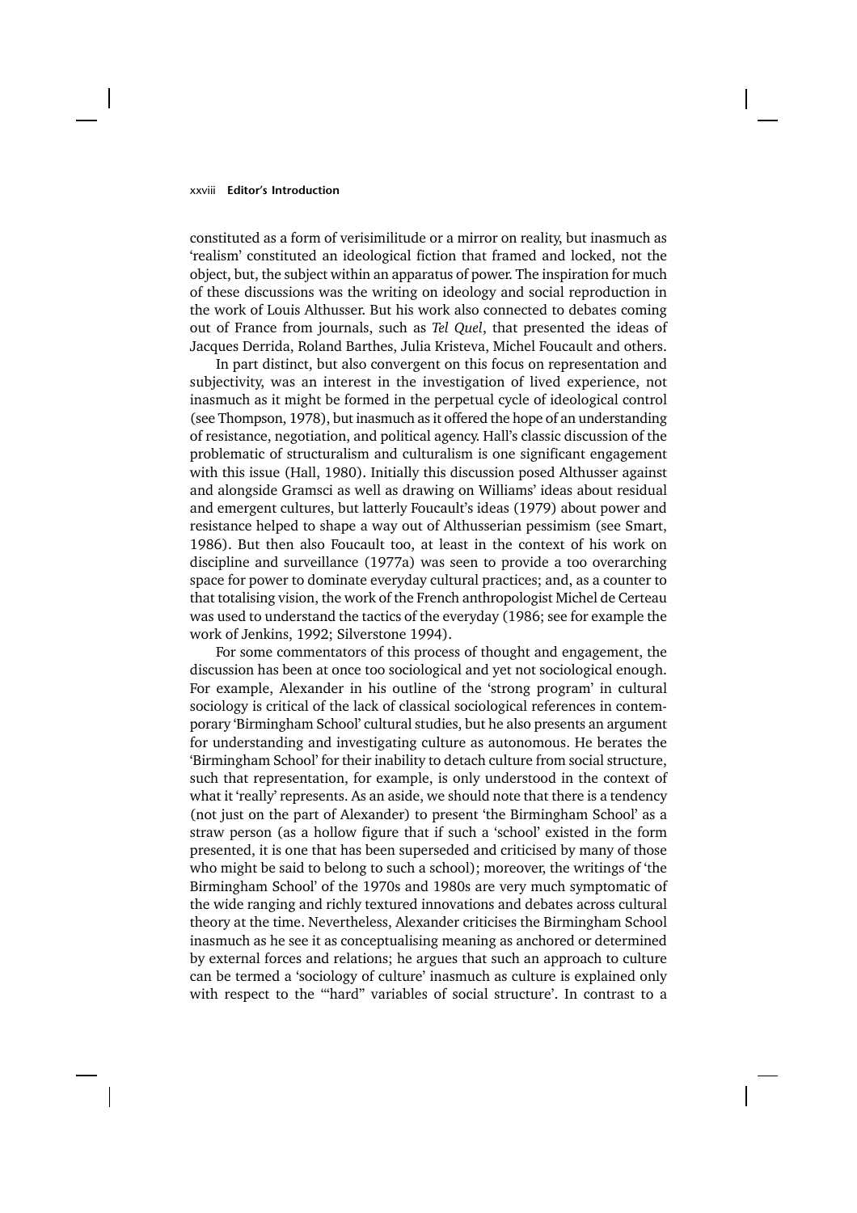constituted as a form of verisimilitude or a mirror on reality, but inasmuch as 'realism' constituted an ideological fiction that framed and locked, not the object, but, the subject within an apparatus of power. The inspiration for much of these discussions was the writing on ideology and social reproduction in the work of Louis Althusser. But his work also connected to debates coming out of France from journals, such as *Tel Quel*, that presented the ideas of Jacques Derrida, Roland Barthes, Julia Kristeva, Michel Foucault and others.

In part distinct, but also convergent on this focus on representation and subjectivity, was an interest in the investigation of lived experience, not inasmuch as it might be formed in the perpetual cycle of ideological control (see Thompson, 1978), but inasmuch as it offered the hope of an understanding of resistance, negotiation, and political agency. Hall's classic discussion of the problematic of structuralism and culturalism is one significant engagement with this issue (Hall, 1980). Initially this discussion posed Althusser against and alongside Gramsci as well as drawing on Williams' ideas about residual and emergent cultures, but latterly Foucault's ideas (1979) about power and resistance helped to shape a way out of Althusserian pessimism (see Smart, 1986). But then also Foucault too, at least in the context of his work on discipline and surveillance (1977a) was seen to provide a too overarching space for power to dominate everyday cultural practices; and, as a counter to that totalising vision, the work of the French anthropologist Michel de Certeau was used to understand the tactics of the everyday (1986; see for example the work of Jenkins, 1992; Silverstone 1994).

For some commentators of this process of thought and engagement, the discussion has been at once too sociological and yet not sociological enough. For example, Alexander in his outline of the 'strong program' in cultural sociology is critical of the lack of classical sociological references in contemporary 'Birmingham School' cultural studies, but he also presents an argument for understanding and investigating culture as autonomous. He berates the 'Birmingham School' for their inability to detach culture from social structure, such that representation, for example, is only understood in the context of what it 'really' represents. As an aside, we should note that there is a tendency (not just on the part of Alexander) to present 'the Birmingham School' as a straw person (as a hollow figure that if such a 'school' existed in the form presented, it is one that has been superseded and criticised by many of those who might be said to belong to such a school); moreover, the writings of 'the Birmingham School' of the 1970s and 1980s are very much symptomatic of the wide ranging and richly textured innovations and debates across cultural theory at the time. Nevertheless, Alexander criticises the Birmingham School inasmuch as he see it as conceptualising meaning as anchored or determined by external forces and relations; he argues that such an approach to culture can be termed a 'sociology of culture' inasmuch as culture is explained only with respect to the '"hard" variables of social structure'. In contrast to a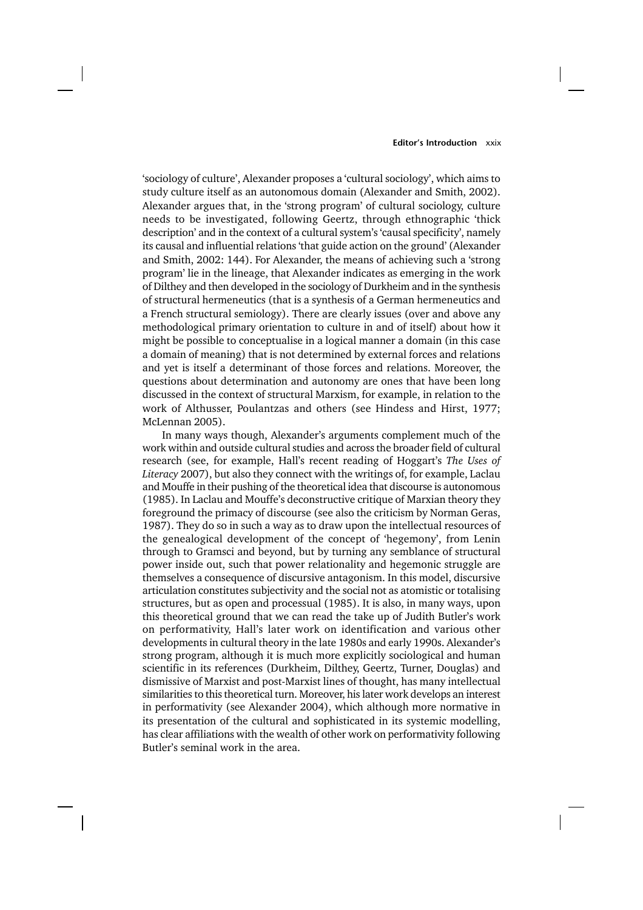'sociology of culture', Alexander proposes a 'cultural sociology', which aims to study culture itself as an autonomous domain (Alexander and Smith, 2002). Alexander argues that, in the 'strong program' of cultural sociology, culture needs to be investigated, following Geertz, through ethnographic 'thick description' and in the context of a cultural system's 'causal specificity', namely its causal and influential relations 'that guide action on the ground' (Alexander and Smith, 2002: 144). For Alexander, the means of achieving such a 'strong program' lie in the lineage, that Alexander indicates as emerging in the work of Dilthey and then developed in the sociology of Durkheim and in the synthesis of structural hermeneutics (that is a synthesis of a German hermeneutics and a French structural semiology). There are clearly issues (over and above any methodological primary orientation to culture in and of itself) about how it might be possible to conceptualise in a logical manner a domain (in this case a domain of meaning) that is not determined by external forces and relations and yet is itself a determinant of those forces and relations. Moreover, the questions about determination and autonomy are ones that have been long discussed in the context of structural Marxism, for example, in relation to the work of Althusser, Poulantzas and others (see Hindess and Hirst, 1977; McLennan 2005).

In many ways though, Alexander's arguments complement much of the work within and outside cultural studies and across the broader field of cultural research (see, for example, Hall's recent reading of Hoggart's *The Uses of Literacy* 2007), but also they connect with the writings of, for example, Laclau and Mouffe in their pushing of the theoretical idea that discourse is autonomous (1985). In Laclau and Mouffe's deconstructive critique of Marxian theory they foreground the primacy of discourse (see also the criticism by Norman Geras, 1987). They do so in such a way as to draw upon the intellectual resources of the genealogical development of the concept of 'hegemony', from Lenin through to Gramsci and beyond, but by turning any semblance of structural power inside out, such that power relationality and hegemonic struggle are themselves a consequence of discursive antagonism. In this model, discursive articulation constitutes subjectivity and the social not as atomistic or totalising structures, but as open and processual (1985). It is also, in many ways, upon this theoretical ground that we can read the take up of Judith Butler's work on performativity, Hall's later work on identification and various other developments in cultural theory in the late 1980s and early 1990s. Alexander's strong program, although it is much more explicitly sociological and human scientific in its references (Durkheim, Dilthey, Geertz, Turner, Douglas) and dismissive of Marxist and post-Marxist lines of thought, has many intellectual similarities to this theoretical turn. Moreover, his later work develops an interest in performativity (see Alexander 2004), which although more normative in its presentation of the cultural and sophisticated in its systemic modelling, has clear affiliations with the wealth of other work on performativity following Butler's seminal work in the area.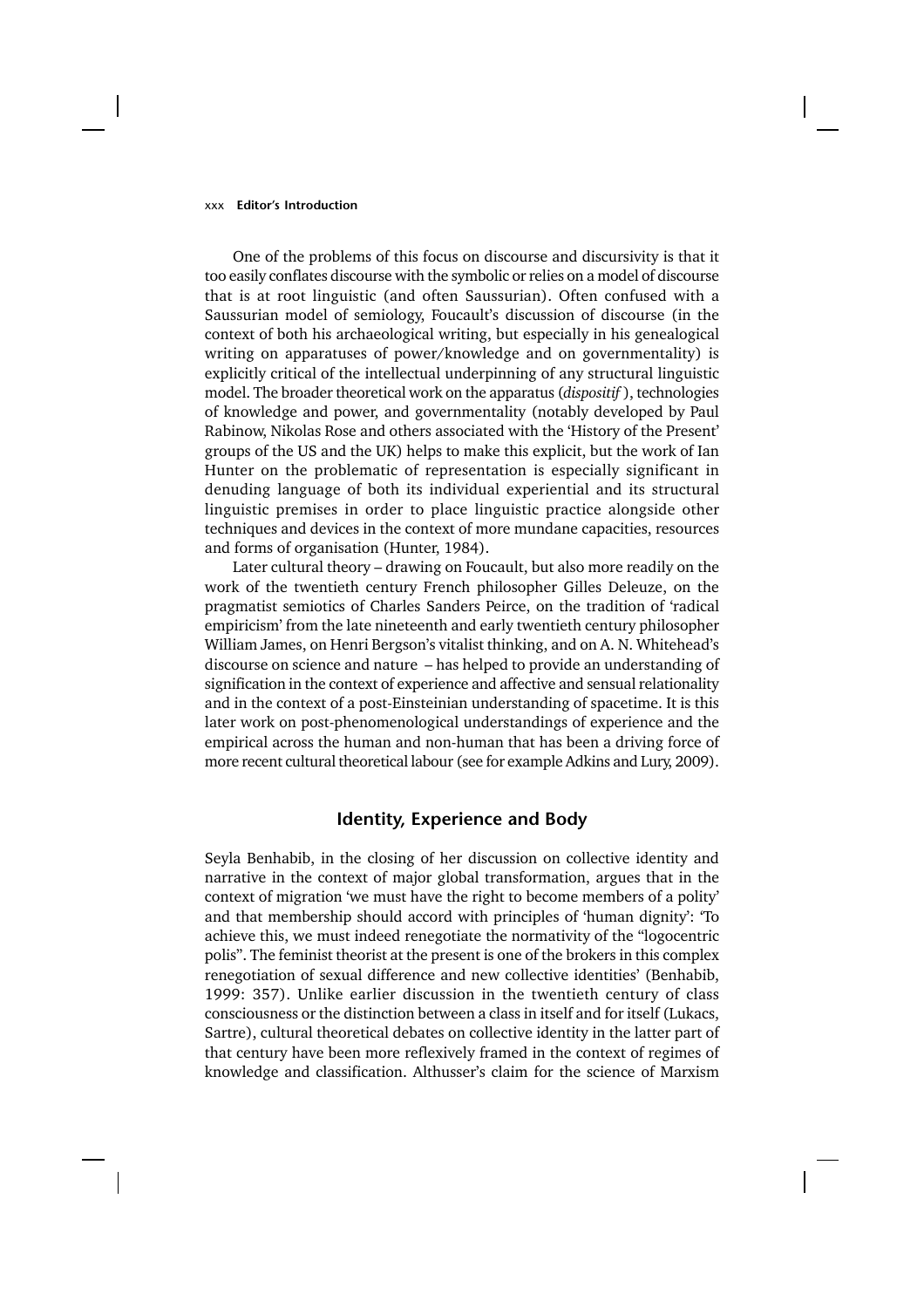One of the problems of this focus on discourse and discursivity is that it too easily conflates discourse with the symbolic or relies on a model of discourse that is at root linguistic (and often Saussurian). Often confused with a Saussurian model of semiology, Foucault's discussion of discourse (in the context of both his archaeological writing, but especially in his genealogical writing on apparatuses of power/knowledge and on governmentality) is explicitly critical of the intellectual underpinning of any structural linguistic model. The broader theoretical work on the apparatus (*dispositif*), technologies of knowledge and power, and governmentality (notably developed by Paul Rabinow, Nikolas Rose and others associated with the 'History of the Present' groups of the US and the UK) helps to make this explicit, but the work of Ian Hunter on the problematic of representation is especially significant in denuding language of both its individual experiential and its structural linguistic premises in order to place linguistic practice alongside other techniques and devices in the context of more mundane capacities, resources and forms of organisation (Hunter, 1984).

Later cultural theory – drawing on Foucault, but also more readily on the work of the twentieth century French philosopher Gilles Deleuze, on the pragmatist semiotics of Charles Sanders Peirce, on the tradition of 'radical empiricism' from the late nineteenth and early twentieth century philosopher William James, on Henri Bergson's vitalist thinking, and on A. N. Whitehead's discourse on science and nature – has helped to provide an understanding of signification in the context of experience and affective and sensual relationality and in the context of a post-Einsteinian understanding of spacetime. It is this later work on post-phenomenological understandings of experience and the empirical across the human and non-human that has been a driving force of more recent cultural theoretical labour (see for example Adkins and Lury, 2009).

## Identity, Experience and Body

Seyla Benhabib, in the closing of her discussion on collective identity and narrative in the context of major global transformation, argues that in the context of migration 'we must have the right to become members of a polity' and that membership should accord with principles of 'human dignity': 'To achieve this, we must indeed renegotiate the normativity of the "logocentric polis". The feminist theorist at the present is one of the brokers in this complex renegotiation of sexual difference and new collective identities' (Benhabib, 1999: 357). Unlike earlier discussion in the twentieth century of class consciousness or the distinction between a class in itself and for itself (Lukacs, Sartre), cultural theoretical debates on collective identity in the latter part of that century have been more reflexively framed in the context of regimes of knowledge and classification. Althusser's claim for the science of Marxism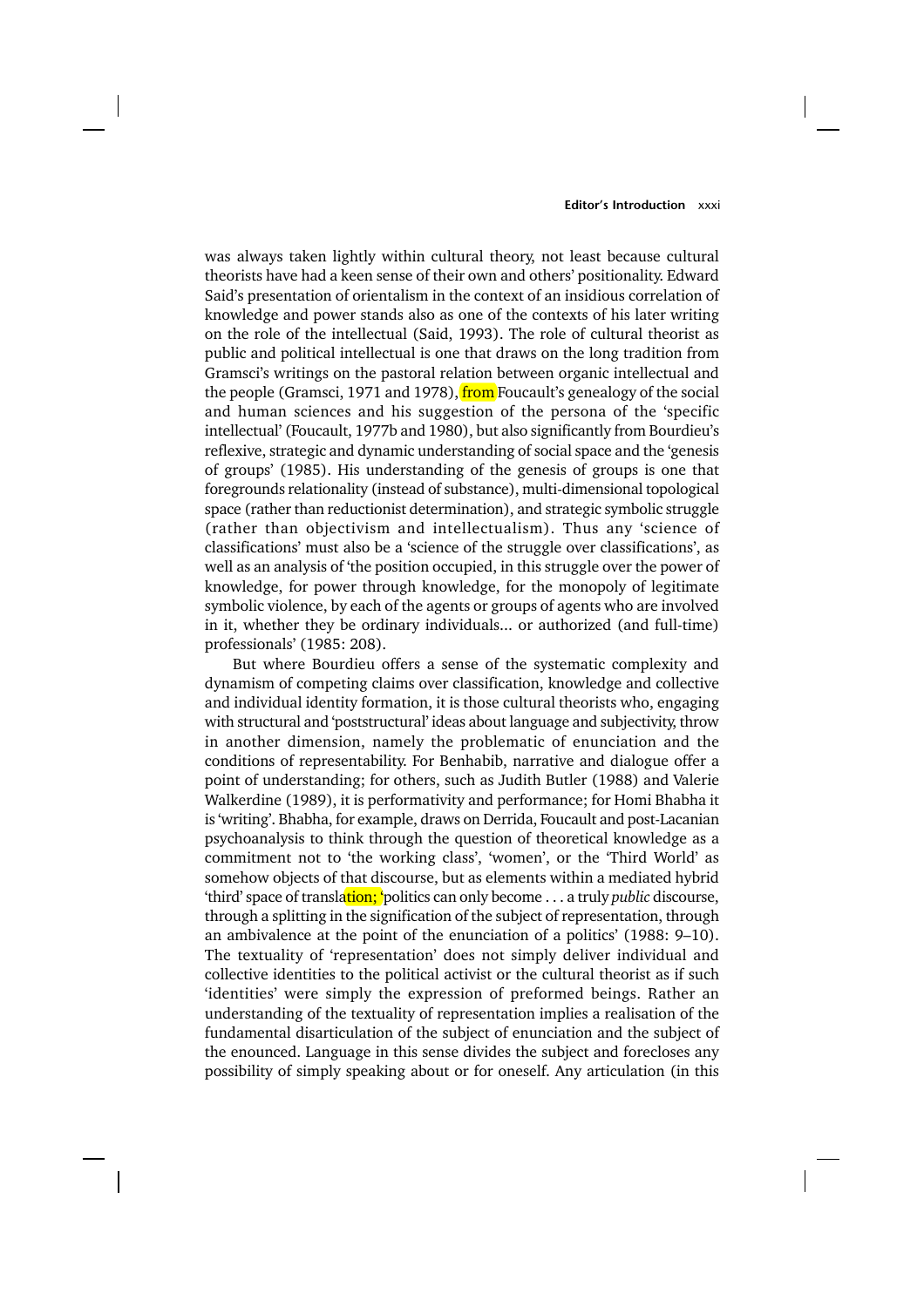was always taken lightly within cultural theory, not least because cultural theorists have had a keen sense of their own and others' positionality. Edward Said's presentation of orientalism in the context of an insidious correlation of knowledge and power stands also as one of the contexts of his later writing on the role of the intellectual (Said, 1993). The role of cultural theorist as public and political intellectual is one that draws on the long tradition from Gramsci's writings on the pastoral relation between organic intellectual and the people (Gramsci, 1971 and 1978), from Foucault's genealogy of the social and human sciences and his suggestion of the persona of the 'specific intellectual' (Foucault, 1977b and 1980), but also significantly from Bourdieu's reflexive, strategic and dynamic understanding of social space and the 'genesis of groups' (1985). His understanding of the genesis of groups is one that foregrounds relationality (instead of substance), multi-dimensional topological space (rather than reductionist determination), and strategic symbolic struggle (rather than objectivism and intellectualism). Thus any 'science of classifications' must also be a 'science of the struggle over classifications', as well as an analysis of 'the position occupied, in this struggle over the power of knowledge, for power through knowledge, for the monopoly of legitimate symbolic violence, by each of the agents or groups of agents who are involved in it, whether they be ordinary individuals... or authorized (and full-time) professionals' (1985: 208).

But where Bourdieu offers a sense of the systematic complexity and dynamism of competing claims over classification, knowledge and collective and individual identity formation, it is those cultural theorists who, engaging with structural and 'poststructural' ideas about language and subjectivity, throw in another dimension, namely the problematic of enunciation and the conditions of representability. For Benhabib, narrative and dialogue offer a point of understanding; for others, such as Judith Butler (1988) and Valerie Walkerdine (1989), it is performativity and performance; for Homi Bhabha it is 'writing'. Bhabha, for example, draws on Derrida, Foucault and post-Lacanian psychoanalysis to think through the question of theoretical knowledge as a commitment not to 'the working class', 'women', or the 'Third World' as somehow objects of that discourse, but as elements within a mediated hybrid 'third' space of translation; 'politics can only become . . . a truly *public* discourse, through a splitting in the signification of the subject of representation, through an ambivalence at the point of the enunciation of a politics' (1988: 9–10). The textuality of 'representation' does not simply deliver individual and collective identities to the political activist or the cultural theorist as if such 'identities' were simply the expression of preformed beings. Rather an understanding of the textuality of representation implies a realisation of the fundamental disarticulation of the subject of enunciation and the subject of the enounced. Language in this sense divides the subject and forecloses any possibility of simply speaking about or for oneself. Any articulation (in this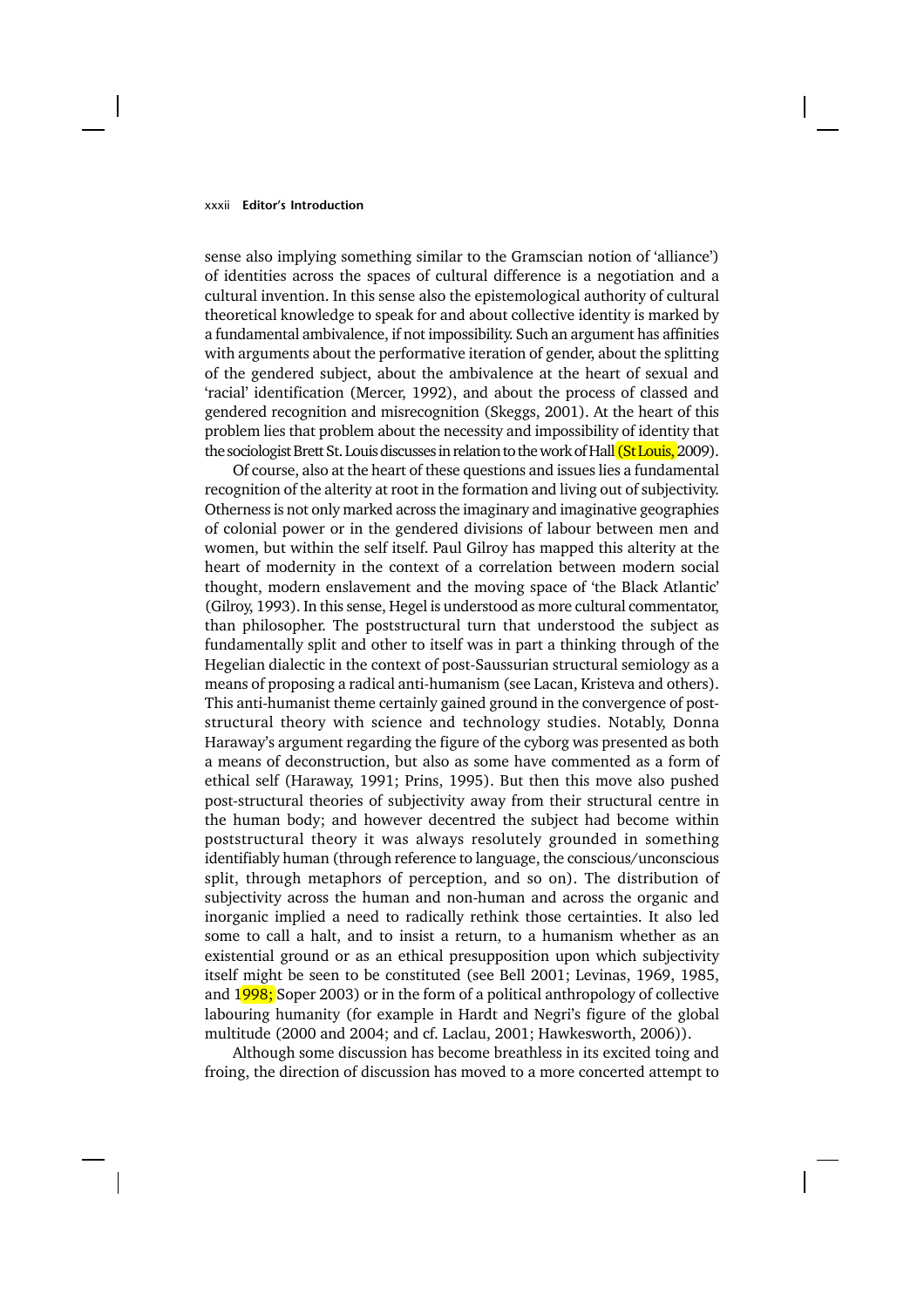sense also implying something similar to the Gramscian notion of 'alliance') of identities across the spaces of cultural difference is a negotiation and a cultural invention. In this sense also the epistemological authority of cultural theoretical knowledge to speak for and about collective identity is marked by a fundamental ambivalence, if not impossibility. Such an argument has affinities with arguments about the performative iteration of gender, about the splitting of the gendered subject, about the ambivalence at the heart of sexual and 'racial' identification (Mercer, 1992), and about the process of classed and gendered recognition and misrecognition (Skeggs, 2001). At the heart of this problem lies that problem about the necessity and impossibility of identity that the sociologist Brett St. Louis discusses in relation to the work of Hall (St Louis, 2009).

Of course, also at the heart of these questions and issues lies a fundamental recognition of the alterity at root in the formation and living out of subjectivity. Otherness is not only marked across the imaginary and imaginative geographies of colonial power or in the gendered divisions of labour between men and women, but within the self itself. Paul Gilroy has mapped this alterity at the heart of modernity in the context of a correlation between modern social thought, modern enslavement and the moving space of 'the Black Atlantic' (Gilroy, 1993). In this sense, Hegel is understood as more cultural commentator, than philosopher. The poststructural turn that understood the subject as fundamentally split and other to itself was in part a thinking through of the Hegelian dialectic in the context of post-Saussurian structural semiology as a means of proposing a radical anti-humanism (see Lacan, Kristeva and others). This anti-humanist theme certainly gained ground in the convergence of post-structural theory with science and technology studies. Notably, Donna Haraway's argument regarding the figure of the cyborg was presented as both a means of deconstruction, but also as some have commented as a form of ethical self (Haraway, 1991; Prins, 1995). But then this move also pushed post-structural theories of subjectivity away from their structural centre in the human body; and however decentred the subject had become within poststructural theory it was always resolutely grounded in something identifiably human (through reference to language, the conscious/unconscious split, through metaphors of perception, and so on). The distribution of subjectivity across the human and non-human and across the organic and inorganic implied a need to radically rethink those certainties. It also led some to call a halt, and to insist a return, to a humanism whether as an existential ground or as an ethical presupposition upon which subjectivity itself might be seen to be constituted (see Bell 2001; Levinas, 1969, 1985, and 1998; Soper 2003) or in the form of a political anthropology of collective labouring humanity (for example in Hardt and Negri's figure of the global multitude (2000 and 2004; and cf. Laclau, 2001; Hawkesworth, 2006)).

Although some discussion has become breathless in its excited toing and froing, the direction of discussion has moved to a more concerted attempt to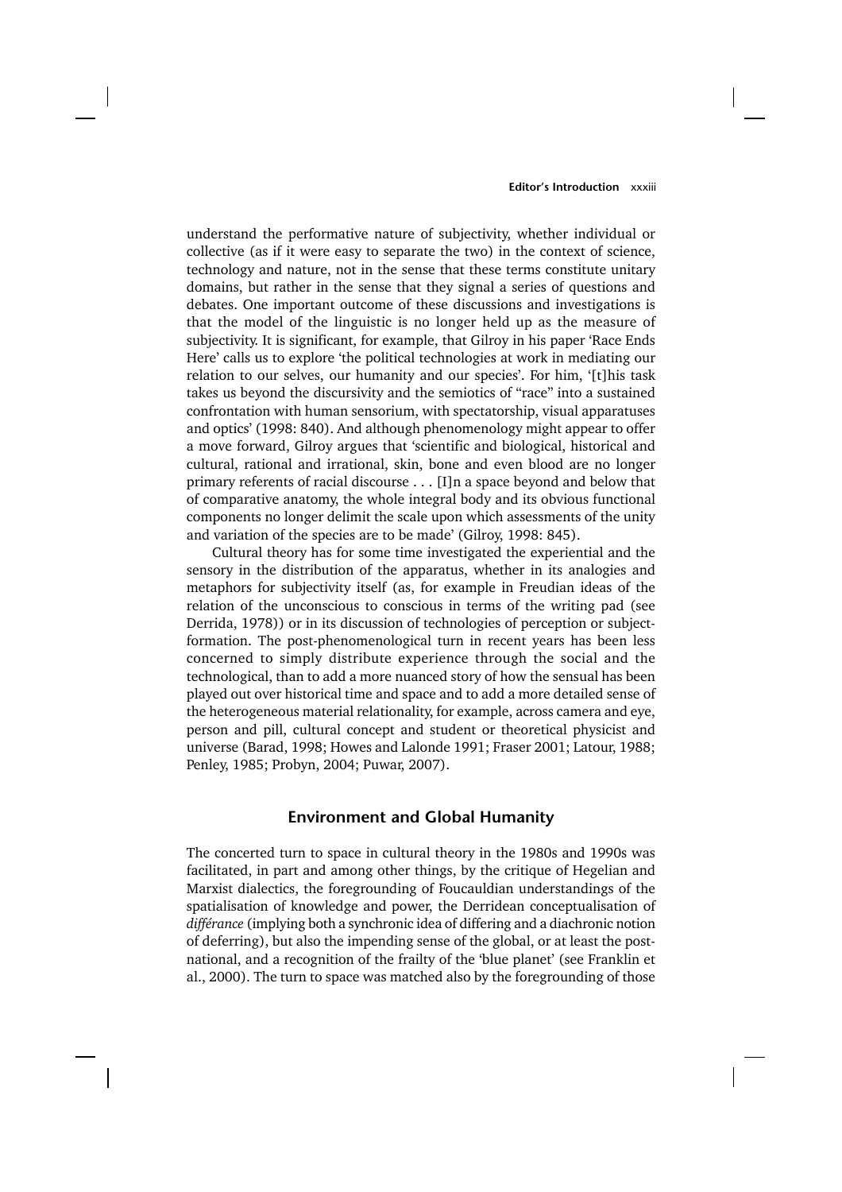understand the performative nature of subjectivity, whether individual or collective (as if it were easy to separate the two) in the context of science, technology and nature, not in the sense that these terms constitute unitary domains, but rather in the sense that they signal a series of questions and debates. One important outcome of these discussions and investigations is that the model of the linguistic is no longer held up as the measure of subjectivity. It is significant, for example, that Gilroy in his paper 'Race Ends Here' calls us to explore 'the political technologies at work in mediating our relation to our selves, our humanity and our species'. For him, '[t]his task takes us beyond the discursivity and the semiotics of "race" into a sustained confrontation with human sensorium, with spectatorship, visual apparatuses and optics' (1998: 840). And although phenomenology might appear to offer a move forward, Gilroy argues that 'scientific and biological, historical and cultural, rational and irrational, skin, bone and even blood are no longer primary referents of racial discourse . . . [I]n a space beyond and below that of comparative anatomy, the whole integral body and its obvious functional components no longer delimit the scale upon which assessments of the unity and variation of the species are to be made' (Gilroy, 1998: 845).

Cultural theory has for some time investigated the experiential and the sensory in the distribution of the apparatus, whether in its analogies and metaphors for subjectivity itself (as, for example in Freudian ideas of the relation of the unconscious to conscious in terms of the writing pad (see Derrida, 1978)) or in its discussion of technologies of perception or subject-formation. The post-phenomenological turn in recent years has been less concerned to simply distribute experience through the social and the technological, than to add a more nuanced story of how the sensual has been played out over historical time and space and to add a more detailed sense of the heterogeneous material relationality, for example, across camera and eye, person and pill, cultural concept and student or theoretical physicist and universe (Barad, 1998; Howes and Lalonde 1991; Fraser 2001; Latour, 1988; Penley, 1985; Probyn, 2004; Puwar, 2007).

## Environment and Global Humanity

The concerted turn to space in cultural theory in the 1980s and 1990s was facilitated, in part and among other things, by the critique of Hegelian and Marxist dialectics, the foregrounding of Foucauldian understandings of the spatialisation of knowledge and power, the Derridean conceptualisation of *différance* (implying both a synchronic idea of differing and a diachronic notion of deferring), but also the impending sense of the global, or at least the post-national, and a recognition of the frailty of the 'blue planet' (see Franklin et al., 2000). The turn to space was matched also by the foregrounding of those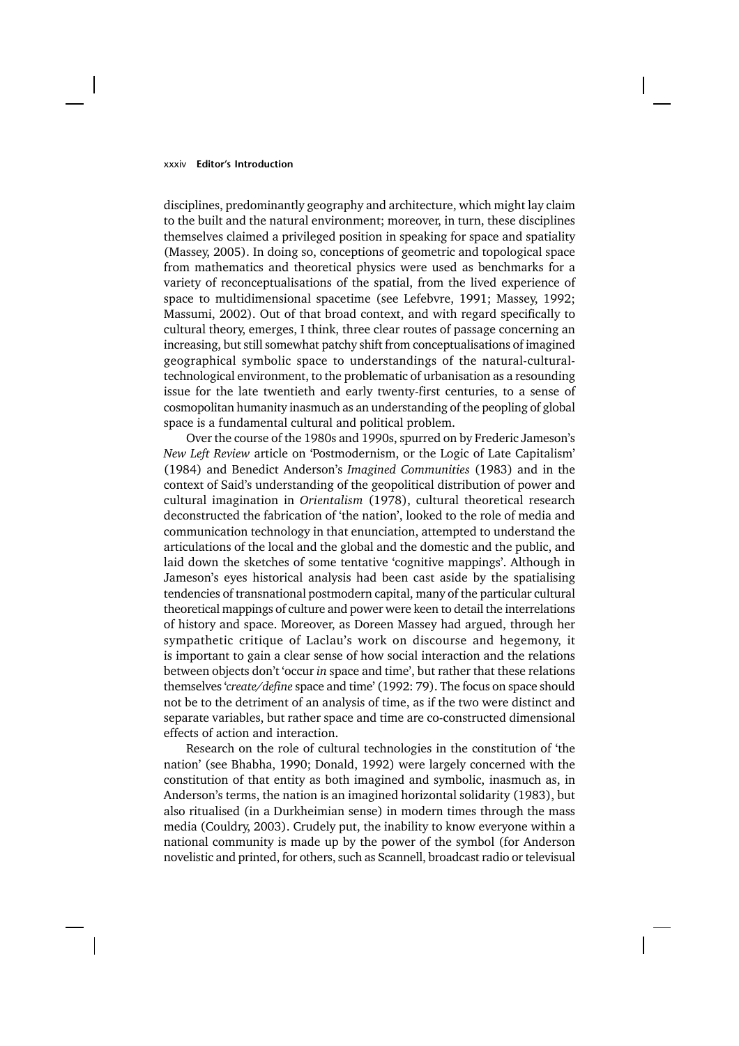disciplines, predominantly geography and architecture, which might lay claim to the built and the natural environment; moreover, in turn, these disciplines themselves claimed a privileged position in speaking for space and spatiality (Massey, 2005). In doing so, conceptions of geometric and topological space from mathematics and theoretical physics were used as benchmarks for a variety of reconceptualisations of the spatial, from the lived experience of space to multidimensional spacetime (see Lefebvre, 1991; Massey, 1992; Massumi, 2002). Out of that broad context, and with regard specifically to cultural theory, emerges, I think, three clear routes of passage concerning an increasing, but still somewhat patchy shift from conceptualisations of imagined geographical symbolic space to understandings of the natural-cultural-technological environment, to the problematic of urbanisation as a resounding issue for the late twentieth and early twenty-first centuries, to a sense of cosmopolitan humanity inasmuch as an understanding of the peopling of global space is a fundamental cultural and political problem.

Over the course of the 1980s and 1990s, spurred on by Frederic Jameson's *New Left Review* article on 'Postmodernism, or the Logic of Late Capitalism' (1984) and Benedict Anderson's *Imagined Communities* (1983) and in the context of Said's understanding of the geopolitical distribution of power and cultural imagination in *Orientalism* (1978), cultural theoretical research deconstructed the fabrication of 'the nation', looked to the role of media and communication technology in that enunciation, attempted to understand the articulations of the local and the global and the domestic and the public, and laid down the sketches of some tentative 'cognitive mappings'. Although in Jameson's eyes historical analysis had been cast aside by the spatialising tendencies of transnational postmodern capital, many of the particular cultural theoretical mappings of culture and power were keen to detail the interrelations of history and space. Moreover, as Doreen Massey had argued, through her sympathetic critique of Laclau's work on discourse and hegemony, it is important to gain a clear sense of how social interaction and the relations between objects don't 'occur *in* space and time', but rather that these relations themselves '*create/define* space and time' (1992: 79). The focus on space should not be to the detriment of an analysis of time, as if the two were distinct and separate variables, but rather space and time are co-constructed dimensional effects of action and interaction.

Research on the role of cultural technologies in the constitution of 'the nation' (see Bhabha, 1990; Donald, 1992) were largely concerned with the constitution of that entity as both imagined and symbolic, inasmuch as, in Anderson's terms, the nation is an imagined horizontal solidarity (1983), but also ritualised (in a Durkheimian sense) in modern times through the mass media (Couldry, 2003). Crudely put, the inability to know everyone within a national community is made up by the power of the symbol (for Anderson novelistic and printed, for others, such as Scannell, broadcast radio or televisual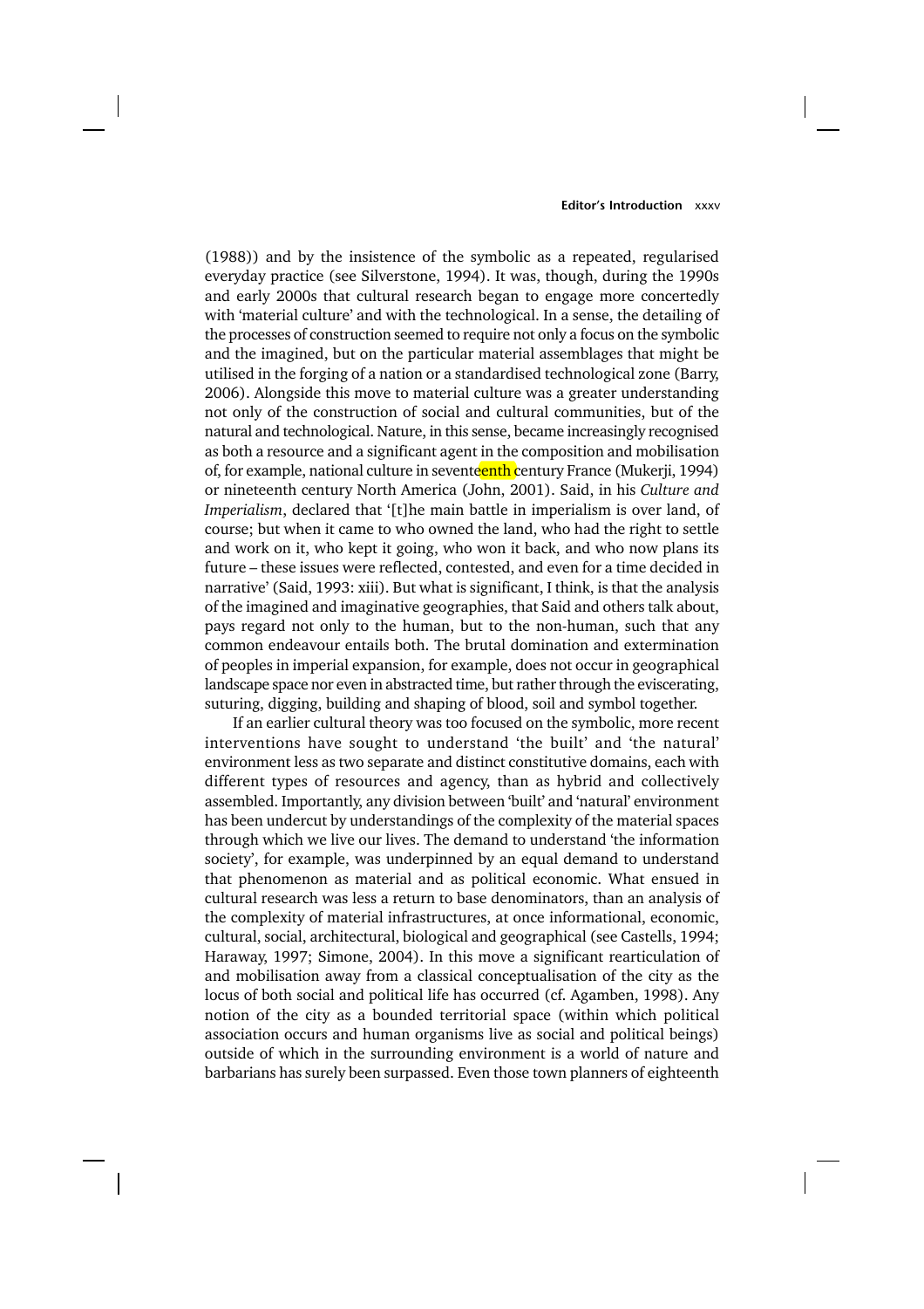(1988)) and by the insistence of the symbolic as a repeated, regularised everyday practice (see Silverstone, 1994). It was, though, during the 1990s and early 2000s that cultural research began to engage more concertedly with 'material culture' and with the technological. In a sense, the detailing of the processes of construction seemed to require not only a focus on the symbolic and the imagined, but on the particular material assemblages that might be utilised in the forging of a nation or a standardised technological zone (Barry, 2006). Alongside this move to material culture was a greater understanding not only of the construction of social and cultural communities, but of the natural and technological. Nature, in this sense, became increasingly recognised as both a resource and a significant agent in the composition and mobilisation of, for example, national culture in seventeenth century France (Mukerji, 1994) or nineteenth century North America (John, 2001). Said, in his *Culture and Imperialism*, declared that '[t]he main battle in imperialism is over land, of course; but when it came to who owned the land, who had the right to settle and work on it, who kept it going, who won it back, and who now plans its future – these issues were reflected, contested, and even for a time decided in narrative' (Said, 1993: xiii). But what is significant, I think, is that the analysis of the imagined and imaginative geographies, that Said and others talk about, pays regard not only to the human, but to the non-human, such that any common endeavour entails both. The brutal domination and extermination of peoples in imperial expansion, for example, does not occur in geographical landscape space nor even in abstracted time, but rather through the eviscerating, suturing, digging, building and shaping of blood, soil and symbol together.

If an earlier cultural theory was too focused on the symbolic, more recent interventions have sought to understand 'the built' and 'the natural' environment less as two separate and distinct constitutive domains, each with different types of resources and agency, than as hybrid and collectively assembled. Importantly, any division between 'built' and 'natural' environment has been undercut by understandings of the complexity of the material spaces through which we live our lives. The demand to understand 'the information society', for example, was underpinned by an equal demand to understand that phenomenon as material and as political economic. What ensued in cultural research was less a return to base denominators, than an analysis of the complexity of material infrastructures, at once informational, economic, cultural, social, architectural, biological and geographical (see Castells, 1994; Haraway, 1997; Simone, 2004). In this move a significant rearticulation of and mobilisation away from a classical conceptualisation of the city as the locus of both social and political life has occurred (cf. Agamben, 1998). Any notion of the city as a bounded territorial space (within which political association occurs and human organisms live as social and political beings) outside of which in the surrounding environment is a world of nature and barbarians has surely been surpassed. Even those town planners of eighteenth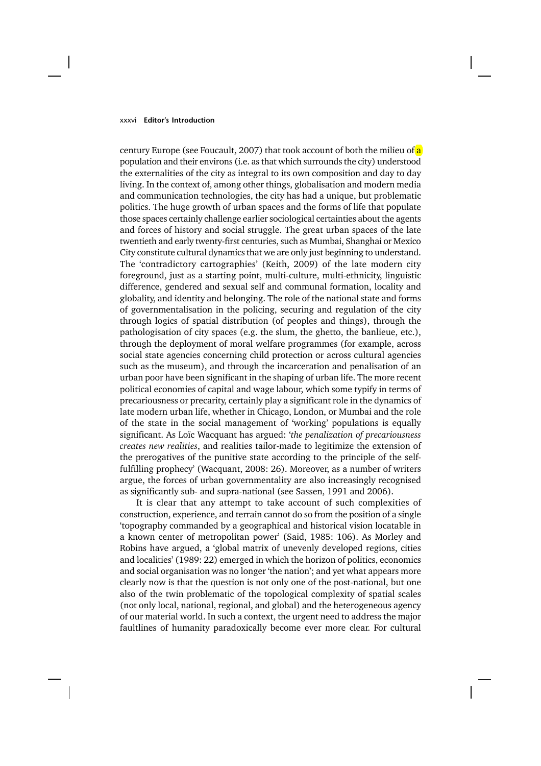century Europe (see Foucault, 2007) that took account of both the milieu of a population and their environs (i.e. as that which surrounds the city) understood the externalities of the city as integral to its own composition and day to day living. In the context of, among other things, globalisation and modern media and communication technologies, the city has had a unique, but problematic politics. The huge growth of urban spaces and the forms of life that populate those spaces certainly challenge earlier sociological certainties about the agents and forces of history and social struggle. The great urban spaces of the late twentieth and early twenty-first centuries, such as Mumbai, Shanghai or Mexico City constitute cultural dynamics that we are only just beginning to understand. The 'contradictory cartographies' (Keith, 2009) of the late modern city foreground, just as a starting point, multi-culture, multi-ethnicity, linguistic difference, gendered and sexual self and communal formation, locality and globality, and identity and belonging. The role of the national state and forms of governmentalisation in the policing, securing and regulation of the city through logics of spatial distribution (of peoples and things), through the pathologisation of city spaces (e.g. the slum, the ghetto, the banlieue, etc.), through the deployment of moral welfare programmes (for example, across social state agencies concerning child protection or across cultural agencies such as the museum), and through the incarceration and penalisation of an urban poor have been significant in the shaping of urban life. The more recent political economies of capital and wage labour, which some typify in terms of precariousness or precarity, certainly play a significant role in the dynamics of late modern urban life, whether in Chicago, London, or Mumbai and the role of the state in the social management of 'working' populations is equally significant. As Loïc Wacquant has argued: '*the penalization of precariousness creates new realities*, and realities tailor-made to legitimize the extension of the prerogatives of the punitive state according to the principle of the self-fulfilling prophecy' (Wacquant, 2008: 26). Moreover, as a number of writers argue, the forces of urban governmentality are also increasingly recognised as significantly sub- and supra-national (see Sassen, 1991 and 2006).

It is clear that any attempt to take account of such complexities of construction, experience, and terrain cannot do so from the position of a single 'topography commanded by a geographical and historical vision locatable in a known center of metropolitan power' (Said, 1985: 106). As Morley and Robins have argued, a 'global matrix of unevenly developed regions, cities and localities' (1989: 22) emerged in which the horizon of politics, economics and social organisation was no longer 'the nation'; and yet what appears more clearly now is that the question is not only one of the post-national, but one also of the twin problematic of the topological complexity of spatial scales (not only local, national, regional, and global) and the heterogeneous agency of our material world. In such a context, the urgent need to address the major faultlines of humanity paradoxically become ever more clear. For cultural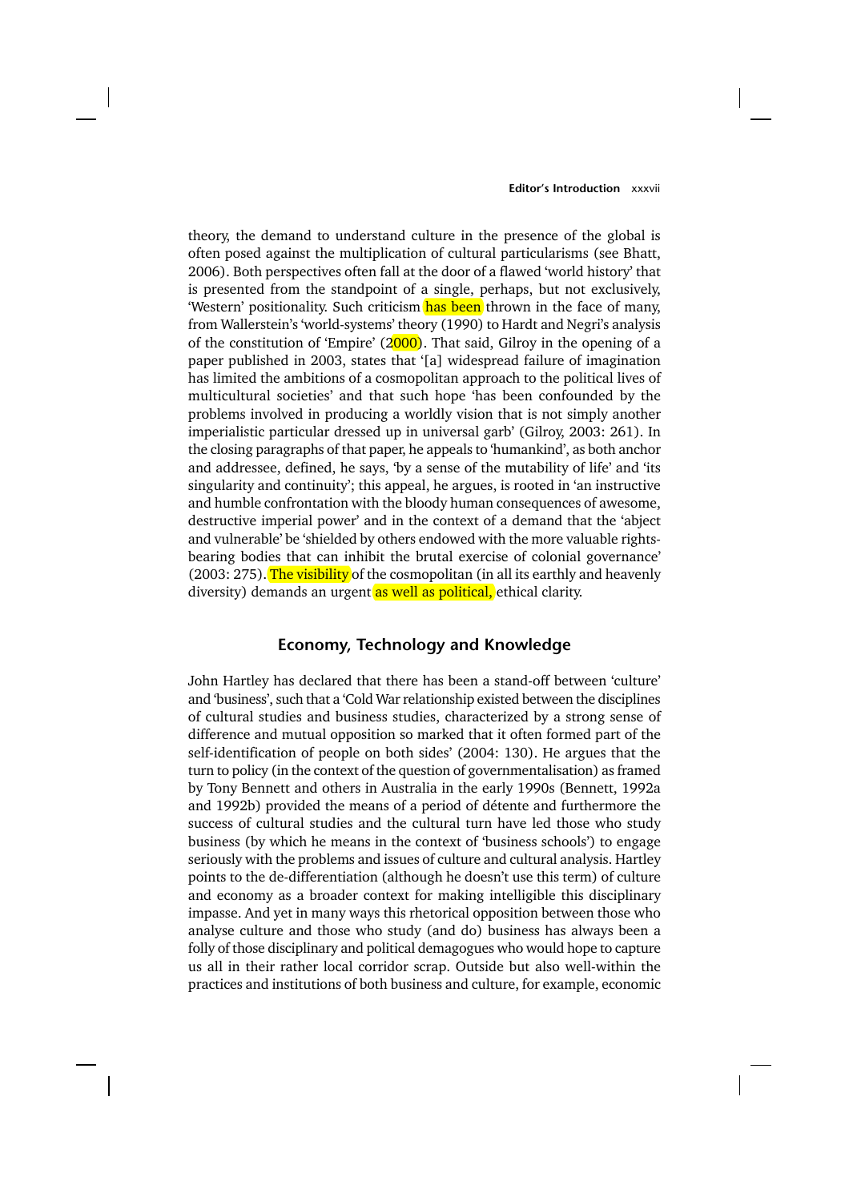theory, the demand to understand culture in the presence of the global is often posed against the multiplication of cultural particularisms (see Bhatt, 2006). Both perspectives often fall at the door of a flawed 'world history' that is presented from the standpoint of a single, perhaps, but not exclusively, 'Western' positionality. Such criticism has been thrown in the face of many, from Wallerstein's 'world-systems' theory (1990) to Hardt and Negri's analysis of the constitution of 'Empire' (2000). That said, Gilroy in the opening of a paper published in 2003, states that '[a] widespread failure of imagination has limited the ambitions of a cosmopolitan approach to the political lives of multicultural societies' and that such hope 'has been confounded by the problems involved in producing a worldly vision that is not simply another imperialistic particular dressed up in universal garb' (Gilroy, 2003: 261). In the closing paragraphs of that paper, he appeals to 'humankind', as both anchor and addressee, defined, he says, 'by a sense of the mutability of life' and 'its singularity and continuity'; this appeal, he argues, is rooted in 'an instructive and humble confrontation with the bloody human consequences of awesome, destructive imperial power' and in the context of a demand that the 'abject and vulnerable' be 'shielded by others endowed with the more valuable rights-bearing bodies that can inhibit the brutal exercise of colonial governance' (2003: 275). The visibility of the cosmopolitan (in all its earthly and heavenly diversity) demands an urgent as well as political, ethical clarity.

## Economy, Technology and Knowledge

John Hartley has declared that there has been a stand-off between 'culture' and 'business', such that a 'Cold War relationship existed between the disciplines of cultural studies and business studies, characterized by a strong sense of difference and mutual opposition so marked that it often formed part of the self-identification of people on both sides' (2004: 130). He argues that the turn to policy (in the context of the question of governmentalisation) as framed by Tony Bennett and others in Australia in the early 1990s (Bennett, 1992a and 1992b) provided the means of a period of détente and furthermore the success of cultural studies and the cultural turn have led those who study business (by which he means in the context of 'business schools') to engage seriously with the problems and issues of culture and cultural analysis. Hartley points to the de-differentiation (although he doesn't use this term) of culture and economy as a broader context for making intelligible this disciplinary impasse. And yet in many ways this rhetorical opposition between those who analyse culture and those who study (and do) business has always been a folly of those disciplinary and political demagogues who would hope to capture us all in their rather local corridor scrap. Outside but also well-within the practices and institutions of both business and culture, for example, economic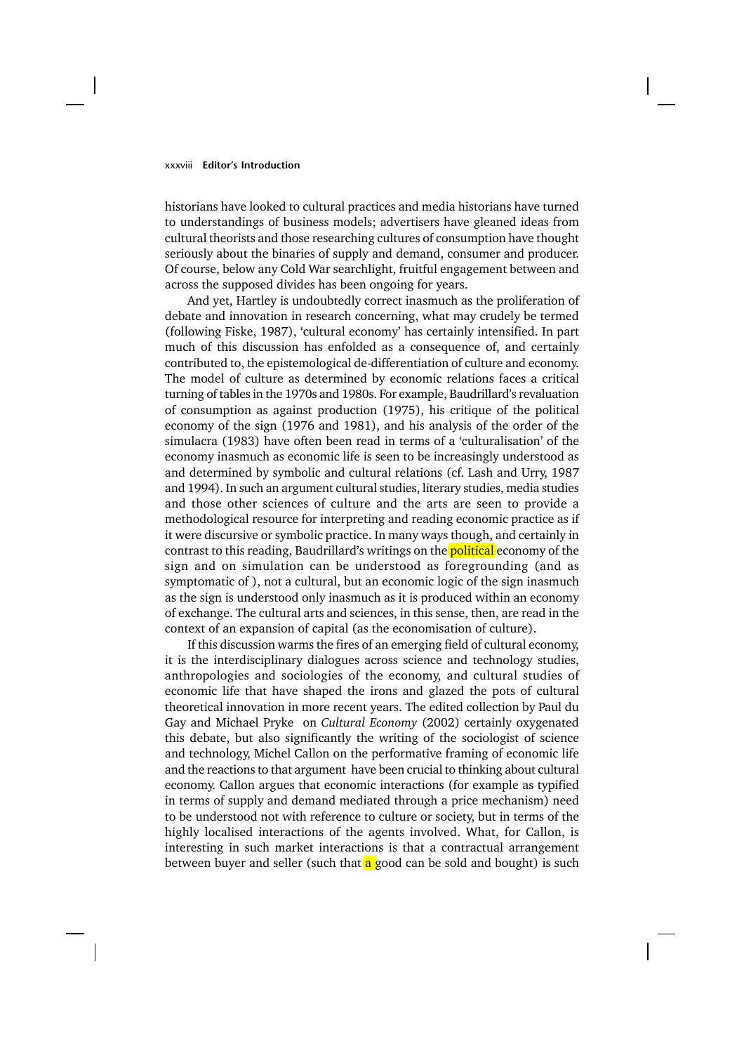historians have looked to cultural practices and media historians have turned to understandings of business models; advertisers have gleaned ideas from cultural theorists and those researching cultures of consumption have thought seriously about the binaries of supply and demand, consumer and producer. Of course, below any Cold War searchlight, fruitful engagement between and across the supposed divides has been ongoing for years.

And yet, Hartley is undoubtedly correct inasmuch as the proliferation of debate and innovation in research concerning, what may crudely be termed (following Fiske, 1987), 'cultural economy' has certainly intensified. In part much of this discussion has enfolded as a consequence of, and certainly contributed to, the epistemological de-differentiation of culture and economy. The model of culture as determined by economic relations faces a critical turning of tables in the 1970s and 1980s. For example, Baudrillard's revaluation of consumption as against production (1975), his critique of the political economy of the sign (1976 and 1981), and his analysis of the order of the simulacra (1983) have often been read in terms of a 'culturalisation' of the economy inasmuch as economic life is seen to be increasingly understood as and determined by symbolic and cultural relations (cf. Lash and Urry, 1987 and 1994). In such an argument cultural studies, literary studies, media studies and those other sciences of culture and the arts are seen to provide a methodological resource for interpreting and reading economic practice as if it were discursive or symbolic practice. In many ways though, and certainly in contrast to this reading, Baudrillard's writings on the political economy of the sign and on simulation can be understood as foregrounding (and as symptomatic of ), not a cultural, but an economic logic of the sign inasmuch as the sign is understood only inasmuch as it is produced within an economy of exchange. The cultural arts and sciences, in this sense, then, are read in the context of an expansion of capital (as the economisation of culture).

If this discussion warms the fires of an emerging field of cultural economy, it is the interdisciplinary dialogues across science and technology studies, anthropologies and sociologies of the economy, and cultural studies of economic life that have shaped the irons and glazed the pots of cultural theoretical innovation in more recent years. The edited collection by Paul du Gay and Michael Pryke on *Cultural Economy* (2002) certainly oxygenated this debate, but also significantly the writing of the sociologist of science and technology, Michel Callon on the performative framing of economic life and the reactions to that argument have been crucial to thinking about cultural economy. Callon argues that economic interactions (for example as typified in terms of supply and demand mediated through a price mechanism) need to be understood not with reference to culture or society, but in terms of the highly localised interactions of the agents involved. What, for Callon, is interesting in such market interactions is that a contractual arrangement between buyer and seller (such that a good can be sold and bought) is such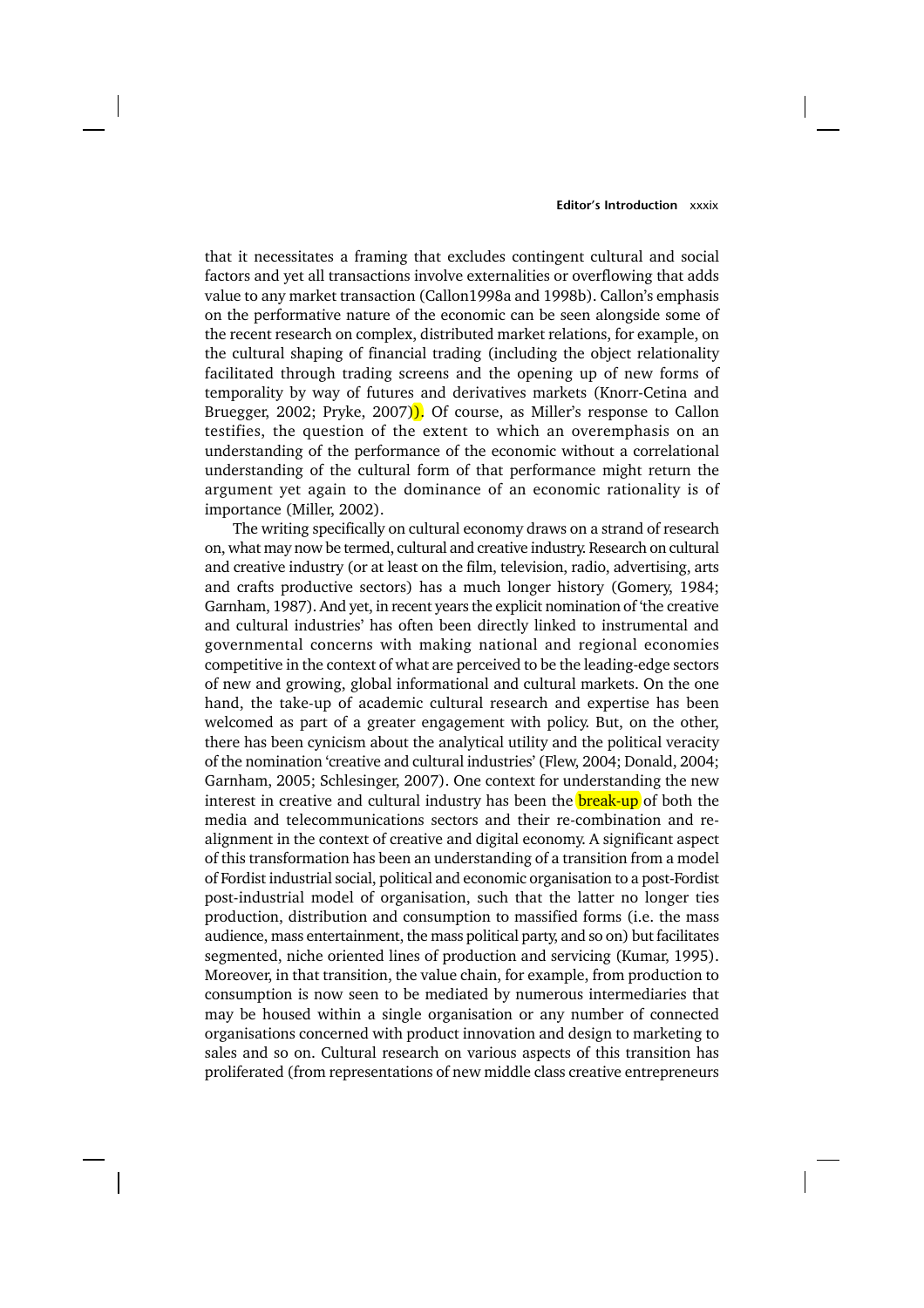that it necessitates a framing that excludes contingent cultural and social factors and yet all transactions involve externalities or overflowing that adds value to any market transaction (Callon1998a and 1998b). Callon's emphasis on the performative nature of the economic can be seen alongside some of the recent research on complex, distributed market relations, for example, on the cultural shaping of financial trading (including the object relationality facilitated through trading screens and the opening up of new forms of temporality by way of futures and derivatives markets (Knorr-Cetina and Bruegger, 2002; Pryke, 2007)). Of course, as Miller's response to Callon testifies, the question of the extent to which an overemphasis on an understanding of the performance of the economic without a correlational understanding of the cultural form of that performance might return the argument yet again to the dominance of an economic rationality is of importance (Miller, 2002).

The writing specifically on cultural economy draws on a strand of research on, what may now be termed, cultural and creative industry. Research on cultural and creative industry (or at least on the film, television, radio, advertising, arts and crafts productive sectors) has a much longer history (Gomery, 1984; Garnham, 1987). And yet, in recent years the explicit nomination of 'the creative and cultural industries' has often been directly linked to instrumental and governmental concerns with making national and regional economies competitive in the context of what are perceived to be the leading-edge sectors of new and growing, global informational and cultural markets. On the one hand, the take-up of academic cultural research and expertise has been welcomed as part of a greater engagement with policy. But, on the other, there has been cynicism about the analytical utility and the political veracity of the nomination 'creative and cultural industries' (Flew, 2004; Donald, 2004; Garnham, 2005; Schlesinger, 2007). One context for understanding the new interest in creative and cultural industry has been the break-up of both the media and telecommunications sectors and their re-combination and re-alignment in the context of creative and digital economy. A significant aspect of this transformation has been an understanding of a transition from a model of Fordist industrial social, political and economic organisation to a post-Fordist post-industrial model of organisation, such that the latter no longer ties production, distribution and consumption to massified forms (i.e. the mass audience, mass entertainment, the mass political party, and so on) but facilitates segmented, niche oriented lines of production and servicing (Kumar, 1995). Moreover, in that transition, the value chain, for example, from production to consumption is now seen to be mediated by numerous intermediaries that may be housed within a single organisation or any number of connected organisations concerned with product innovation and design to marketing to sales and so on. Cultural research on various aspects of this transition has proliferated (from representations of new middle class creative entrepreneurs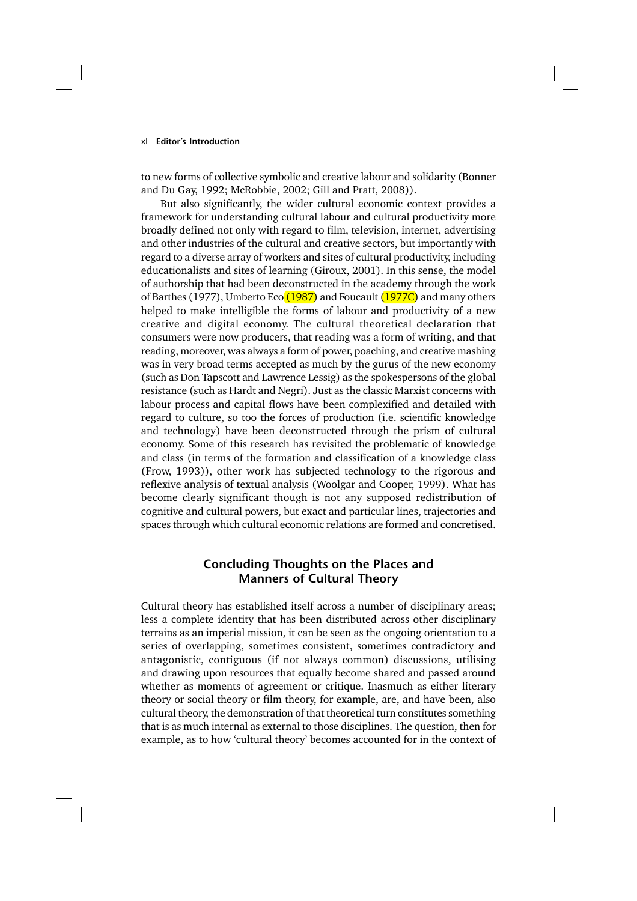to new forms of collective symbolic and creative labour and solidarity (Bonner and Du Gay, 1992; McRobbie, 2002; Gill and Pratt, 2008)).

But also significantly, the wider cultural economic context provides a framework for understanding cultural labour and cultural productivity more broadly defined not only with regard to film, television, internet, advertising and other industries of the cultural and creative sectors, but importantly with regard to a diverse array of workers and sites of cultural productivity, including educationalists and sites of learning (Giroux, 2001). In this sense, the model of authorship that had been deconstructed in the academy through the work of Barthes (1977), Umberto Eco (1987) and Foucault (1977C) and many others helped to make intelligible the forms of labour and productivity of a new creative and digital economy. The cultural theoretical declaration that consumers were now producers, that reading was a form of writing, and that reading, moreover, was always a form of power, poaching, and creative mashing was in very broad terms accepted as much by the gurus of the new economy (such as Don Tapscott and Lawrence Lessig) as the spokespersons of the global resistance (such as Hardt and Negri). Just as the classic Marxist concerns with labour process and capital flows have been complexified and detailed with regard to culture, so too the forces of production (i.e. scientific knowledge and technology) have been deconstructed through the prism of cultural economy. Some of this research has revisited the problematic of knowledge and class (in terms of the formation and classification of a knowledge class (Frow, 1993)), other work has subjected technology to the rigorous and reflexive analysis of textual analysis (Woolgar and Cooper, 1999). What has become clearly significant though is not any supposed redistribution of cognitive and cultural powers, but exact and particular lines, trajectories and spaces through which cultural economic relations are formed and concretised.

## Concluding Thoughts on the Places and Manners of Cultural Theory

Cultural theory has established itself across a number of disciplinary areas; less a complete identity that has been distributed across other disciplinary terrains as an imperial mission, it can be seen as the ongoing orientation to a series of overlapping, sometimes consistent, sometimes contradictory and antagonistic, contiguous (if not always common) discussions, utilising and drawing upon resources that equally become shared and passed around whether as moments of agreement or critique. Inasmuch as either literary theory or social theory or film theory, for example, are, and have been, also cultural theory, the demonstration of that theoretical turn constitutes something that is as much internal as external to those disciplines. The question, then for example, as to how 'cultural theory' becomes accounted for in the context of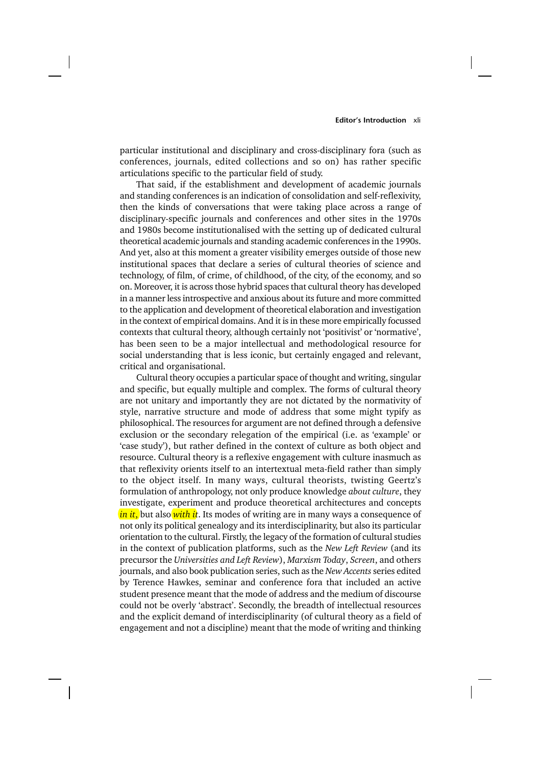particular institutional and disciplinary and cross-disciplinary fora (such as conferences, journals, edited collections and so on) has rather specific articulations specific to the particular field of study.

That said, if the establishment and development of academic journals and standing conferences is an indication of consolidation and self-reflexivity, then the kinds of conversations that were taking place across a range of disciplinary-specific journals and conferences and other sites in the 1970s and 1980s become institutionalised with the setting up of dedicated cultural theoretical academic journals and standing academic conferences in the 1990s. And yet, also at this moment a greater visibility emerges outside of those new institutional spaces that declare a series of cultural theories of science and technology, of film, of crime, of childhood, of the city, of the economy, and so on. Moreover, it is across those hybrid spaces that cultural theory has developed in a manner less introspective and anxious about its future and more committed to the application and development of theoretical elaboration and investigation in the context of empirical domains. And it is in these more empirically focussed contexts that cultural theory, although certainly not 'positivist' or 'normative', has been seen to be a major intellectual and methodological resource for social understanding that is less iconic, but certainly engaged and relevant, critical and organisational.

Cultural theory occupies a particular space of thought and writing, singular and specific, but equally multiple and complex. The forms of cultural theory are not unitary and importantly they are not dictated by the normativity of style, narrative structure and mode of address that some might typify as philosophical. The resources for argument are not defined through a defensive exclusion or the secondary relegation of the empirical (i.e. as 'example' or 'case study'), but rather defined in the context of culture as both object and resource. Cultural theory is a reflexive engagement with culture inasmuch as that reflexivity orients itself to an intertextual meta-field rather than simply to the object itself. In many ways, cultural theorists, twisting Geertz's formulation of anthropology, not only produce knowledge *about culture*, they investigate, experiment and produce theoretical architectures and concepts *in it*, but also *with it*. Its modes of writing are in many ways a consequence of not only its political genealogy and its interdisciplinarity, but also its particular orientation to the cultural. Firstly, the legacy of the formation of cultural studies in the context of publication platforms, such as the *New Left Review* (and its precursor the *Universities and Left Review*), *Marxism Today*, *Screen*, and others journals, and also book publication series, such as the *New Accents* series edited by Terence Hawkes, seminar and conference fora that included an active student presence meant that the mode of address and the medium of discourse could not be overly 'abstract'. Secondly, the breadth of intellectual resources and the explicit demand of interdisciplinarity (of cultural theory as a field of engagement and not a discipline) meant that the mode of writing and thinking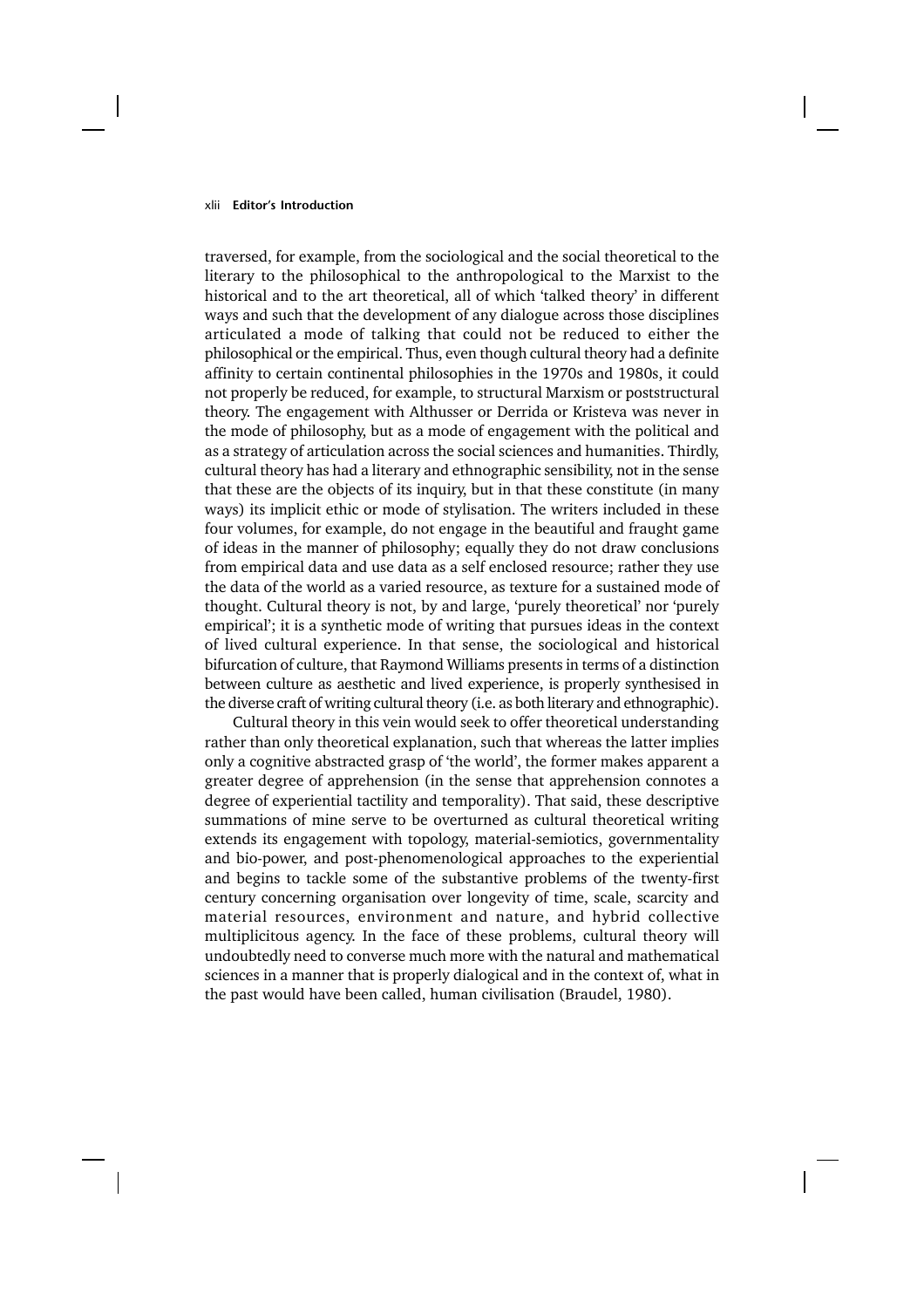traversed, for example, from the sociological and the social theoretical to the literary to the philosophical to the anthropological to the Marxist to the historical and to the art theoretical, all of which 'talked theory' in different ways and such that the development of any dialogue across those disciplines articulated a mode of talking that could not be reduced to either the philosophical or the empirical. Thus, even though cultural theory had a definite affinity to certain continental philosophies in the 1970s and 1980s, it could not properly be reduced, for example, to structural Marxism or poststructural theory. The engagement with Althusser or Derrida or Kristeva was never in the mode of philosophy, but as a mode of engagement with the political and as a strategy of articulation across the social sciences and humanities. Thirdly, cultural theory has had a literary and ethnographic sensibility, not in the sense that these are the objects of its inquiry, but in that these constitute (in many ways) its implicit ethic or mode of stylisation. The writers included in these four volumes, for example, do not engage in the beautiful and fraught game of ideas in the manner of philosophy; equally they do not draw conclusions from empirical data and use data as a self enclosed resource; rather they use the data of the world as a varied resource, as texture for a sustained mode of thought. Cultural theory is not, by and large, 'purely theoretical' nor 'purely empirical'; it is a synthetic mode of writing that pursues ideas in the context of lived cultural experience. In that sense, the sociological and historical bifurcation of culture, that Raymond Williams presents in terms of a distinction between culture as aesthetic and lived experience, is properly synthesised in the diverse craft of writing cultural theory (i.e. as both literary and ethnographic).

Cultural theory in this vein would seek to offer theoretical understanding rather than only theoretical explanation, such that whereas the latter implies only a cognitive abstracted grasp of 'the world', the former makes apparent a greater degree of apprehension (in the sense that apprehension connotes a degree of experiential tactility and temporality). That said, these descriptive summations of mine serve to be overturned as cultural theoretical writing extends its engagement with topology, material-semiotics, governmentality and bio-power, and post-phenomenological approaches to the experiential and begins to tackle some of the substantive problems of the twenty-first century concerning organisation over longevity of time, scale, scarcity and material resources, environment and nature, and hybrid collective multiplicitous agency. In the face of these problems, cultural theory will undoubtedly need to converse much more with the natural and mathematical sciences in a manner that is properly dialogical and in the context of, what in the past would have been called, human civilisation (Braudel, 1980).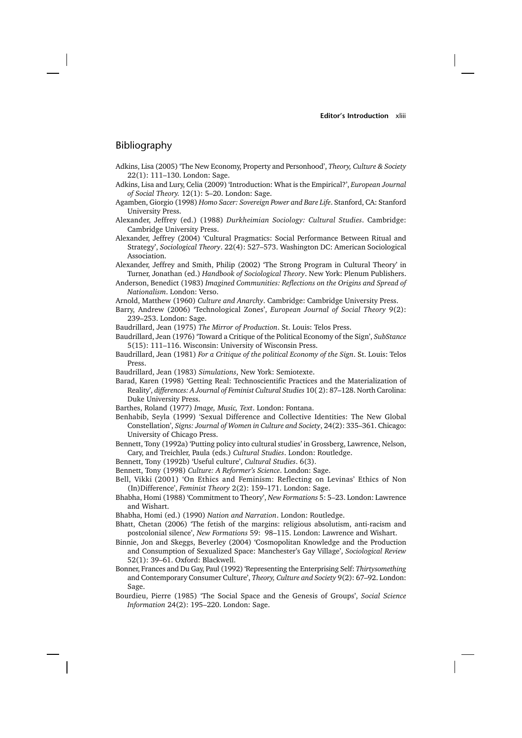## Bibliography

Adkins, Lisa (2005) 'The New Economy, Property and Personhood', *Theory, Culture & Society* 22(1): 111–130. London: Sage.

Adkins, Lisa and Lury, Celia (2009) 'Introduction: What is the Empirical?', *European Journal of Social Theory.* 12(1): 5–20. London: Sage.

Agamben, Giorgio (1998) *Homo Sacer: Sovereign Power and Bare Life*. Stanford, CA: Stanford University Press.

Alexander, Jeffrey (ed.) (1988) *Durkheimian Sociology: Cultural Studies*. Cambridge: Cambridge University Press.

Alexander, Jeffrey (2004) 'Cultural Pragmatics: Social Performance Between Ritual and Strategy', *Sociological Theory*. 22(4): 527–573. Washington DC: American Sociological Association.

Alexander, Jeffrey and Smith, Philip (2002) 'The Strong Program in Cultural Theory' in Turner, Jonathan (ed.) *Handbook of Sociological Theory*. New York: Plenum Publishers.

Anderson, Benedict (1983) *Imagined Communities: Reflections on the Origins and Spread of Nationalism*. London: Verso.

Arnold, Matthew (1960) *Culture and Anarchy*. Cambridge: Cambridge University Press.

Barry, Andrew (2006) 'Technological Zones', *European Journal of Social Theory* 9(2): 239–253. London: Sage.

Baudrillard, Jean (1975) *The Mirror of Production*. St. Louis: Telos Press.

Baudrillard, Jean (1976) 'Toward a Critique of the Political Economy of the Sign', *SubStance* 5(15): 111–116. Wisconsin: University of Wisconsin Press.

Baudrillard, Jean (1981) *For a Critique of the political Economy of the Sign*. St. Louis: Telos Press.

Baudrillard, Jean (1983) *Simulations*, New York: Semiotexte.

Barad, Karen (1998) 'Getting Real: Technoscientific Practices and the Materialization of Reality', *differences: A Journal of Feminist Cultural Studies* 10( 2): 87–128. North Carolina: Duke University Press.

Barthes, Roland (1977) *Image, Music, Text*. London: Fontana.

Benhabib, Seyla (1999) 'Sexual Difference and Collective Identities: The New Global Constellation', *Signs: Journal of Women in Culture and Society*, 24(2): 335–361. Chicago: University of Chicago Press.

Bennett, Tony (1992a) 'Putting policy into cultural studies' in Grossberg, Lawrence, Nelson, Cary, and Treichler, Paula (eds.) *Cultural Studies*. London: Routledge.

Bennett, Tony (1992b) 'Useful culture', *Cultural Studies*. 6(3).

Bennett, Tony (1998) *Culture: A Reformer's Science*. London: Sage.

Bell, Vikki (2001) 'On Ethics and Feminism: Reflecting on Levinas' Ethics of Non (In)Difference', *Feminist Theory* 2(2): 159–171. London: Sage.

Bhabha, Homi (1988) 'Commitment to Theory', *New Formations* 5: 5–23. London: Lawrence and Wishart.

Bhabha, Homi (ed.) (1990) *Nation and Narration*. London: Routledge.

Bhatt, Chetan (2006) 'The fetish of the margins: religious absolutism, anti-racism and postcolonial silence', *New Formations* 59: 98–115. London: Lawrence and Wishart.

Binnie, Jon and Skeggs, Beverley (2004) 'Cosmopolitan Knowledge and the Production and Consumption of Sexualized Space: Manchester's Gay Village', *Sociological Review* 52(1): 39–61. Oxford: Blackwell.

Bonner, Frances and Du Gay, Paul (1992) 'Representing the Enterprising Self: *Thirtysomething* and Contemporary Consumer Culture', *Theory, Culture and Society* 9(2): 67–92. London: Sage.

Bourdieu, Pierre (1985) 'The Social Space and the Genesis of Groups', *Social Science Information* 24(2): 195–220. London: Sage.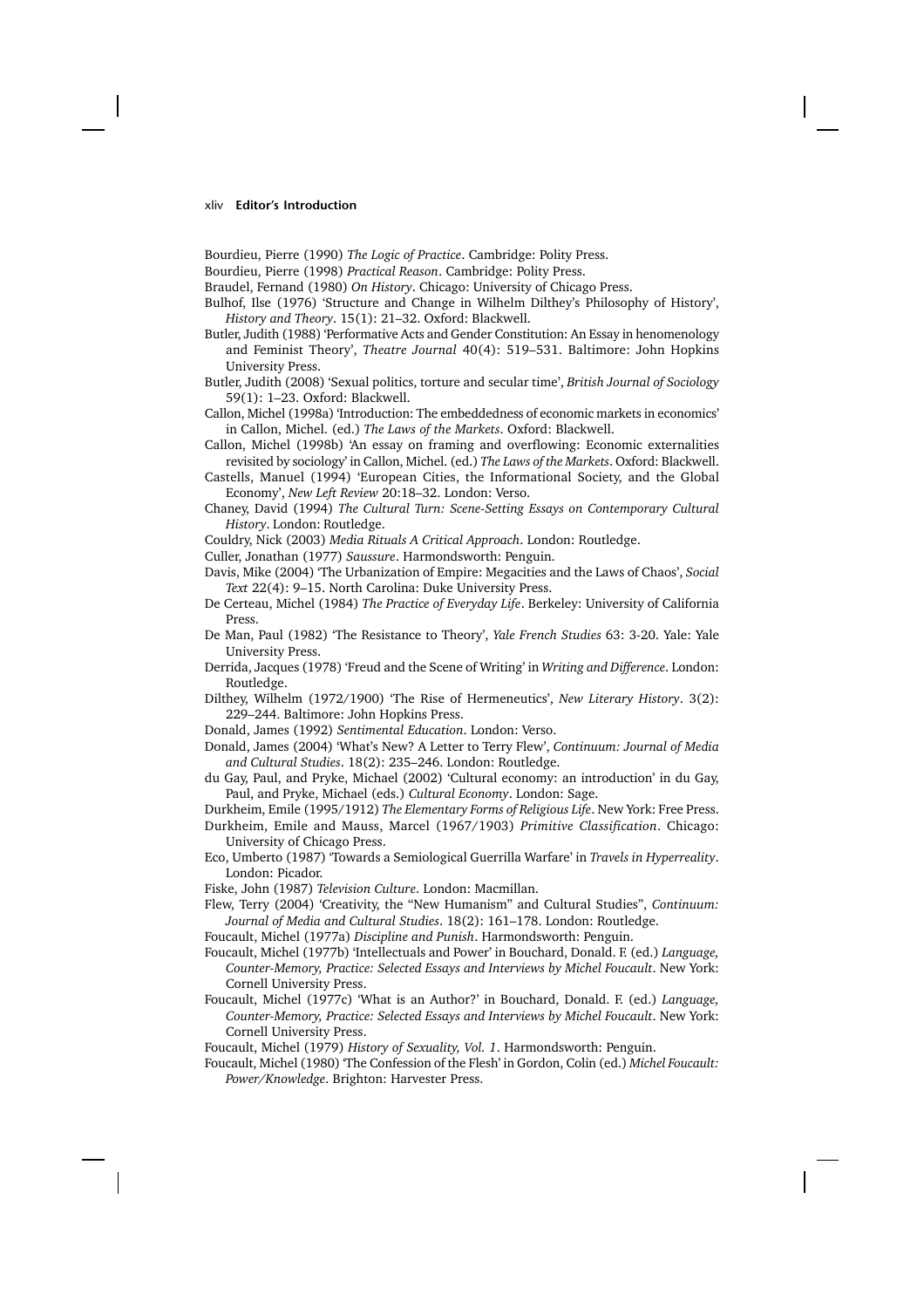Bourdieu, Pierre (1990) *The Logic of Practice*. Cambridge: Polity Press.

Bourdieu, Pierre (1998) *Practical Reason*. Cambridge: Polity Press.

Braudel, Fernand (1980) *On History*. Chicago: University of Chicago Press.

Bulhof, Ilse (1976) 'Structure and Change in Wilhelm Dilthey's Philosophy of History', *History and Theory*. 15(1): 21–32. Oxford: Blackwell.

Butler, Judith (1988) 'Performative Acts and Gender Constitution: An Essay in henomenology and Feminist Theory', *Theatre Journal* 40(4): 519–531. Baltimore: John Hopkins University Press.

Butler, Judith (2008) 'Sexual politics, torture and secular time', *British Journal of Sociology* 59(1): 1–23. Oxford: Blackwell.

Callon, Michel (1998a) 'Introduction: The embeddedness of economic markets in economics' in Callon, Michel. (ed.) *The Laws of the Markets*. Oxford: Blackwell.

Callon, Michel (1998b) 'An essay on framing and overflowing: Economic externalities revisited by sociology' in Callon, Michel. (ed.) *The Laws of the Markets*. Oxford: Blackwell.

Castells, Manuel (1994) 'European Cities, the Informational Society, and the Global Economy', *New Left Review* 20:18–32. London: Verso.

Chaney, David (1994) *The Cultural Turn: Scene-Setting Essays on Contemporary Cultural History*. London: Routledge.

Couldry, Nick (2003) *Media Rituals A Critical Approach*. London: Routledge.

Culler, Jonathan (1977) *Saussure*. Harmondsworth: Penguin.

Davis, Mike (2004) 'The Urbanization of Empire: Megacities and the Laws of Chaos', *Social Text* 22(4): 9–15. North Carolina: Duke University Press.

De Certeau, Michel (1984) *The Practice of Everyday Life*. Berkeley: University of California Press.

De Man, Paul (1982) 'The Resistance to Theory', *Yale French Studies* 63: 3-20. Yale: Yale University Press.

Derrida, Jacques (1978) 'Freud and the Scene of Writing' in *Writing and Difference*. London: Routledge.

Dilthey, Wilhelm (1972/1900) 'The Rise of Hermeneutics', *New Literary History*. 3(2): 229–244. Baltimore: John Hopkins Press.

Donald, James (1992) *Sentimental Education*. London: Verso.

Donald, James (2004) 'What's New? A Letter to Terry Flew', *Continuum: Journal of Media and Cultural Studies*. 18(2): 235–246. London: Routledge.

du Gay, Paul, and Pryke, Michael (2002) 'Cultural economy: an introduction' in du Gay, Paul, and Pryke, Michael (eds.) *Cultural Economy*. London: Sage.

Durkheim, Emile (1995/1912) *The Elementary Forms of Religious Life*. New York: Free Press.

Durkheim, Emile and Mauss, Marcel (1967/1903) *Primitive Classification*. Chicago: University of Chicago Press.

Eco, Umberto (1987) 'Towards a Semiological Guerrilla Warfare' in *Travels in Hyperreality*. London: Picador.

Fiske, John (1987) *Television Culture*. London: Macmillan.

Flew, Terry (2004) 'Creativity, the "New Humanism" and Cultural Studies", *Continuum: Journal of Media and Cultural Studies*. 18(2): 161–178. London: Routledge.

Foucault, Michel (1977a) *Discipline and Punish*. Harmondsworth: Penguin.

Foucault, Michel (1977b) 'Intellectuals and Power' in Bouchard, Donald. F. (ed.) *Language, Counter-Memory, Practice: Selected Essays and Interviews by Michel Foucault*. New York: Cornell University Press.

Foucault, Michel (1977c) 'What is an Author?' in Bouchard, Donald. F. (ed.) *Language, Counter-Memory, Practice: Selected Essays and Interviews by Michel Foucault*. New York: Cornell University Press.

Foucault, Michel (1979) *History of Sexuality, Vol. 1*. Harmondsworth: Penguin.

Foucault, Michel (1980) 'The Confession of the Flesh' in Gordon, Colin (ed.) *Michel Foucault: Power/Knowledge*. Brighton: Harvester Press.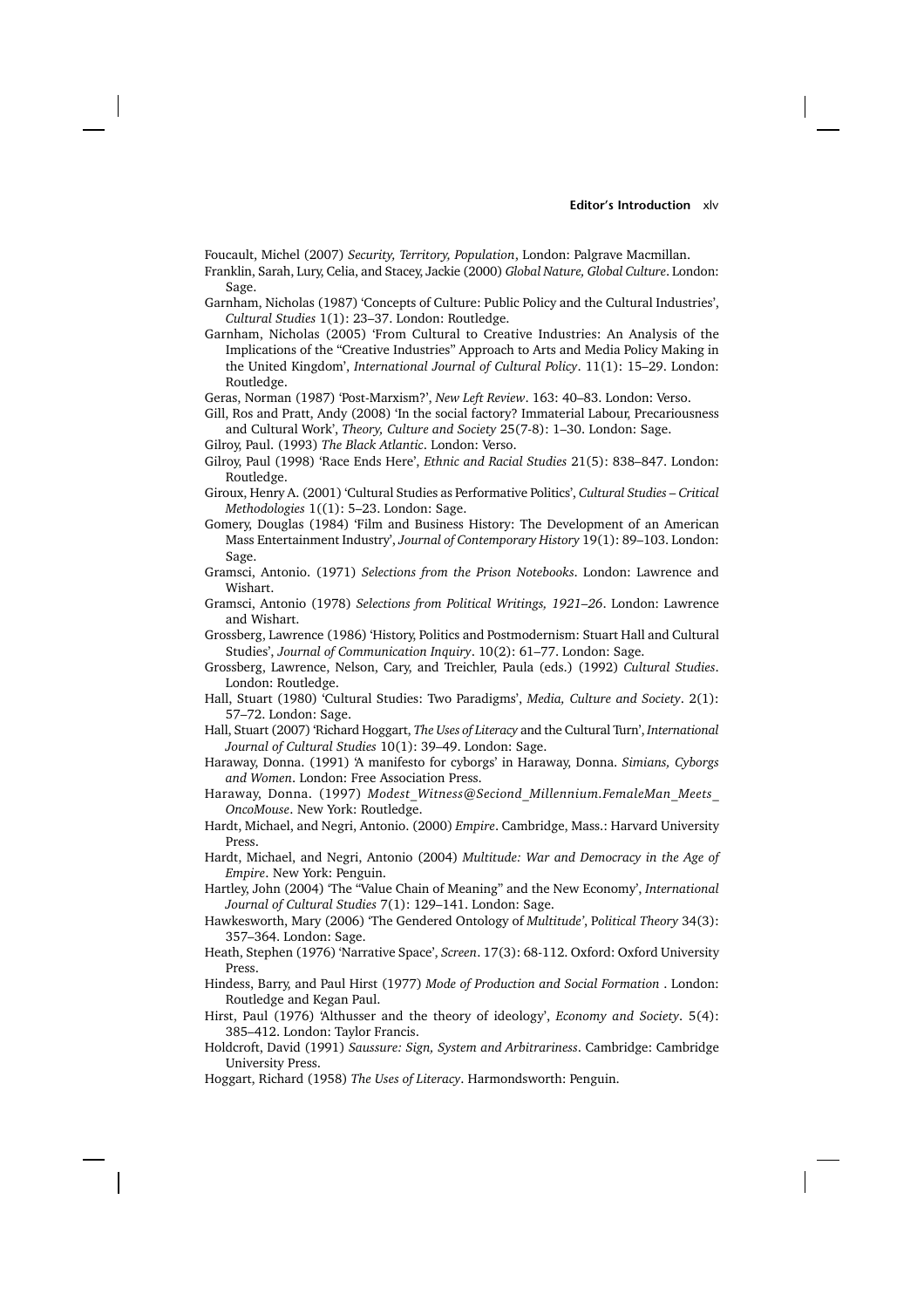Foucault, Michel (2007) *Security, Territory, Population*, London: Palgrave Macmillan.

Franklin, Sarah, Lury, Celia, and Stacey, Jackie (2000) *Global Nature, Global Culture*. London: Sage.

Garnham, Nicholas (1987) 'Concepts of Culture: Public Policy and the Cultural Industries', *Cultural Studies* 1(1): 23–37. London: Routledge.

Garnham, Nicholas (2005) 'From Cultural to Creative Industries: An Analysis of the Implications of the "Creative Industries" Approach to Arts and Media Policy Making in the United Kingdom', *International Journal of Cultural Policy*. 11(1): 15–29. London: Routledge.

Geras, Norman (1987) 'Post-Marxism?', *New Left Review*. 163: 40–83. London: Verso.

Gill, Ros and Pratt, Andy (2008) 'In the social factory? Immaterial Labour, Precariousness and Cultural Work', *Theory, Culture and Society* 25(7-8): 1–30. London: Sage.

Gilroy, Paul. (1993) *The Black Atlantic*. London: Verso.

Gilroy, Paul (1998) 'Race Ends Here', *Ethnic and Racial Studies* 21(5): 838–847. London: Routledge.

Giroux, Henry A. (2001) 'Cultural Studies as Performative Politics', *Cultural Studies – Critical Methodologies* 1((1): 5–23. London: Sage.

Gomery, Douglas (1984) 'Film and Business History: The Development of an American Mass Entertainment Industry', *Journal of Contemporary History* 19(1): 89–103. London: Sage.

Gramsci, Antonio. (1971) *Selections from the Prison Notebooks*. London: Lawrence and Wishart.

Gramsci, Antonio (1978) *Selections from Political Writings, 1921–26*. London: Lawrence and Wishart.

Grossberg, Lawrence (1986) 'History, Politics and Postmodernism: Stuart Hall and Cultural Studies', *Journal of Communication Inquiry*. 10(2): 61–77. London: Sage.

Grossberg, Lawrence, Nelson, Cary, and Treichler, Paula (eds.) (1992) *Cultural Studies*. London: Routledge.

Hall, Stuart (1980) 'Cultural Studies: Two Paradigms', *Media, Culture and Society*. 2(1): 57–72. London: Sage.

Hall, Stuart (2007) 'Richard Hoggart, *The Uses of Literacy* and the Cultural Turn', *International Journal of Cultural Studies* 10(1): 39–49. London: Sage.

Haraway, Donna. (1991) 'A manifesto for cyborgs' in Haraway, Donna. *Simians, Cyborgs and Women*. London: Free Association Press.

Haraway, Donna. (1997) *Modest_Witness@Seciond_Millennium.FemaleMan_Meets_OncoMouse*. New York: Routledge.

Hardt, Michael, and Negri, Antonio. (2000) *Empire*. Cambridge, Mass.: Harvard University Press.

Hardt, Michael, and Negri, Antonio (2004) *Multitude: War and Democracy in the Age of Empire*. New York: Penguin.

Hartley, John (2004) 'The "Value Chain of Meaning" and the New Economy', *International Journal of Cultural Studies* 7(1): 129–141. London: Sage.

Hawkesworth, Mary (2006) 'The Gendered Ontology of *Multitude*', P*olitical Theory* 34(3): 357–364. London: Sage.

Heath, Stephen (1976) 'Narrative Space', *Screen*. 17(3): 68-112. Oxford: Oxford University Press.

Hindess, Barry, and Paul Hirst (1977) *Mode of Production and Social Formation* . London: Routledge and Kegan Paul.

Hirst, Paul (1976) 'Althusser and the theory of ideology', *Economy and Society*. 5(4): 385–412. London: Taylor Francis.

Holdcroft, David (1991) *Saussure: Sign, System and Arbitrariness*. Cambridge: Cambridge University Press.

Hoggart, Richard (1958) *The Uses of Literacy*. Harmondsworth: Penguin.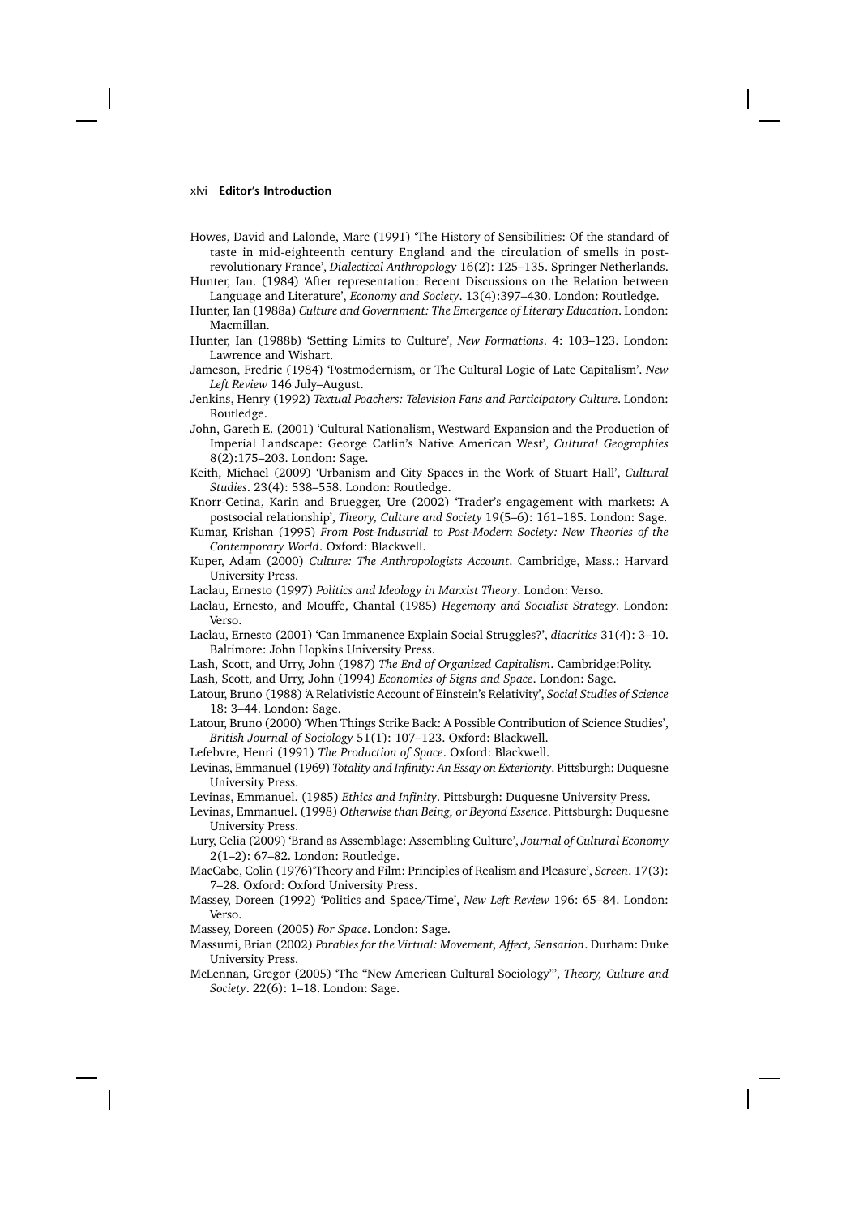Howes, David and Lalonde, Marc (1991) 'The History of Sensibilities: Of the standard of taste in mid-eighteenth century England and the circulation of smells in post-revolutionary France', *Dialectical Anthropology* 16(2): 125–135. Springer Netherlands.

Hunter, Ian. (1984) 'After representation: Recent Discussions on the Relation between Language and Literature', *Economy and Society*. 13(4):397–430. London: Routledge.

Hunter, Ian (1988a) *Culture and Government: The Emergence of Literary Education*. London: Macmillan.

Hunter, Ian (1988b) 'Setting Limits to Culture', *New Formations*. 4: 103–123. London: Lawrence and Wishart.

Jameson, Fredric (1984) 'Postmodernism, or The Cultural Logic of Late Capitalism'. *New Left Review* 146 July–August.

Jenkins, Henry (1992) *Textual Poachers: Television Fans and Participatory Culture*. London: Routledge.

John, Gareth E. (2001) 'Cultural Nationalism, Westward Expansion and the Production of Imperial Landscape: George Catlin's Native American West', *Cultural Geographies* 8(2):175–203. London: Sage.

Keith, Michael (2009) 'Urbanism and City Spaces in the Work of Stuart Hall', *Cultural Studies*. 23(4): 538–558. London: Routledge.

Knorr-Cetina, Karin and Bruegger, Ure (2002) 'Trader's engagement with markets: A postsocial relationship', *Theory, Culture and Society* 19(5–6): 161–185. London: Sage.

Kumar, Krishan (1995) *From Post-Industrial to Post-Modern Society: New Theories of the Contemporary World*. Oxford: Blackwell.

Kuper, Adam (2000) *Culture: The Anthropologists Account*. Cambridge, Mass.: Harvard University Press.

Laclau, Ernesto (1997) *Politics and Ideology in Marxist Theory*. London: Verso.

Laclau, Ernesto, and Mouffe, Chantal (1985) *Hegemony and Socialist Strategy*. London: Verso.

Laclau, Ernesto (2001) 'Can Immanence Explain Social Struggles?', *diacritics* 31(4): 3–10. Baltimore: John Hopkins University Press.

Lash, Scott, and Urry, John (1987) *The End of Organized Capitalism*. Cambridge:Polity.

Lash, Scott, and Urry, John (1994) *Economies of Signs and Space*. London: Sage.

Latour, Bruno (1988) 'A Relativistic Account of Einstein's Relativity', *Social Studies of Science* 18: 3–44. London: Sage.

Latour, Bruno (2000) 'When Things Strike Back: A Possible Contribution of Science Studies', *British Journal of Sociology* 51(1): 107–123. Oxford: Blackwell.

Lefebvre, Henri (1991) *The Production of Space*. Oxford: Blackwell.

Levinas, Emmanuel (1969) *Totality and Infinity: An Essay on Exteriority*. Pittsburgh: Duquesne University Press.

Levinas, Emmanuel. (1985) *Ethics and Infinity*. Pittsburgh: Duquesne University Press.

Levinas, Emmanuel. (1998) *Otherwise than Being, or Beyond Essence*. Pittsburgh: Duquesne University Press.

Lury, Celia (2009) 'Brand as Assemblage: Assembling Culture', *Journal of Cultural Economy* 2(1–2): 67–82. London: Routledge.

MacCabe, Colin (1976)'Theory and Film: Principles of Realism and Pleasure', *Screen*. 17(3): 7–28. Oxford: Oxford University Press.

Massey, Doreen (1992) 'Politics and Space/Time', *New Left Review* 196: 65–84. London: Verso.

Massey, Doreen (2005) *For Space*. London: Sage.

Massumi, Brian (2002) *Parables for the Virtual: Movement, Affect, Sensation*. Durham: Duke University Press.

McLennan, Gregor (2005) 'The "New American Cultural Sociology"', *Theory, Culture and Society*. 22(6): 1–18. London: Sage.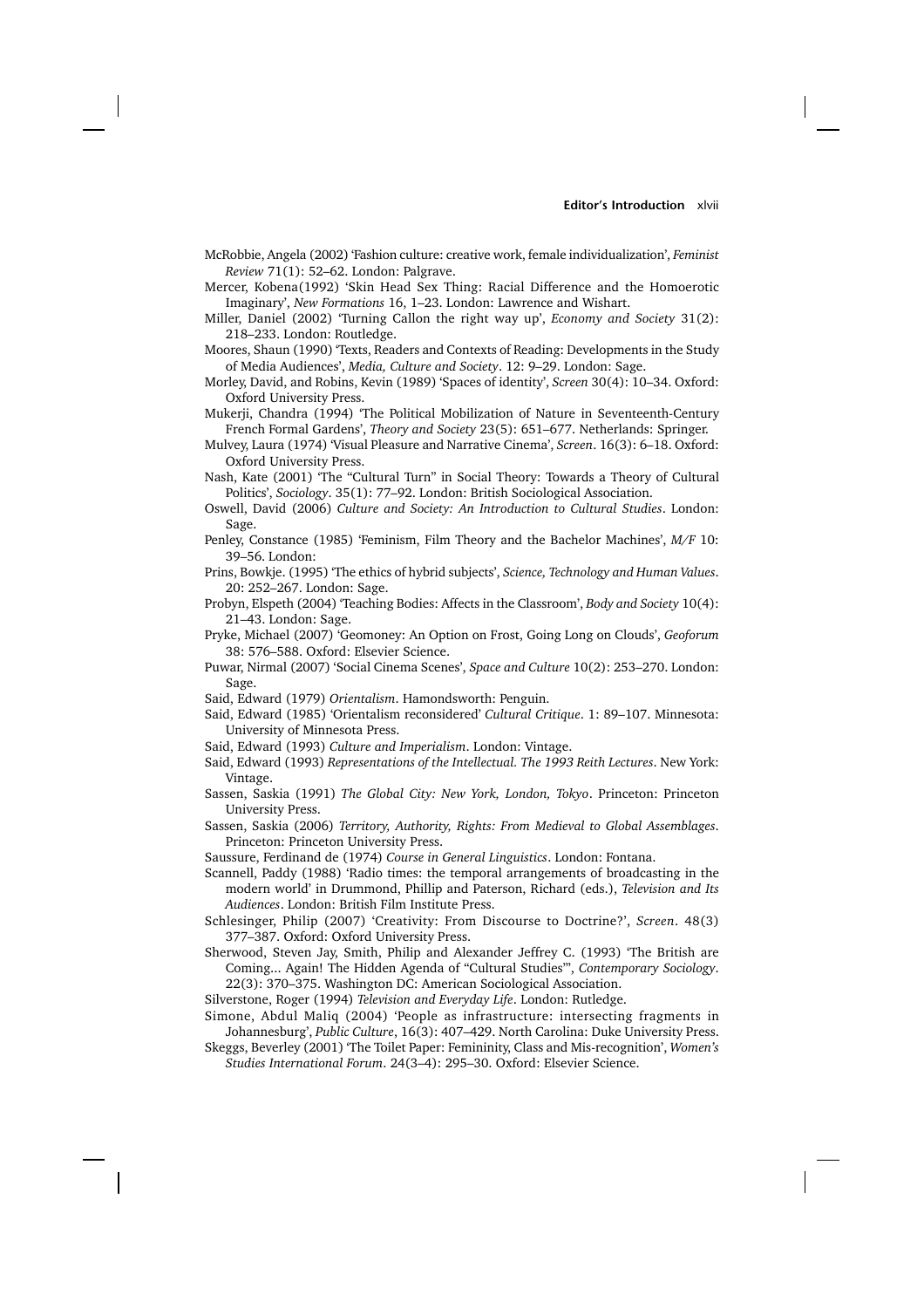McRobbie, Angela (2002) 'Fashion culture: creative work, female individualization', *Feminist Review* 71(1): 52–62. London: Palgrave.

Mercer, Kobena(1992) 'Skin Head Sex Thing: Racial Difference and the Homoerotic Imaginary', *New Formations* 16, 1–23. London: Lawrence and Wishart.

Miller, Daniel (2002) 'Turning Callon the right way up', *Economy and Society* 31(2): 218–233. London: Routledge.

Moores, Shaun (1990) 'Texts, Readers and Contexts of Reading: Developments in the Study of Media Audiences', *Media, Culture and Society*. 12: 9–29. London: Sage.

Morley, David, and Robins, Kevin (1989) 'Spaces of identity', *Screen* 30(4): 10–34. Oxford: Oxford University Press.

Mukerji, Chandra (1994) 'The Political Mobilization of Nature in Seventeenth-Century French Formal Gardens', *Theory and Society* 23(5): 651–677. Netherlands: Springer.

Mulvey, Laura (1974) 'Visual Pleasure and Narrative Cinema', *Screen*. 16(3): 6–18. Oxford: Oxford University Press.

Nash, Kate (2001) 'The "Cultural Turn" in Social Theory: Towards a Theory of Cultural Politics', *Sociology*. 35(1): 77–92. London: British Sociological Association.

Oswell, David (2006) *Culture and Society: An Introduction to Cultural Studies*. London: Sage.

Penley, Constance (1985) 'Feminism, Film Theory and the Bachelor Machines', *M/F* 10: 39–56. London:

Prins, Bowkje. (1995) 'The ethics of hybrid subjects', *Science, Technology and Human Values*. 20: 252–267. London: Sage.

Probyn, Elspeth (2004) 'Teaching Bodies: Affects in the Classroom', *Body and Society* 10(4): 21–43. London: Sage.

Pryke, Michael (2007) 'Geomoney: An Option on Frost, Going Long on Clouds', *Geoforum* 38: 576–588. Oxford: Elsevier Science.

Puwar, Nirmal (2007) 'Social Cinema Scenes', *Space and Culture* 10(2): 253–270. London: Sage.

Said, Edward (1979) *Orientalism*. Hamondsworth: Penguin.

Said, Edward (1985) 'Orientalism reconsidered' *Cultural Critique*. 1: 89–107. Minnesota: University of Minnesota Press.

Said, Edward (1993) *Culture and Imperialism*. London: Vintage.

Said, Edward (1993) *Representations of the Intellectual. The 1993 Reith Lectures*. New York: Vintage.

Sassen, Saskia (1991) *The Global City: New York, London, Tokyo*. Princeton: Princeton University Press.

Sassen, Saskia (2006) *Territory, Authority, Rights: From Medieval to Global Assemblages*. Princeton: Princeton University Press.

Saussure, Ferdinand de (1974) *Course in General Linguistics*. London: Fontana.

Scannell, Paddy (1988) 'Radio times: the temporal arrangements of broadcasting in the modern world' in Drummond, Phillip and Paterson, Richard (eds.), *Television and Its Audiences*. London: British Film Institute Press.

Schlesinger, Philip (2007) 'Creativity: From Discourse to Doctrine?', *Screen*. 48(3) 377–387. Oxford: Oxford University Press.

Sherwood, Steven Jay, Smith, Philip and Alexander Jeffrey C. (1993) 'The British are Coming... Again! The Hidden Agenda of "Cultural Studies"', *Contemporary Sociology*. 22(3): 370–375. Washington DC: American Sociological Association.

Silverstone, Roger (1994) *Television and Everyday Life*. London: Rutledge.

Simone, Abdul Maliq (2004) 'People as infrastructure: intersecting fragments in Johannesburg', *Public Culture*, 16(3): 407–429. North Carolina: Duke University Press.

Skeggs, Beverley (2001) 'The Toilet Paper: Femininity, Class and Mis-recognition', *Women's Studies International Forum*. 24(3–4): 295–30. Oxford: Elsevier Science.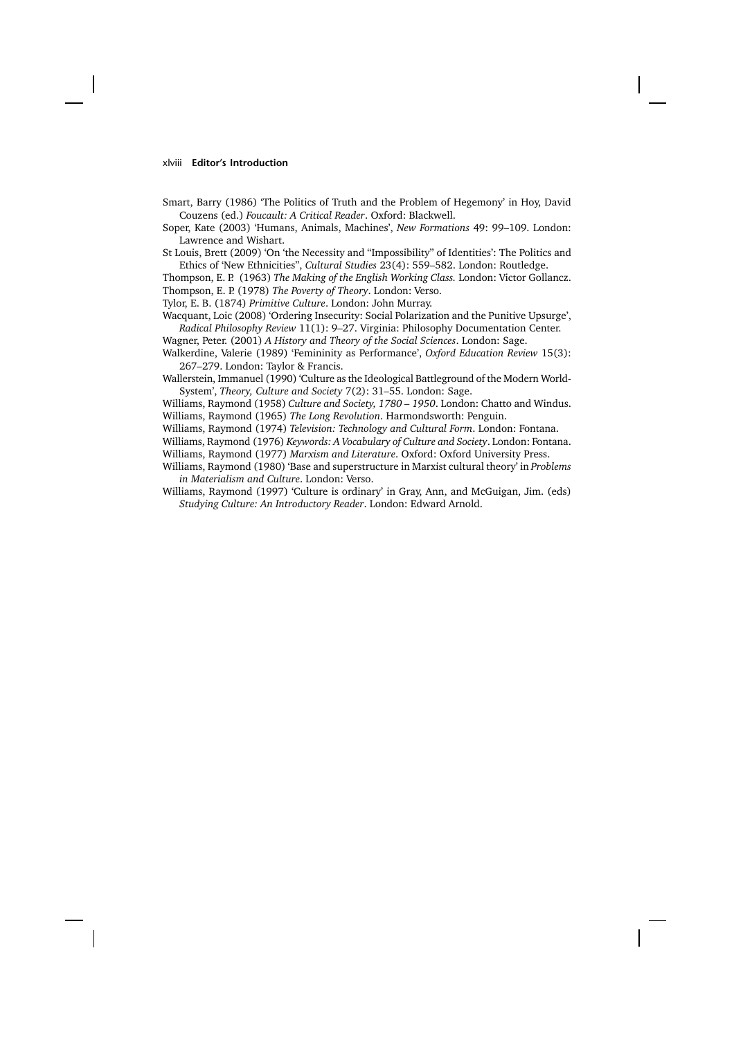Smart, Barry (1986) 'The Politics of Truth and the Problem of Hegemony' in Hoy, David Couzens (ed.) *Foucault: A Critical Reader*. Oxford: Blackwell.

Soper, Kate (2003) 'Humans, Animals, Machines', *New Formations* 49: 99–109. London: Lawrence and Wishart.

St Louis, Brett (2009) 'On 'the Necessity and "Impossibility" of Identities': The Politics and Ethics of 'New Ethnicities'', *Cultural Studies* 23(4): 559–582. London: Routledge.

Thompson, E. P. (1963) *The Making of the English Working Class.* London: Victor Gollancz.

Thompson, E. P. (1978) *The Poverty of Theory*. London: Verso.

Tylor, E. B. (1874) *Primitive Culture*. London: John Murray.

Wacquant, Loic (2008) 'Ordering Insecurity: Social Polarization and the Punitive Upsurge', *Radical Philosophy Review* 11(1): 9–27. Virginia: Philosophy Documentation Center.

Wagner, Peter. (2001) *A History and Theory of the Social Sciences*. London: Sage.

Walkerdine, Valerie (1989) 'Femininity as Performance', *Oxford Education Review* 15(3): 267–279. London: Taylor & Francis.

Wallerstein, Immanuel (1990) 'Culture as the Ideological Battleground of the Modern World-System', *Theory, Culture and Society* 7(2): 31–55. London: Sage.

Williams, Raymond (1958) *Culture and Society, 1780 – 1950*. London: Chatto and Windus.

Williams, Raymond (1965) *The Long Revolution*. Harmondsworth: Penguin.

Williams, Raymond (1974) *Television: Technology and Cultural Form*. London: Fontana.

Williams, Raymond (1976) *Keywords: A Vocabulary of Culture and Society*. London: Fontana.

Williams, Raymond (1977) *Marxism and Literature*. Oxford: Oxford University Press.

Williams, Raymond (1980) 'Base and superstructure in Marxist cultural theory' in *Problems in Materialism and Culture*. London: Verso.

Williams, Raymond (1997) 'Culture is ordinary' in Gray, Ann, and McGuigan, Jim. (eds) *Studying Culture: An Introductory Reader*. London: Edward Arnold.